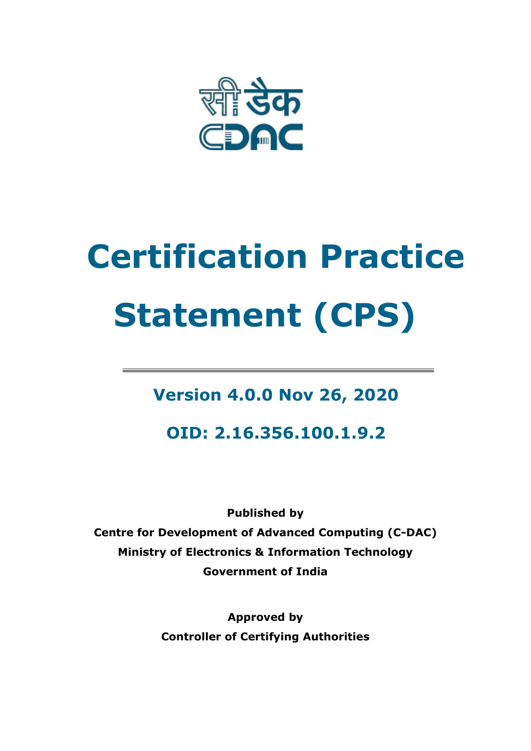सी डैक

CDAC

# Certification Practice Statement (CPS)

---

## Version 4.0.0 Nov 26, 2020

## OID: 2.16.356.100.1.9.2

**Published by**

**Centre for Development of Advanced Computing (C-DAC)**

**Ministry of Electronics & Information Technology**

**Government of India**

**Approved by**

**Controller of Certifying Authorities**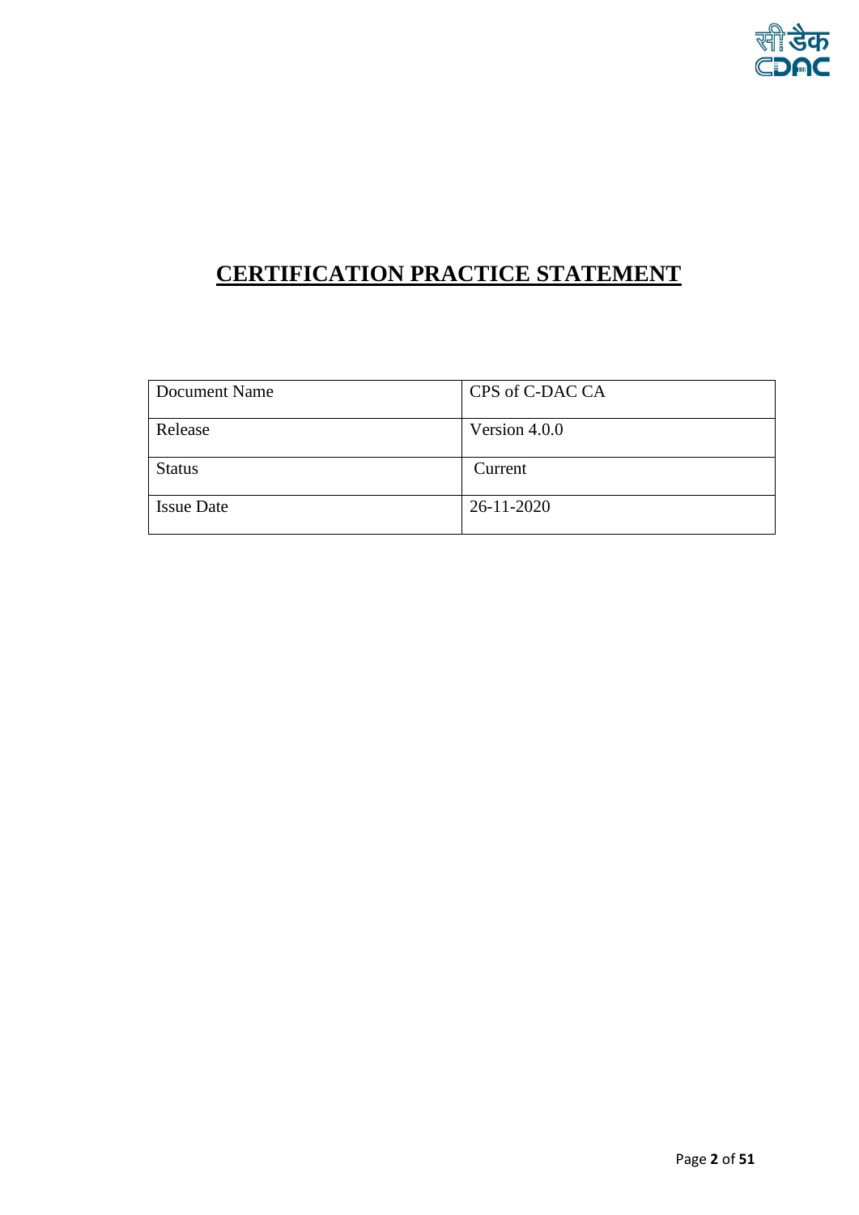# CERTIFICATION PRACTICE STATEMENT

| Document Name | CPS of C-DAC CA |
| --- | --- |
| Release | Version 4.0.0 |
| Status | Current |
| Issue Date | 26-11-2020 |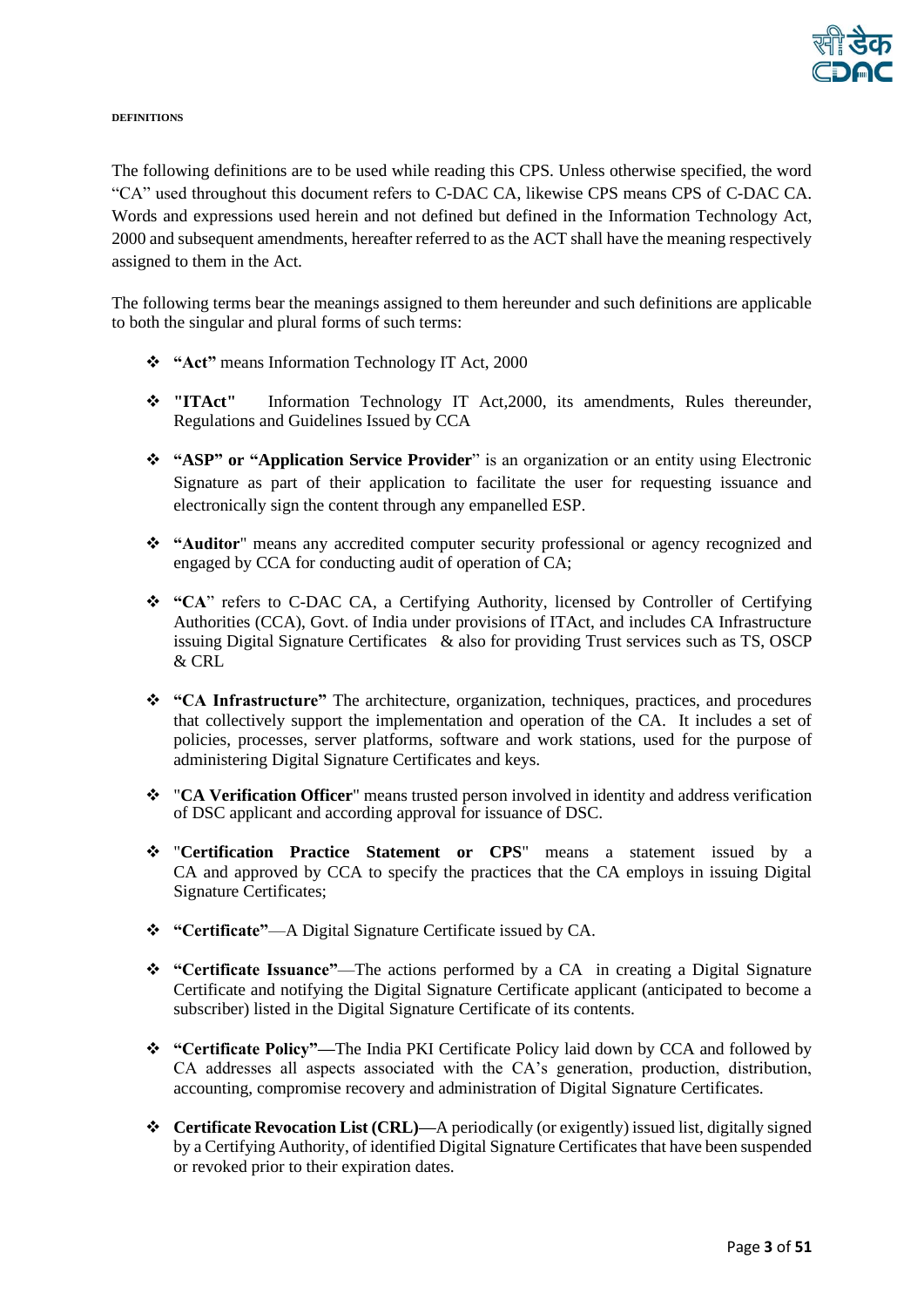**DEFINITIONS**

The following definitions are to be used while reading this CPS. Unless otherwise specified, the word "CA" used throughout this document refers to C-DAC CA, likewise CPS means CPS of C-DAC CA. Words and expressions used herein and not defined but defined in the Information Technology Act, 2000 and subsequent amendments, hereafter referred to as the ACT shall have the meaning respectively assigned to them in the Act.

The following terms bear the meanings assigned to them hereunder and such definitions are applicable to both the singular and plural forms of such terms:

- **"Act"** means Information Technology IT Act, 2000
- **"ITAct"** Information Technology IT Act,2000, its amendments, Rules thereunder, Regulations and Guidelines Issued by CCA
- **"ASP" or "Application Service Provider**" is an organization or an entity using Electronic Signature as part of their application to facilitate the user for requesting issuance and electronically sign the content through any empanelled ESP.
- **"Auditor**" means any accredited computer security professional or agency recognized and engaged by CCA for conducting audit of operation of CA;
- **"CA**" refers to C-DAC CA, a Certifying Authority, licensed by Controller of Certifying Authorities (CCA), Govt. of India under provisions of ITAct, and includes CA Infrastructure issuing Digital Signature Certificates & also for providing Trust services such as TS, OSCP & CRL
- **"CA Infrastructure"** The architecture, organization, techniques, practices, and procedures that collectively support the implementation and operation of the CA. It includes a set of policies, processes, server platforms, software and work stations, used for the purpose of administering Digital Signature Certificates and keys.
- "**CA Verification Officer**" means trusted person involved in identity and address verification of DSC applicant and according approval for issuance of DSC.
- "**Certification Practice Statement or CPS**" means a statement issued by a CA and approved by CCA to specify the practices that the CA employs in issuing Digital Signature Certificates;
- **"Certificate"**—A Digital Signature Certificate issued by CA.
- **"Certificate Issuance"**—The actions performed by a CA in creating a Digital Signature Certificate and notifying the Digital Signature Certificate applicant (anticipated to become a subscriber) listed in the Digital Signature Certificate of its contents.
- **"Certificate Policy"—**The India PKI Certificate Policy laid down by CCA and followed by CA addresses all aspects associated with the CA's generation, production, distribution, accounting, compromise recovery and administration of Digital Signature Certificates.
- **Certificate Revocation List (CRL)—**A periodically (or exigently) issued list, digitally signed by a Certifying Authority, of identified Digital Signature Certificates that have been suspended or revoked prior to their expiration dates.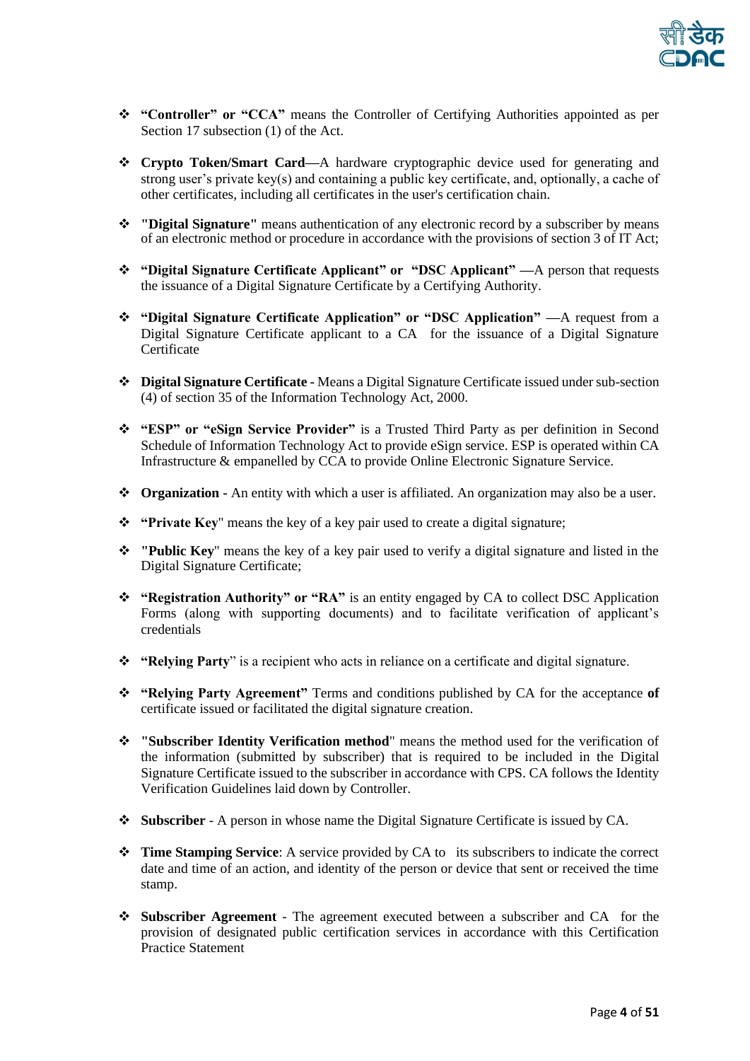- **“Controller” or “CCA”** means the Controller of Certifying Authorities appointed as per Section 17 subsection (1) of the Act.

- **Crypto Token/Smart Card**—A hardware cryptographic device used for generating and strong user’s private key(s) and containing a public key certificate, and, optionally, a cache of other certificates, including all certificates in the user's certification chain.

- **"Digital Signature"** means authentication of any electronic record by a subscriber by means of an electronic method or procedure in accordance with the provisions of section 3 of IT Act;

- **“Digital Signature Certificate Applicant” or “DSC Applicant” —**A person that requests the issuance of a Digital Signature Certificate by a Certifying Authority.

- **“Digital Signature Certificate Application” or “DSC Application” —**A request from a Digital Signature Certificate applicant to a CA for the issuance of a Digital Signature Certificate

- **Digital Signature Certificate** - Means a Digital Signature Certificate issued under sub-section (4) of section 35 of the Information Technology Act, 2000.

- **“ESP” or “eSign Service Provider”** is a Trusted Third Party as per definition in Second Schedule of Information Technology Act to provide eSign service. ESP is operated within CA Infrastructure & empanelled by CCA to provide Online Electronic Signature Service.

- **Organization** - An entity with which a user is affiliated. An organization may also be a user.

- **“Private Key**" means the key of a key pair used to create a digital signature;

- **"Public Key**" means the key of a key pair used to verify a digital signature and listed in the Digital Signature Certificate;

- **“Registration Authority” or “RA”** is an entity engaged by CA to collect DSC Application Forms (along with supporting documents) and to facilitate verification of applicant’s credentials

- **“Relying Party**” is a recipient who acts in reliance on a certificate and digital signature.

- **“Relying Party Agreement”** Terms and conditions published by CA for the acceptance **of** certificate issued or facilitated the digital signature creation.

- **"Subscriber Identity Verification method**" means the method used for the verification of the information (submitted by subscriber) that is required to be included in the Digital Signature Certificate issued to the subscriber in accordance with CPS. CA follows the Identity Verification Guidelines laid down by Controller.

- **Subscriber** - A person in whose name the Digital Signature Certificate is issued by CA.

- **Time Stamping Service**: A service provided by CA to its subscribers to indicate the correct date and time of an action, and identity of the person or device that sent or received the time stamp.

- **Subscriber Agreement** - The agreement executed between a subscriber and CA for the provision of designated public certification services in accordance with this Certification Practice Statement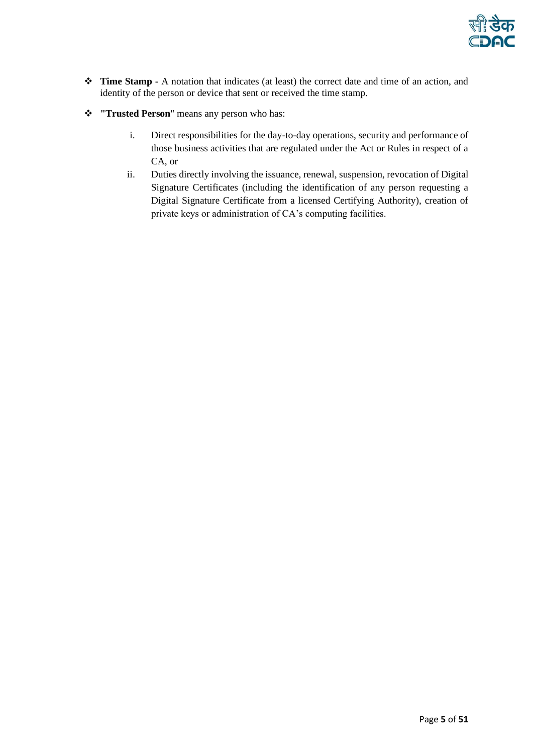- **Time Stamp** - A notation that indicates (at least) the correct date and time of an action, and identity of the person or device that sent or received the time stamp.

- **"Trusted Person"** means any person who has:

    i. Direct responsibilities for the day-to-day operations, security and performance of those business activities that are regulated under the Act or Rules in respect of a CA, or

    ii. Duties directly involving the issuance, renewal, suspension, revocation of Digital Signature Certificates (including the identification of any person requesting a Digital Signature Certificate from a licensed Certifying Authority), creation of private keys or administration of CA's computing facilities.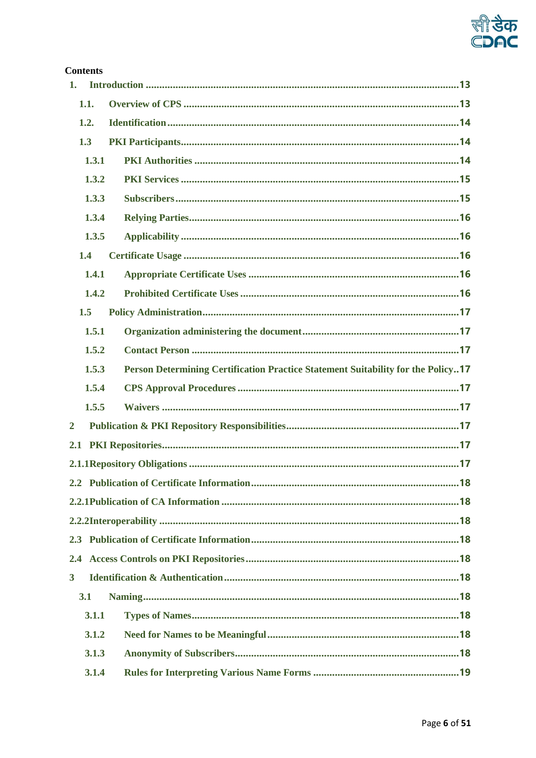**Contents**

1. Introduction ....................................................................................................13
   - 1.1. Overview of CPS ....................................................................................13
   - 1.2. Identification ..........................................................................................14
   - 1.3 PKI Participants.......................................................................................14
     - 1.3.1 PKI Authorities ..................................................................................14
     - 1.3.2 PKI Services ......................................................................................15
     - 1.3.3 Subscribers ........................................................................................15
     - 1.3.4 Relying Parties...................................................................................16
     - 1.3.5 Applicability ......................................................................................16
   - 1.4 Certificate Usage .....................................................................................16
     - 1.4.1 Appropriate Certificate Uses .............................................................16
     - 1.4.2 Prohibited Certificate Uses ................................................................16
   - 1.5 Policy Administration..............................................................................17
     - 1.5.1 Organization administering the document.........................................17
     - 1.5.2 Contact Person ..................................................................................17
     - 1.5.3 Person Determining Certification Practice Statement Suitability for the Policy..17
     - 1.5.4 CPS Approval Procedures .................................................................17
     - 1.5.5 Waivers .............................................................................................17

2 Publication & PKI Repository Responsibilities...............................................................17

2.1 PKI Repositories............................................................................................17

2.1.1Repository Obligations ...................................................................................17

2.2 Publication of Certificate Information............................................................18

2.2.1Publication of CA Information .......................................................................18

2.2.2Interoperability ..............................................................................................18

2.3 Publication of Certificate Information............................................................18

2.4 Access Controls on PKI Repositories.............................................................18

3 Identification & Authentication.......................................................................18
   - 3.1 Naming...................................................................................................18
     - 3.1.1 Types of Names.................................................................................18
     - 3.1.2 Need for Names to be Meaningful......................................................18
     - 3.1.3 Anonymity of Subscribers..................................................................18
     - 3.1.4 Rules for Interpreting Various Name Forms .......................................19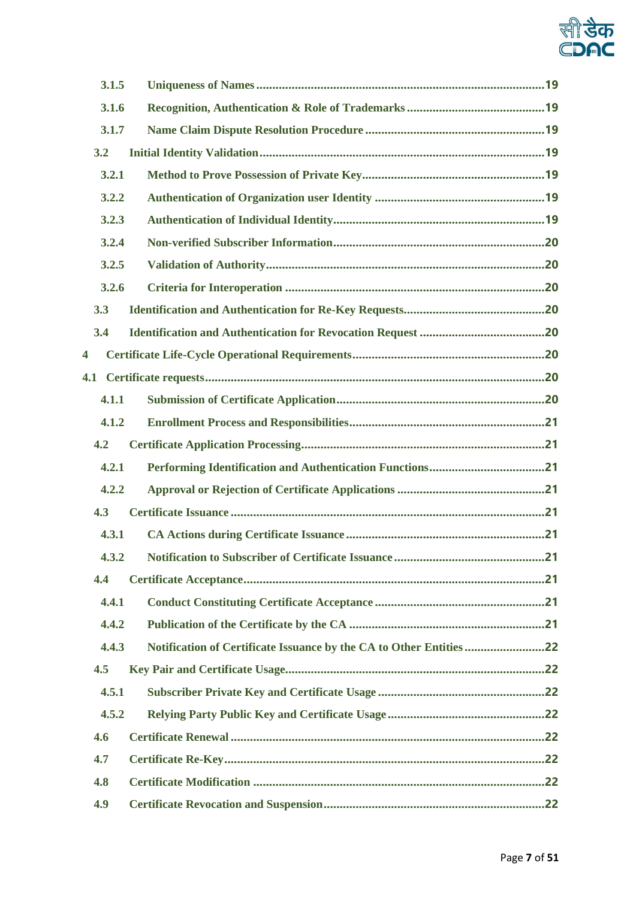- 3.1.5 Uniqueness of Names ........................................................................................19
- 3.1.6 Recognition, Authentication & Role of Trademarks ...........................................19
- 3.1.7 Name Claim Dispute Resolution Procedure .......................................................19
- 3.2 Initial Identity Validation.......................................................................................19
- 3.2.1 Method to Prove Possession of Private Key.........................................................19
- 3.2.2 Authentication of Organization user Identity .....................................................19
- 3.2.3 Authentication of Individual Identity.................................................................19
- 3.2.4 Non-verified Subscriber Information.................................................................20
- 3.2.5 Validation of Authority......................................................................................20
- 3.2.6 Criteria for Interoperation ................................................................................20
- 3.3 Identification and Authentication for Re-Key Requests............................................20
- 3.4 Identification and Authentication for Revocation Request .......................................20
- 4 Certificate Life-Cycle Operational Requirements...........................................................20
- 4.1 Certificate requests........................................................................................................20
- 4.1.1 Submission of Certificate Application.................................................................20
- 4.1.2 Enrollment Process and Responsibilities............................................................21
- 4.2 Certificate Application Processing...........................................................................21
- 4.2.1 Performing Identification and Authentication Functions....................................21
- 4.2.2 Approval or Rejection of Certificate Applications ..............................................21
- 4.3 Certificate Issuance .................................................................................................21
- 4.3.1 CA Actions during Certificate Issuance .............................................................21
- 4.3.2 Notification to Subscriber of Certificate Issuance ..............................................21
- 4.4 Certificate Acceptance.............................................................................................21
- 4.4.1 Conduct Constituting Certificate Acceptance .....................................................21
- 4.4.2 Publication of the Certificate by the CA .............................................................21
- 4.4.3 Notification of Certificate Issuance by the CA to Other Entities .........................22
- 4.5 Key Pair and Certificate Usage................................................................................22
- 4.5.1 Subscriber Private Key and Certificate Usage ....................................................22
- 4.5.2 Relying Party Public Key and Certificate Usage .................................................22
- 4.6 Certificate Renewal .................................................................................................22
- 4.7 Certificate Re-Key...................................................................................................22
- 4.8 Certificate Modification .........................................................................................22
- 4.9 Certificate Revocation and Suspension....................................................................22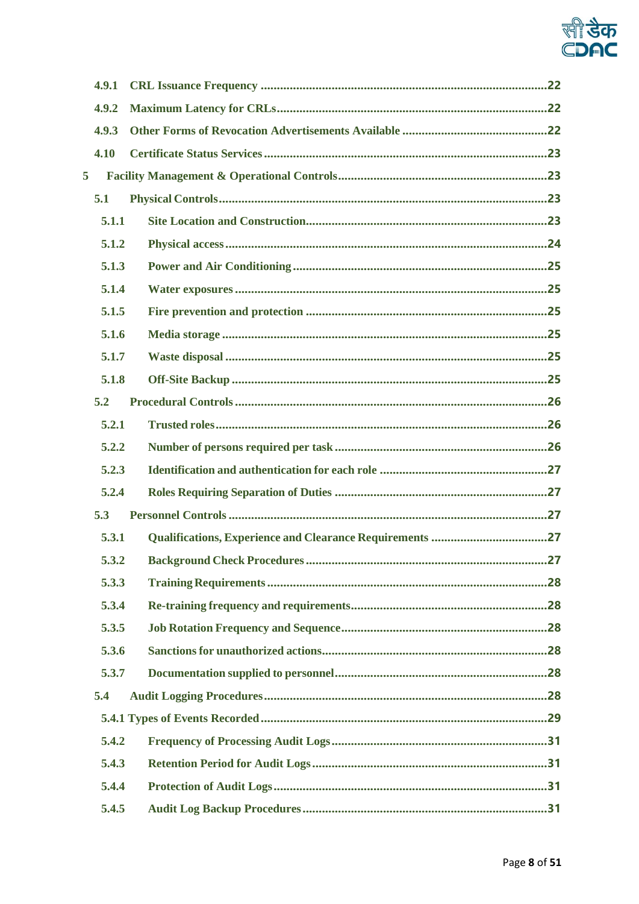4.9.1 CRL Issuance Frequency ........................................................................................22

4.9.2 Maximum Latency for CRLs...................................................................................22

4.9.3 Other Forms of Revocation Advertisements Available ............................................22

4.10 Certificate Status Services .......................................................................................23

5 Facility Management & Operational Controls.................................................................23

5.1 Physical Controls.....................................................................................................23

5.1.1 Site Location and Construction..........................................................................23

5.1.2 Physical access ..................................................................................................24

5.1.3 Power and Air Conditioning ..............................................................................25

5.1.4 Water exposures ................................................................................................25

5.1.5 Fire prevention and protection ..........................................................................25

5.1.6 Media storage ....................................................................................................25

5.1.7 Waste disposal ..................................................................................................25

5.1.8 Off-Site Backup .................................................................................................25

5.2 Procedural Controls ................................................................................................26

5.2.1 Trusted roles......................................................................................................26

5.2.2 Number of persons required per task .................................................................26

5.2.3 Identification and authentication for each role ....................................................27

5.2.4 Roles Requiring Separation of Duties .................................................................27

5.3 Personnel Controls ..................................................................................................27

5.3.1 Qualifications, Experience and Clearance Requirements ....................................27

5.3.2 Background Check Procedures ..........................................................................27

5.3.3 Training Requirements ......................................................................................28

5.3.4 Re-training frequency and requirements.............................................................28

5.3.5 Job Rotation Frequency and Sequence...............................................................28

5.3.6 Sanctions for unauthorized actions.....................................................................28

5.3.7 Documentation supplied to personnel.................................................................28

5.4 Audit Logging Procedures .......................................................................................28

5.4.1 Types of Events Recorded ........................................................................................29

5.4.2 Frequency of Processing Audit Logs...................................................................31

5.4.3 Retention Period for Audit Logs .........................................................................31

5.4.4 Protection of Audit Logs....................................................................................31

5.4.5 Audit Log Backup Procedures ...........................................................................31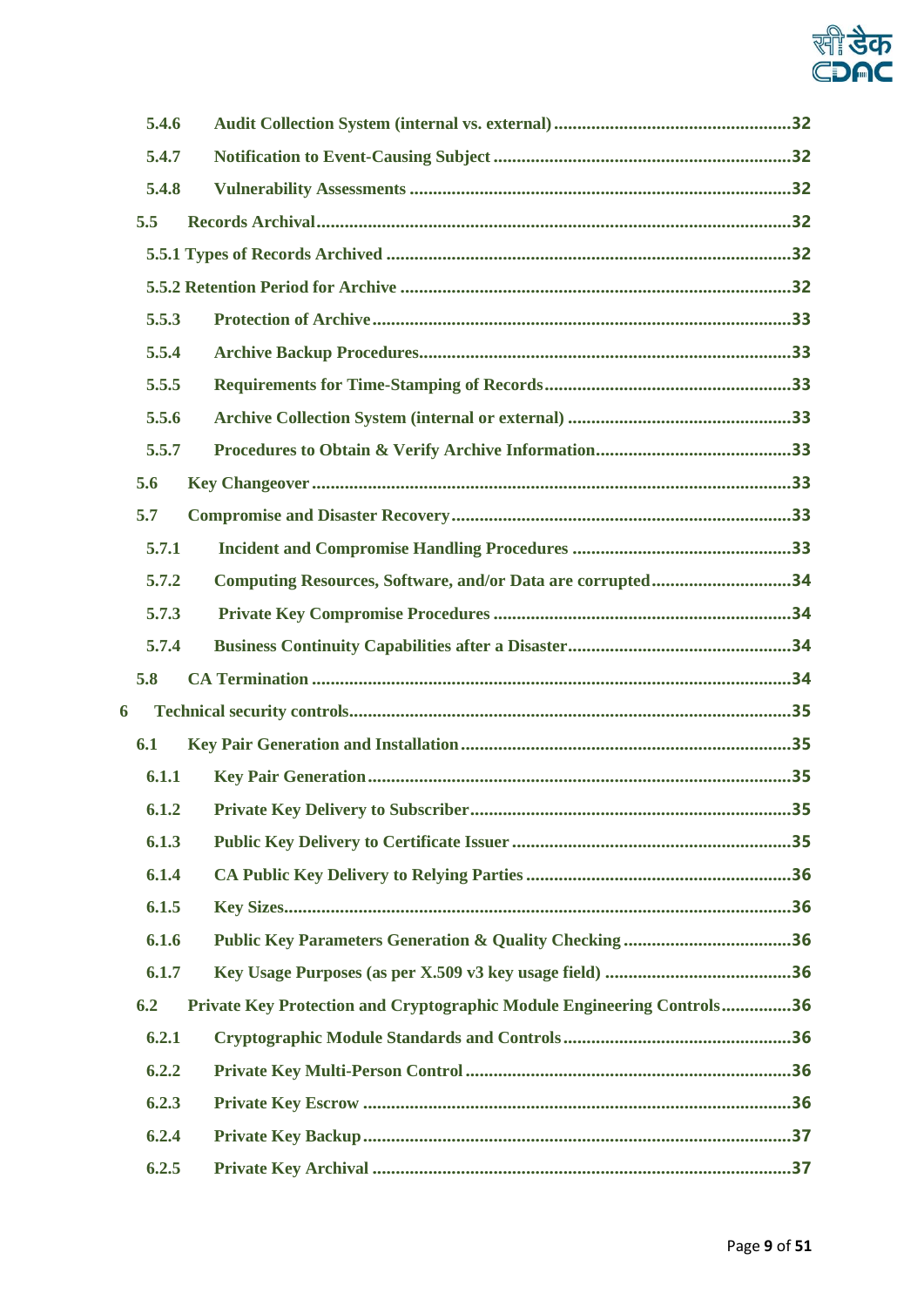5.4.6 Audit Collection System (internal vs. external) ....................................................32

5.4.7 Notification to Event-Causing Subject ....................................................32

5.4.8 Vulnerability Assessments ....................................................32

5.5 Records Archival ....................................................32

5.5.1 Types of Records Archived ....................................................32

5.5.2 Retention Period for Archive ....................................................32

5.5.3 Protection of Archive ....................................................33

5.5.4 Archive Backup Procedures ....................................................33

5.5.5 Requirements for Time-Stamping of Records ....................................................33

5.5.6 Archive Collection System (internal or external) ....................................................33

5.5.7 Procedures to Obtain & Verify Archive Information ....................................................33

5.6 Key Changeover ....................................................33

5.7 Compromise and Disaster Recovery ....................................................33

5.7.1 Incident and Compromise Handling Procedures ....................................................33

5.7.2 Computing Resources, Software, and/or Data are corrupted ....................................................34

5.7.3 Private Key Compromise Procedures ....................................................34

5.7.4 Business Continuity Capabilities after a Disaster ....................................................34

5.8 CA Termination ....................................................34

6 Technical security controls ....................................................35

6.1 Key Pair Generation and Installation ....................................................35

6.1.1 Key Pair Generation ....................................................35

6.1.2 Private Key Delivery to Subscriber ....................................................35

6.1.3 Public Key Delivery to Certificate Issuer ....................................................35

6.1.4 CA Public Key Delivery to Relying Parties ....................................................36

6.1.5 Key Sizes ....................................................36

6.1.6 Public Key Parameters Generation & Quality Checking ....................................................36

6.1.7 Key Usage Purposes (as per X.509 v3 key usage field) ....................................................36

6.2 Private Key Protection and Cryptographic Module Engineering Controls ....................................................36

6.2.1 Cryptographic Module Standards and Controls ....................................................36

6.2.2 Private Key Multi-Person Control ....................................................36

6.2.3 Private Key Escrow ....................................................36

6.2.4 Private Key Backup ....................................................37

6.2.5 Private Key Archival ....................................................37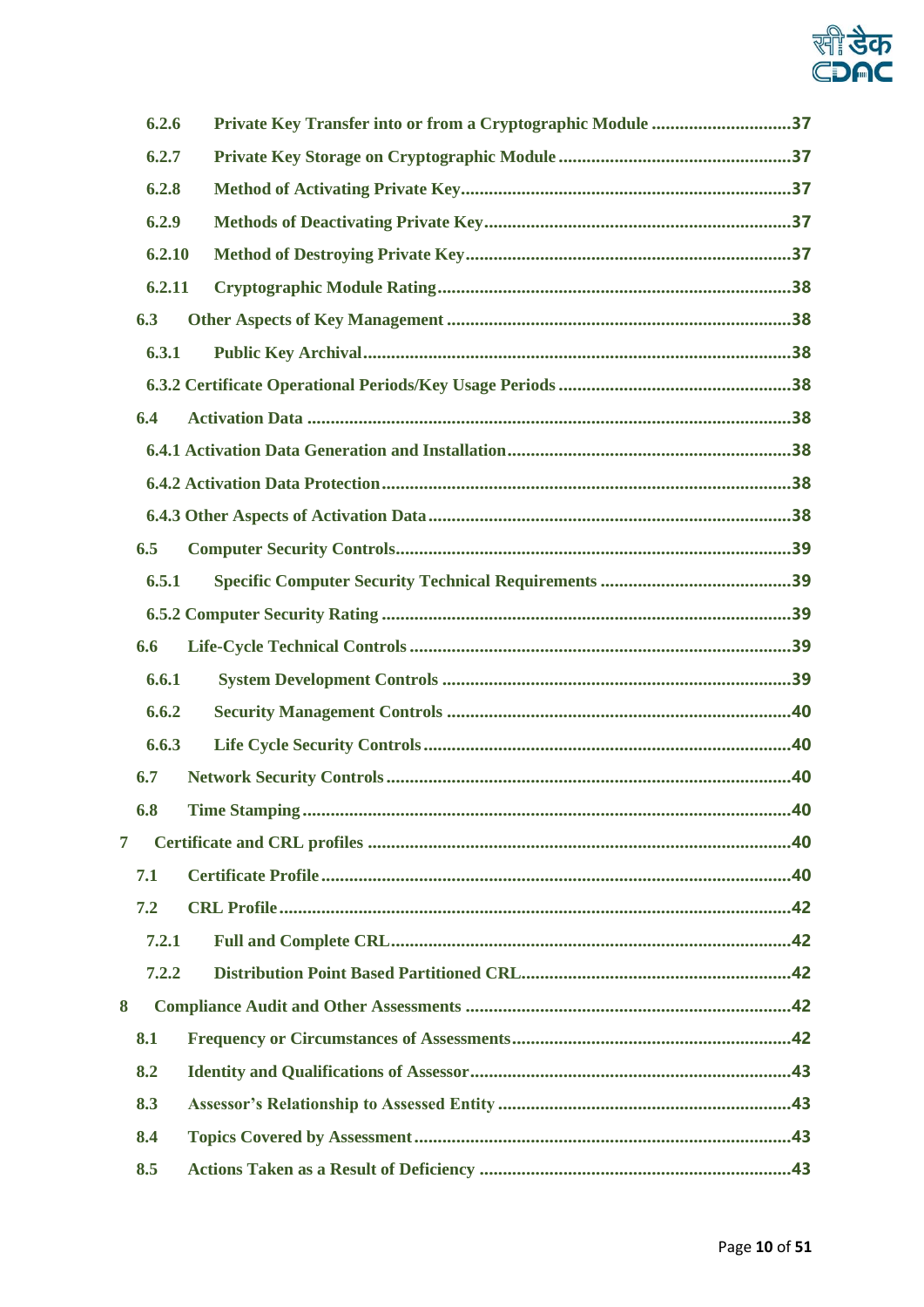6.2.6 Private Key Transfer into or from a Cryptographic Module ............................37

6.2.7 Private Key Storage on Cryptographic Module ............................37

6.2.8 Method of Activating Private Key ............................37

6.2.9 Methods of Deactivating Private Key ............................37

6.2.10 Method of Destroying Private Key ............................37

6.2.11 Cryptographic Module Rating ............................38

6.3 Other Aspects of Key Management ............................38

6.3.1 Public Key Archival ............................38

6.3.2 Certificate Operational Periods/Key Usage Periods ............................38

6.4 Activation Data ............................38

6.4.1 Activation Data Generation and Installation ............................38

6.4.2 Activation Data Protection ............................38

6.4.3 Other Aspects of Activation Data ............................38

6.5 Computer Security Controls ............................39

6.5.1 Specific Computer Security Technical Requirements ............................39

6.5.2 Computer Security Rating ............................39

6.6 Life-Cycle Technical Controls ............................39

6.6.1 System Development Controls ............................39

6.6.2 Security Management Controls ............................40

6.6.3 Life Cycle Security Controls ............................40

6.7 Network Security Controls ............................40

6.8 Time Stamping ............................40

7 Certificate and CRL profiles ............................40

7.1 Certificate Profile ............................40

7.2 CRL Profile ............................42

7.2.1 Full and Complete CRL ............................42

7.2.2 Distribution Point Based Partitioned CRL ............................42

8 Compliance Audit and Other Assessments ............................42

8.1 Frequency or Circumstances of Assessments ............................42

8.2 Identity and Qualifications of Assessor ............................43

8.3 Assessor's Relationship to Assessed Entity ............................43

8.4 Topics Covered by Assessment ............................43

8.5 Actions Taken as a Result of Deficiency ............................43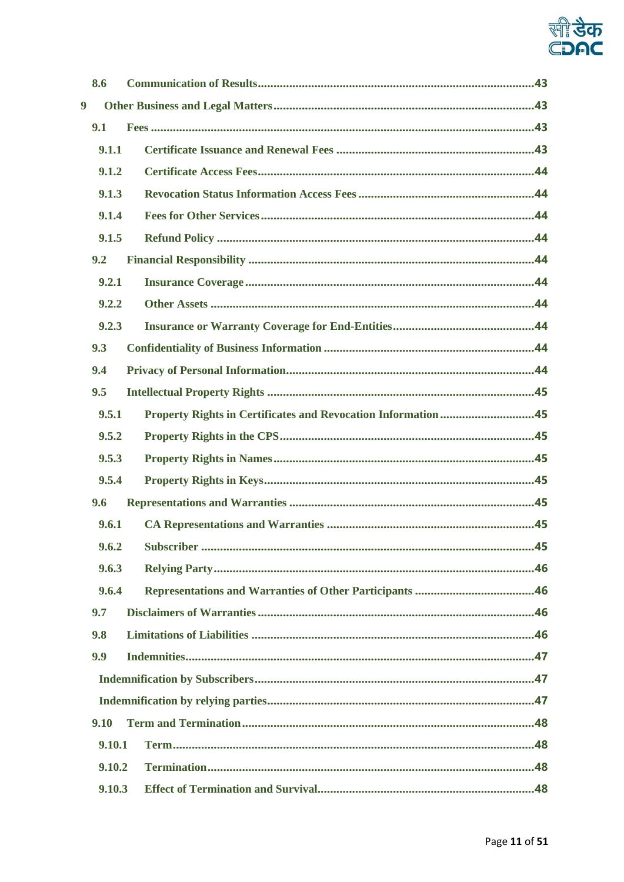8.6 Communication of Results ........................................................................................43

9 Other Business and Legal Matters ..................................................................................43

9.1 Fees ........................................................................................................................43

9.1.1 Certificate Issuance and Renewal Fees ..............................................................43

9.1.2 Certificate Access Fees.......................................................................................44

9.1.3 Revocation Status Information Access Fees ........................................................44

9.1.4 Fees for Other Services......................................................................................44

9.1.5 Refund Policy ....................................................................................................44

9.2 Financial Responsibility ..........................................................................................44

9.2.1 Insurance Coverage ...........................................................................................44

9.2.2 Other Assets ......................................................................................................44

9.2.3 Insurance or Warranty Coverage for End-Entities.............................................44

9.3 Confidentiality of Business Information ..................................................................44

9.4 Privacy of Personal Information..............................................................................44

9.5 Intellectual Property Rights ....................................................................................45

9.5.1 Property Rights in Certificates and Revocation Information .............................45

9.5.2 Property Rights in the CPS................................................................................45

9.5.3 Property Rights in Names..................................................................................45

9.5.4 Property Rights in Keys.....................................................................................45

9.6 Representations and Warranties .............................................................................45

9.6.1 CA Representations and Warranties .................................................................45

9.6.2 Subscriber .........................................................................................................45

9.6.3 Relying Party.....................................................................................................46

9.6.4 Representations and Warranties of Other Participants ......................................46

9.7 Disclaimers of Warranties .......................................................................................46

9.8 Limitations of Liabilities .........................................................................................46

9.9 Indemnities.............................................................................................................47

Indemnification by Subscribers........................................................................................47

Indemnification by relying parties....................................................................................47

9.10 Term and Termination ............................................................................................48

9.10.1 Term..................................................................................................................48

9.10.2 Termination......................................................................................................48

9.10.3 Effect of Termination and Survival....................................................................48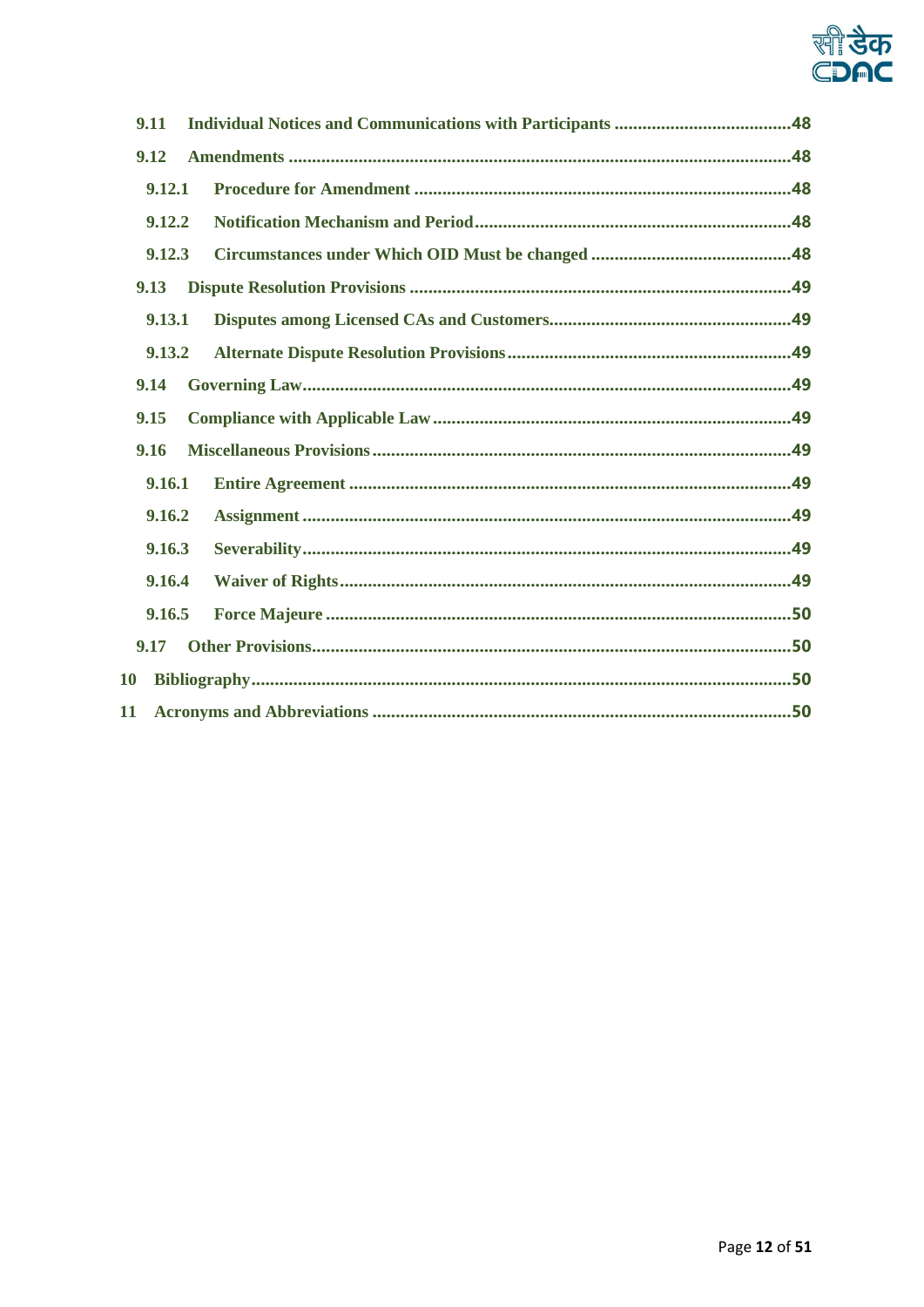9.11 Individual Notices and Communications with Participants ......................................48

9.12 Amendments ..........................................................................................................48

9.12.1 Procedure for Amendment ................................................................................48

9.12.2 Notification Mechanism and Period...................................................................48

9.12.3 Circumstances under Which OID Must be changed ...........................................48

9.13 Dispute Resolution Provisions .................................................................................49

9.13.1 Disputes among Licensed CAs and Customers...................................................49

9.13.2 Alternate Dispute Resolution Provisions............................................................49

9.14 Governing Law.......................................................................................................49

9.15 Compliance with Applicable Law ...........................................................................49

9.16 Miscellaneous Provisions ........................................................................................49

9.16.1 Entire Agreement .............................................................................................49

9.16.2 Assignment ......................................................................................................49

9.16.3 Severability.......................................................................................................49

9.16.4 Waiver of Rights................................................................................................49

9.16.5 Force Majeure ..................................................................................................50

9.17 Other Provisions.....................................................................................................50

10 Bibliography..................................................................................................................50

11 Acronyms and Abbreviations ........................................................................................50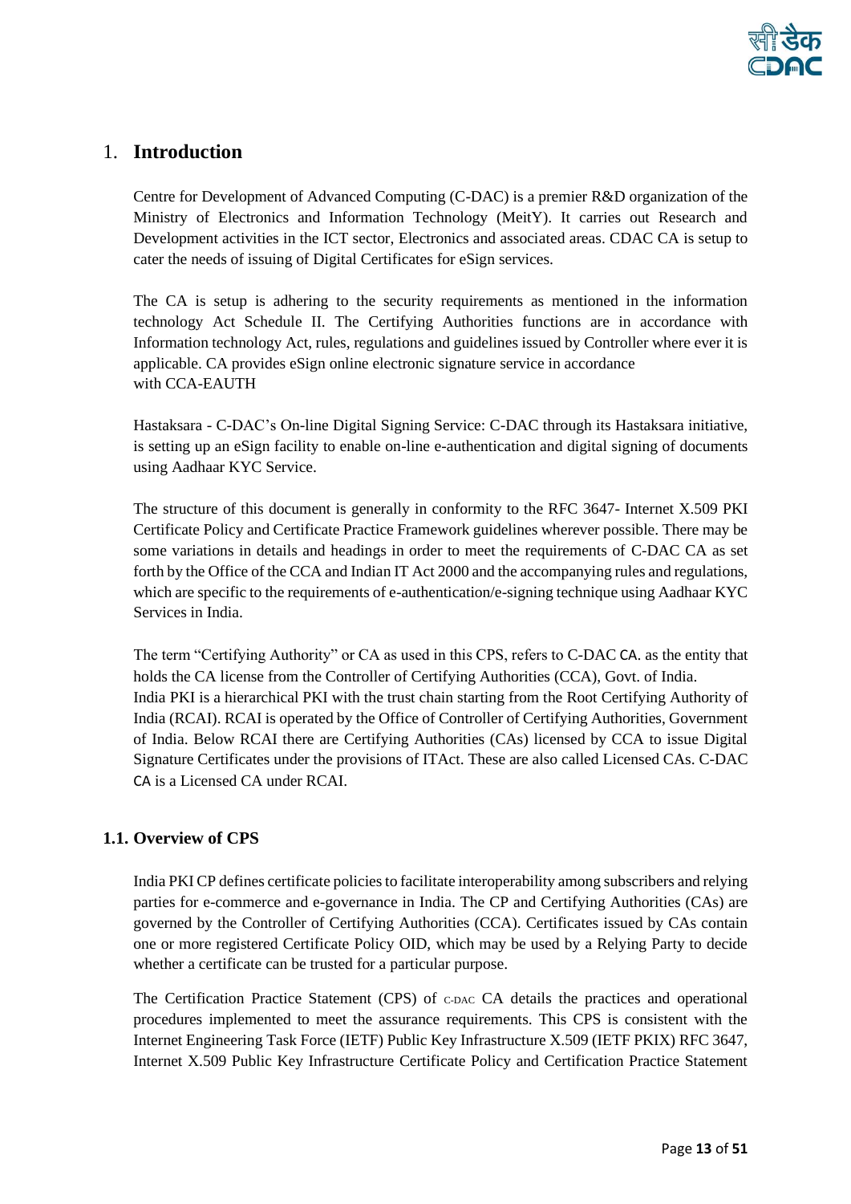# 1. Introduction

Centre for Development of Advanced Computing (C-DAC) is a premier R&D organization of the Ministry of Electronics and Information Technology (MeitY). It carries out Research and Development activities in the ICT sector, Electronics and associated areas. CDAC CA is setup to cater the needs of issuing of Digital Certificates for eSign services.

The CA is setup is adhering to the security requirements as mentioned in the information technology Act Schedule II. The Certifying Authorities functions are in accordance with Information technology Act, rules, regulations and guidelines issued by Controller where ever it is applicable. CA provides eSign online electronic signature service in accordance with CCA-EAUTH

Hastaksara - C-DAC's On-line Digital Signing Service: C-DAC through its Hastaksara initiative, is setting up an eSign facility to enable on-line e-authentication and digital signing of documents using Aadhaar KYC Service.

The structure of this document is generally in conformity to the RFC 3647- Internet X.509 PKI Certificate Policy and Certificate Practice Framework guidelines wherever possible. There may be some variations in details and headings in order to meet the requirements of C-DAC CA as set forth by the Office of the CCA and Indian IT Act 2000 and the accompanying rules and regulations, which are specific to the requirements of e-authentication/e-signing technique using Aadhaar KYC Services in India.

The term "Certifying Authority" or CA as used in this CPS, refers to C-DAC CA. as the entity that holds the CA license from the Controller of Certifying Authorities (CCA), Govt. of India. India PKI is a hierarchical PKI with the trust chain starting from the Root Certifying Authority of India (RCAI). RCAI is operated by the Office of Controller of Certifying Authorities, Government of India. Below RCAI there are Certifying Authorities (CAs) licensed by CCA to issue Digital Signature Certificates under the provisions of ITAct. These are also called Licensed CAs. C-DAC CA is a Licensed CA under RCAI.

## 1.1. Overview of CPS

India PKI CP defines certificate policies to facilitate interoperability among subscribers and relying parties for e-commerce and e-governance in India. The CP and Certifying Authorities (CAs) are governed by the Controller of Certifying Authorities (CCA). Certificates issued by CAs contain one or more registered Certificate Policy OID, which may be used by a Relying Party to decide whether a certificate can be trusted for a particular purpose.

The Certification Practice Statement (CPS) of C-DAC CA details the practices and operational procedures implemented to meet the assurance requirements. This CPS is consistent with the Internet Engineering Task Force (IETF) Public Key Infrastructure X.509 (IETF PKIX) RFC 3647, Internet X.509 Public Key Infrastructure Certificate Policy and Certification Practice Statement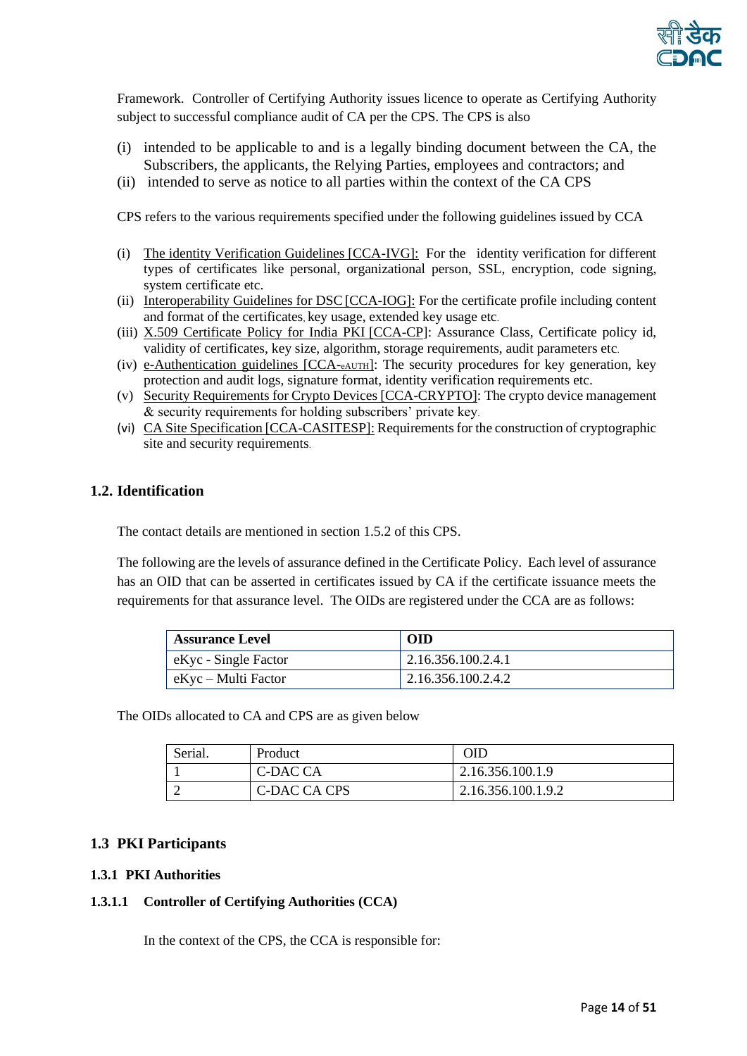Framework. Controller of Certifying Authority issues licence to operate as Certifying Authority subject to successful compliance audit of CA per the CPS. The CPS is also

(i) intended to be applicable to and is a legally binding document between the CA, the Subscribers, the applicants, the Relying Parties, employees and contractors; and
(ii) intended to serve as notice to all parties within the context of the CA CPS

CPS refers to the various requirements specified under the following guidelines issued by CCA

(i) The identity Verification Guidelines [CCA-IVG]: For the identity verification for different types of certificates like personal, organizational person, SSL, encryption, code signing, system certificate etc.
(ii) Interoperability Guidelines for DSC [CCA-IOG]: For the certificate profile including content and format of the certificates, key usage, extended key usage etc.
(iii) X.509 Certificate Policy for India PKI [CCA-CP]: Assurance Class, Certificate policy id, validity of certificates, key size, algorithm, storage requirements, audit parameters etc.
(iv) e-Authentication guidelines [CCA-eAUTH]: The security procedures for key generation, key protection and audit logs, signature format, identity verification requirements etc.
(v) Security Requirements for Crypto Devices [CCA-CRYPTO]: The crypto device management & security requirements for holding subscribers' private key.
(vi) CA Site Specification [CCA-CASITESP]: Requirements for the construction of cryptographic site and security requirements.

## 1.2. Identification

The contact details are mentioned in section 1.5.2 of this CPS.

The following are the levels of assurance defined in the Certificate Policy. Each level of assurance has an OID that can be asserted in certificates issued by CA if the certificate issuance meets the requirements for that assurance level. The OIDs are registered under the CCA are as follows:

| Assurance Level | OID |
|---|---|
| eKyc - Single Factor | 2.16.356.100.2.4.1 |
| eKyc – Multi Factor | 2.16.356.100.2.4.2 |

The OIDs allocated to CA and CPS are as given below

| Serial. | Product | OID |
|---|---|---|
| 1 | C-DAC CA | 2.16.356.100.1.9 |
| 2 | C-DAC CA CPS | 2.16.356.100.1.9.2 |

## 1.3 PKI Participants

### 1.3.1 PKI Authorities

#### 1.3.1.1 Controller of Certifying Authorities (CCA)

In the context of the CPS, the CCA is responsible for: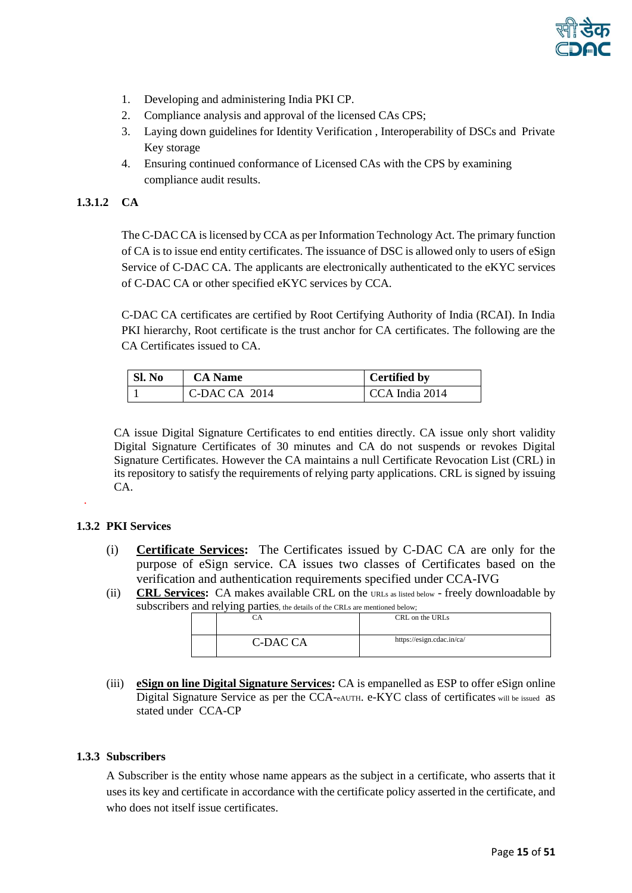1. Developing and administering India PKI CP.
2. Compliance analysis and approval of the licensed CAs CPS;
3. Laying down guidelines for Identity Verification , Interoperability of DSCs and Private Key storage
4. Ensuring continued conformance of Licensed CAs with the CPS by examining compliance audit results.

#### 1.3.1.2 CA

The C-DAC CA is licensed by CCA as per Information Technology Act. The primary function of CA is to issue end entity certificates. The issuance of DSC is allowed only to users of eSign Service of C-DAC CA. The applicants are electronically authenticated to the eKYC services of C-DAC CA or other specified eKYC services by CCA.

C-DAC CA certificates are certified by Root Certifying Authority of India (RCAI). In India PKI hierarchy, Root certificate is the trust anchor for CA certificates. The following are the CA Certificates issued to CA.

| Sl. No | CA Name | Certified by |
|---|---|---|
| 1 | C-DAC CA 2014 | CCA India 2014 |

CA issue Digital Signature Certificates to end entities directly. CA issue only short validity Digital Signature Certificates of 30 minutes and CA do not suspends or revokes Digital Signature Certificates. However the CA maintains a null Certificate Revocation List (CRL) in its repository to satisfy the requirements of relying party applications. CRL is signed by issuing CA.

### 1.3.2 PKI Services

(i) **Certificate Services:** The Certificates issued by C-DAC CA are only for the purpose of eSign service. CA issues two classes of Certificates based on the verification and authentication requirements specified under CCA-IVG

(ii) **CRL Services:** CA makes available CRL on the URLs as listed below - freely downloadable by subscribers and relying parties, the details of the CRLs are mentioned below;

| | CA | CRL on the URLs |
|---|---|---|
| | C-DAC CA | https://esign.cdac.in/ca/ |

(iii) **eSign on line Digital Signature Services:** CA is empanelled as ESP to offer eSign online Digital Signature Service as per the CCA-eAUTH. e-KYC class of certificates will be issued as stated under CCA-CP

### 1.3.3 Subscribers

A Subscriber is the entity whose name appears as the subject in a certificate, who asserts that it uses its key and certificate in accordance with the certificate policy asserted in the certificate, and who does not itself issue certificates.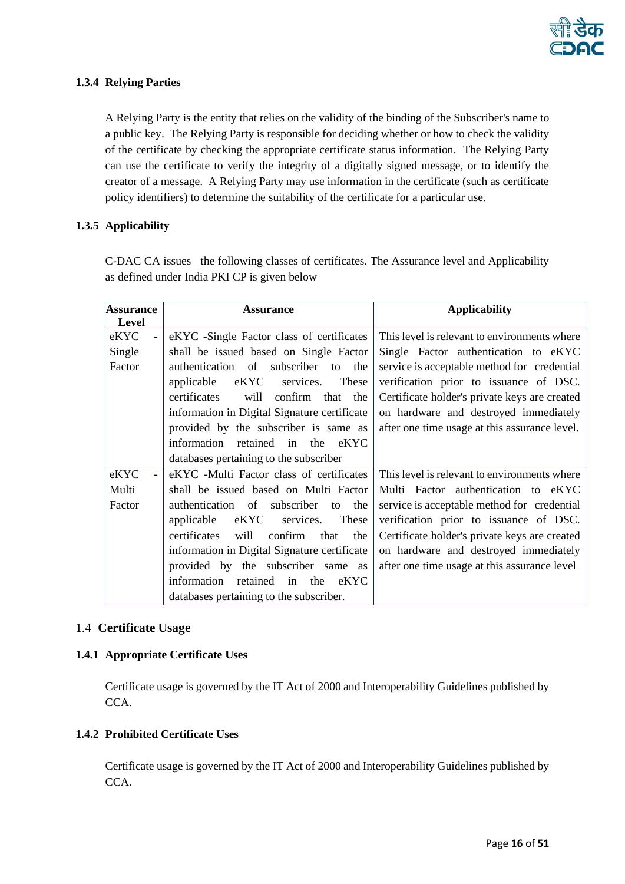#### 1.3.4 Relying Parties

A Relying Party is the entity that relies on the validity of the binding of the Subscriber's name to a public key. The Relying Party is responsible for deciding whether or how to check the validity of the certificate by checking the appropriate certificate status information. The Relying Party can use the certificate to verify the integrity of a digitally signed message, or to identify the creator of a message. A Relying Party may use information in the certificate (such as certificate policy identifiers) to determine the suitability of the certificate for a particular use.

#### 1.3.5 Applicability

C-DAC CA issues the following classes of certificates. The Assurance level and Applicability as defined under India PKI CP is given below

| Assurance Level | Assurance | Applicability |
|---|---|---|
| eKYC - Single Factor | eKYC -Single Factor class of certificates shall be issued based on Single Factor authentication of subscriber to the applicable eKYC services. These certificates will confirm that the information in Digital Signature certificate provided by the subscriber is same as information retained in the eKYC databases pertaining to the subscriber | This level is relevant to environments where Single Factor authentication to eKYC service is acceptable method for credential verification prior to issuance of DSC. Certificate holder's private keys are created on hardware and destroyed immediately after one time usage at this assurance level. |
| eKYC - Multi Factor | eKYC -Multi Factor class of certificates shall be issued based on Multi Factor authentication of subscriber to the applicable eKYC services. These certificates will confirm that the information in Digital Signature certificate provided by the subscriber same as information retained in the eKYC databases pertaining to the subscriber. | This level is relevant to environments where Multi Factor authentication to eKYC service is acceptable method for credential verification prior to issuance of DSC. Certificate holder's private keys are created on hardware and destroyed immediately after one time usage at this assurance level |

### 1.4 Certificate Usage

#### 1.4.1 Appropriate Certificate Uses

Certificate usage is governed by the IT Act of 2000 and Interoperability Guidelines published by CCA.

#### 1.4.2 Prohibited Certificate Uses

Certificate usage is governed by the IT Act of 2000 and Interoperability Guidelines published by CCA.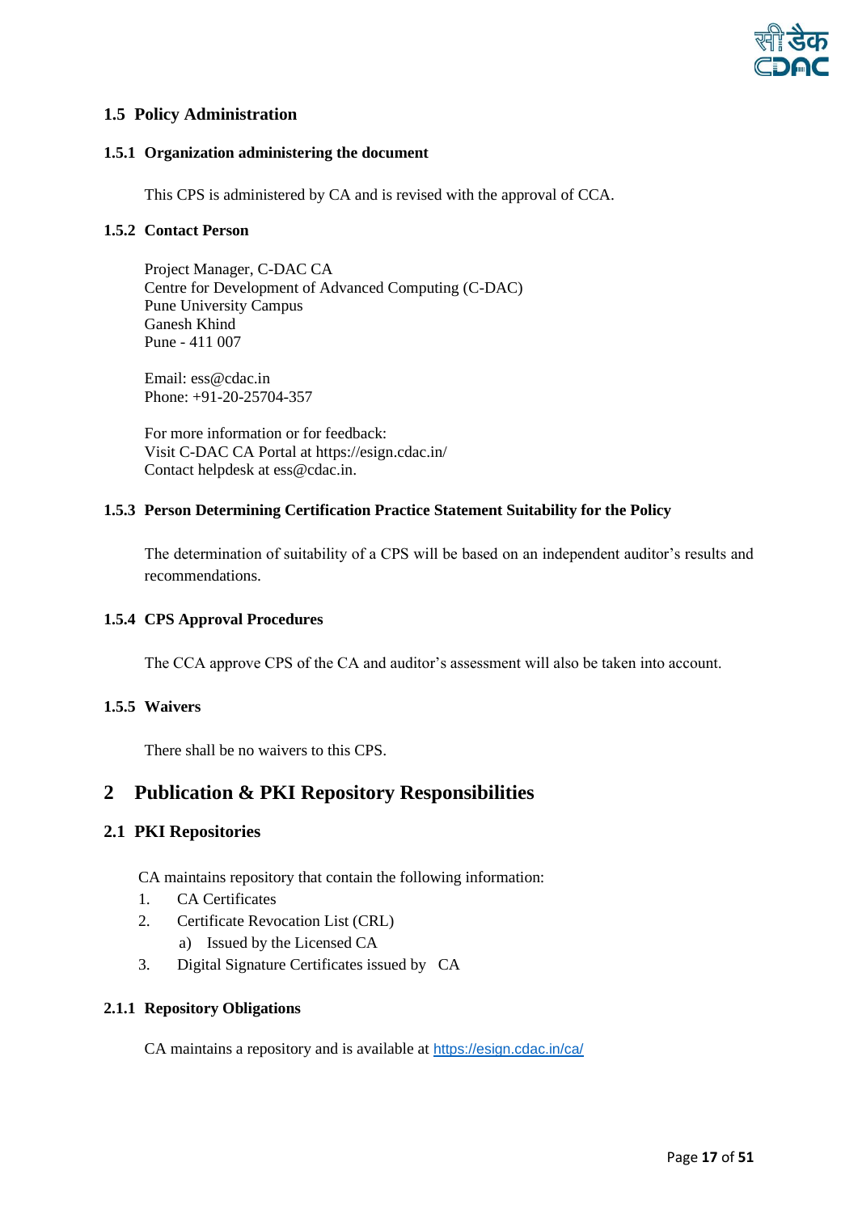## 1.5 Policy Administration

### 1.5.1 Organization administering the document

This CPS is administered by CA and is revised with the approval of CCA.

### 1.5.2 Contact Person

Project Manager, C-DAC CA
Centre for Development of Advanced Computing (C-DAC)
Pune University Campus
Ganesh Khind
Pune - 411 007

Email: ess@cdac.in
Phone: +91-20-25704-357

For more information or for feedback:
Visit C-DAC CA Portal at https://esign.cdac.in/
Contact helpdesk at ess@cdac.in.

### 1.5.3 Person Determining Certification Practice Statement Suitability for the Policy

The determination of suitability of a CPS will be based on an independent auditor's results and recommendations.

### 1.5.4 CPS Approval Procedures

The CCA approve CPS of the CA and auditor's assessment will also be taken into account.

### 1.5.5 Waivers

There shall be no waivers to this CPS.

# 2 Publication & PKI Repository Responsibilities

## 2.1 PKI Repositories

CA maintains repository that contain the following information:

1. CA Certificates
2. Certificate Revocation List (CRL)
   a) Issued by the Licensed CA
3. Digital Signature Certificates issued by CA

### 2.1.1 Repository Obligations

CA maintains a repository and is available at [https://esign.cdac.in/ca/](https://esign.cdac.in/ca/)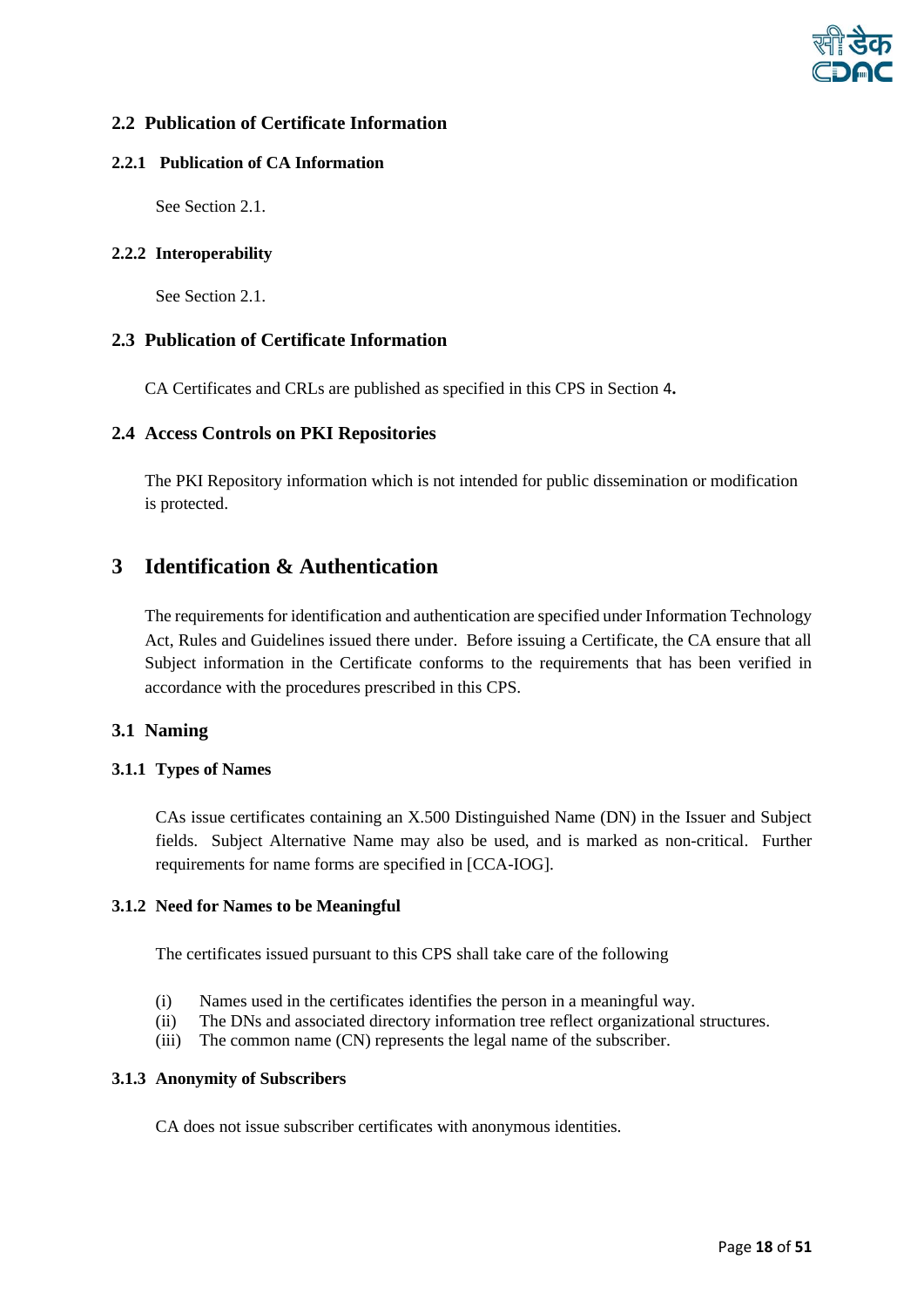### 2.2 Publication of Certificate Information

#### 2.2.1 Publication of CA Information

See Section 2.1.

#### 2.2.2 Interoperability

See Section 2.1.

### 2.3 Publication of Certificate Information

CA Certificates and CRLs are published as specified in this CPS in Section 4**.**

### 2.4 Access Controls on PKI Repositories

The PKI Repository information which is not intended for public dissemination or modification is protected.

## 3 Identification & Authentication

The requirements for identification and authentication are specified under Information Technology Act, Rules and Guidelines issued there under. Before issuing a Certificate, the CA ensure that all Subject information in the Certificate conforms to the requirements that has been verified in accordance with the procedures prescribed in this CPS.

### 3.1 Naming

#### 3.1.1 Types of Names

CAs issue certificates containing an X.500 Distinguished Name (DN) in the Issuer and Subject fields. Subject Alternative Name may also be used, and is marked as non-critical. Further requirements for name forms are specified in [CCA-IOG].

#### 3.1.2 Need for Names to be Meaningful

The certificates issued pursuant to this CPS shall take care of the following

(i) Names used in the certificates identifies the person in a meaningful way.
(ii) The DNs and associated directory information tree reflect organizational structures.
(iii) The common name (CN) represents the legal name of the subscriber.

#### 3.1.3 Anonymity of Subscribers

CA does not issue subscriber certificates with anonymous identities.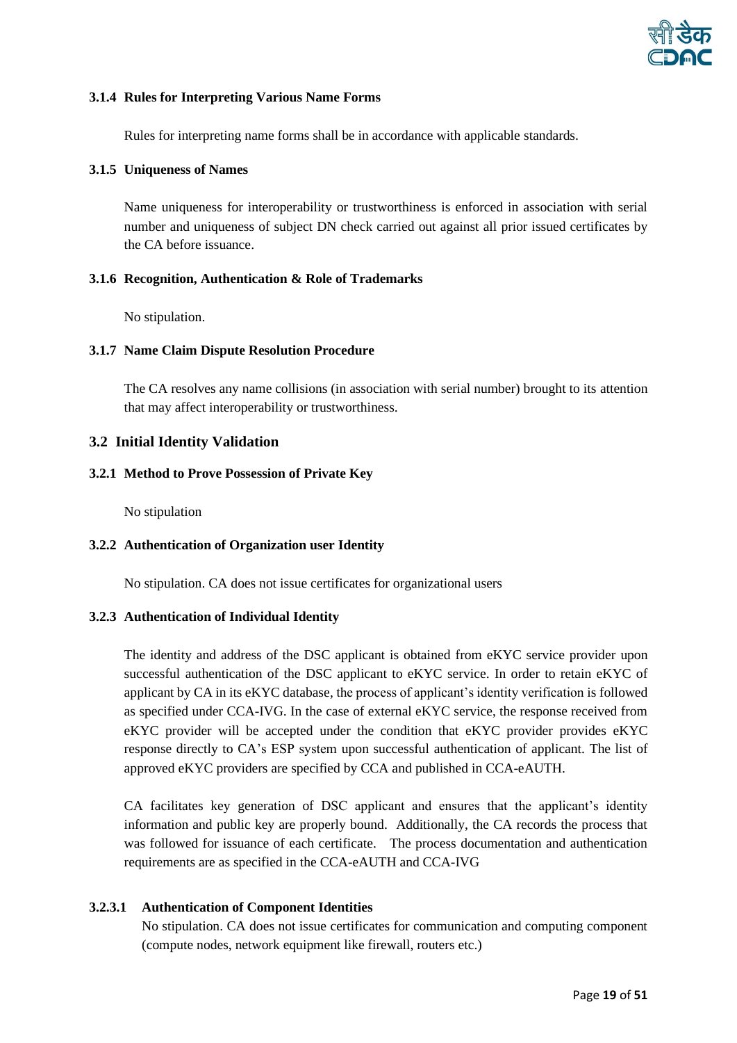### 3.1.4 Rules for Interpreting Various Name Forms

Rules for interpreting name forms shall be in accordance with applicable standards.

### 3.1.5 Uniqueness of Names

Name uniqueness for interoperability or trustworthiness is enforced in association with serial number and uniqueness of subject DN check carried out against all prior issued certificates by the CA before issuance.

### 3.1.6 Recognition, Authentication & Role of Trademarks

No stipulation.

### 3.1.7 Name Claim Dispute Resolution Procedure

The CA resolves any name collisions (in association with serial number) brought to its attention that may affect interoperability or trustworthiness.

## 3.2 Initial Identity Validation

### 3.2.1 Method to Prove Possession of Private Key

No stipulation

### 3.2.2 Authentication of Organization user Identity

No stipulation. CA does not issue certificates for organizational users

### 3.2.3 Authentication of Individual Identity

The identity and address of the DSC applicant is obtained from eKYC service provider upon successful authentication of the DSC applicant to eKYC service. In order to retain eKYC of applicant by CA in its eKYC database, the process of applicant's identity verification is followed as specified under CCA-IVG. In the case of external eKYC service, the response received from eKYC provider will be accepted under the condition that eKYC provider provides eKYC response directly to CA's ESP system upon successful authentication of applicant. The list of approved eKYC providers are specified by CCA and published in CCA-eAUTH.

CA facilitates key generation of DSC applicant and ensures that the applicant's identity information and public key are properly bound. Additionally, the CA records the process that was followed for issuance of each certificate. The process documentation and authentication requirements are as specified in the CCA-eAUTH and CCA-IVG

#### 3.2.3.1 Authentication of Component Identities

No stipulation. CA does not issue certificates for communication and computing component (compute nodes, network equipment like firewall, routers etc.)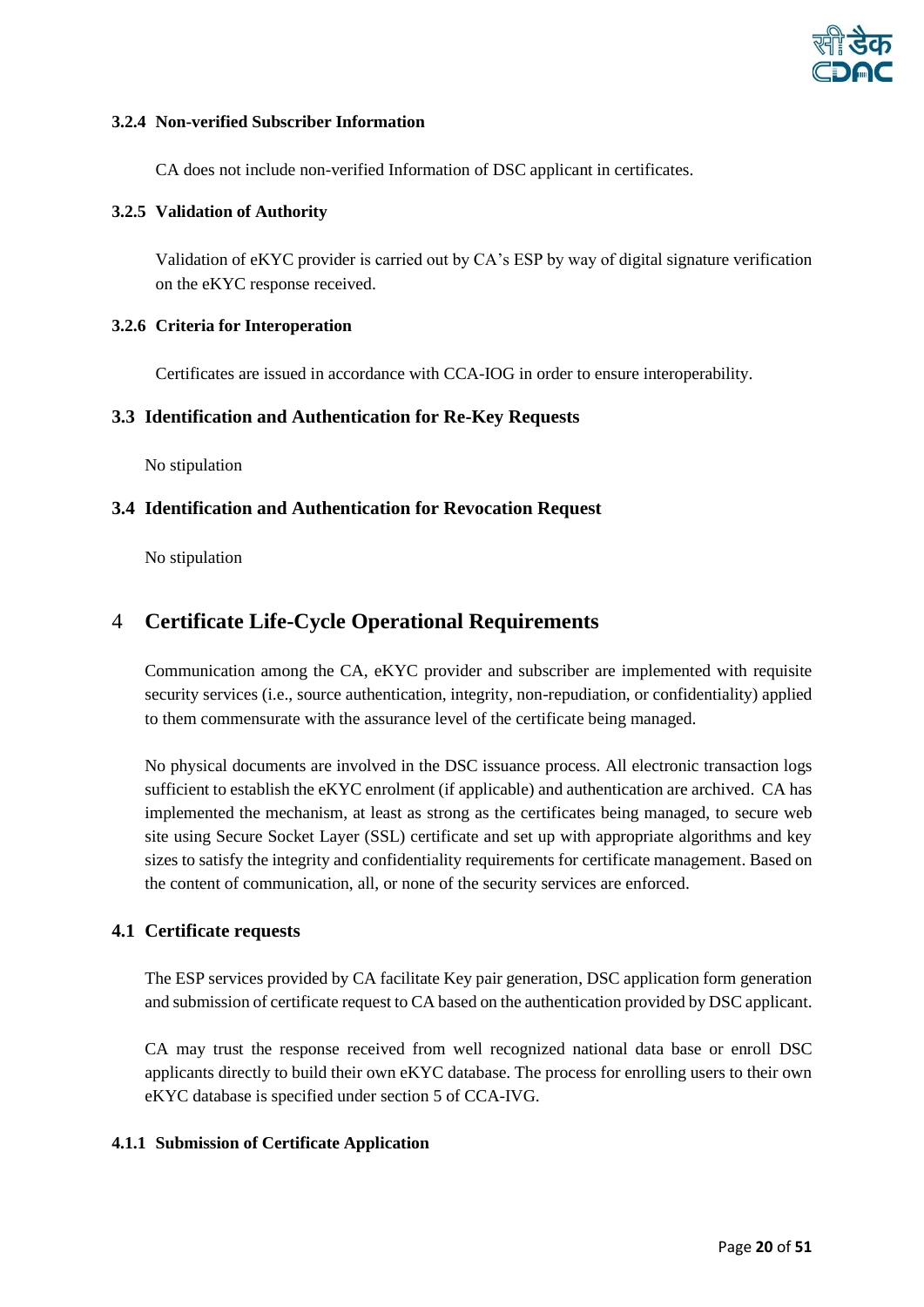#### 3.2.4 Non-verified Subscriber Information

CA does not include non-verified Information of DSC applicant in certificates.

#### 3.2.5 Validation of Authority

Validation of eKYC provider is carried out by CA's ESP by way of digital signature verification on the eKYC response received.

#### 3.2.6 Criteria for Interoperation

Certificates are issued in accordance with CCA-IOG in order to ensure interoperability.

### 3.3 Identification and Authentication for Re-Key Requests

No stipulation

### 3.4 Identification and Authentication for Revocation Request

No stipulation

## 4 Certificate Life-Cycle Operational Requirements

Communication among the CA, eKYC provider and subscriber are implemented with requisite security services (i.e., source authentication, integrity, non-repudiation, or confidentiality) applied to them commensurate with the assurance level of the certificate being managed.

No physical documents are involved in the DSC issuance process. All electronic transaction logs sufficient to establish the eKYC enrolment (if applicable) and authentication are archived. CA has implemented the mechanism, at least as strong as the certificates being managed, to secure web site using Secure Socket Layer (SSL) certificate and set up with appropriate algorithms and key sizes to satisfy the integrity and confidentiality requirements for certificate management. Based on the content of communication, all, or none of the security services are enforced.

### 4.1 Certificate requests

The ESP services provided by CA facilitate Key pair generation, DSC application form generation and submission of certificate request to CA based on the authentication provided by DSC applicant.

CA may trust the response received from well recognized national data base or enroll DSC applicants directly to build their own eKYC database. The process for enrolling users to their own eKYC database is specified under section 5 of CCA-IVG.

#### 4.1.1 Submission of Certificate Application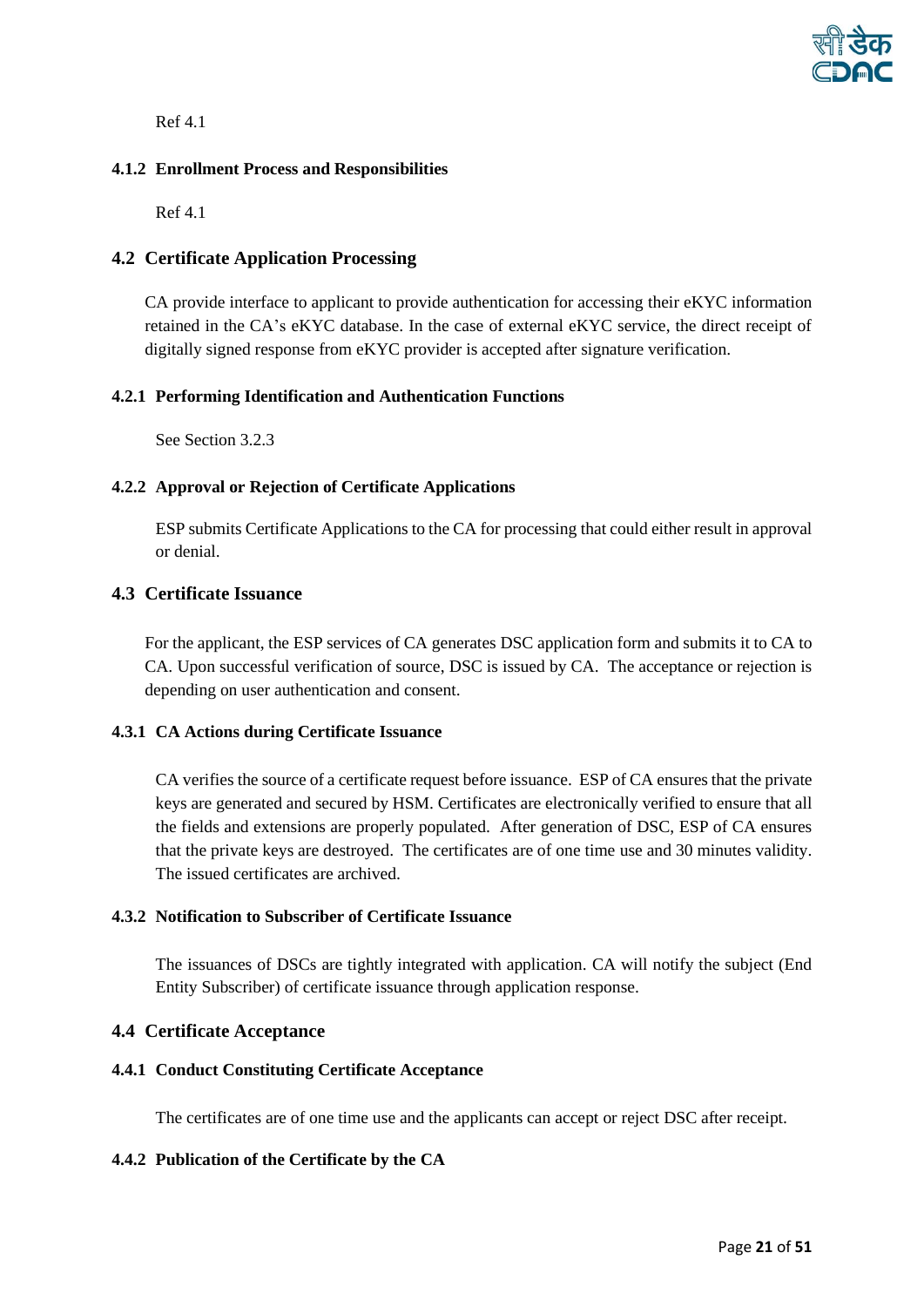Ref 4.1

### 4.1.2 Enrollment Process and Responsibilities

Ref 4.1

## 4.2 Certificate Application Processing

CA provide interface to applicant to provide authentication for accessing their eKYC information retained in the CA's eKYC database. In the case of external eKYC service, the direct receipt of digitally signed response from eKYC provider is accepted after signature verification.

### 4.2.1 Performing Identification and Authentication Functions

See Section 3.2.3

### 4.2.2 Approval or Rejection of Certificate Applications

ESP submits Certificate Applications to the CA for processing that could either result in approval or denial.

## 4.3 Certificate Issuance

For the applicant, the ESP services of CA generates DSC application form and submits it to CA to CA. Upon successful verification of source, DSC is issued by CA. The acceptance or rejection is depending on user authentication and consent.

### 4.3.1 CA Actions during Certificate Issuance

CA verifies the source of a certificate request before issuance. ESP of CA ensures that the private keys are generated and secured by HSM. Certificates are electronically verified to ensure that all the fields and extensions are properly populated. After generation of DSC, ESP of CA ensures that the private keys are destroyed. The certificates are of one time use and 30 minutes validity. The issued certificates are archived.

### 4.3.2 Notification to Subscriber of Certificate Issuance

The issuances of DSCs are tightly integrated with application. CA will notify the subject (End Entity Subscriber) of certificate issuance through application response.

## 4.4 Certificate Acceptance

### 4.4.1 Conduct Constituting Certificate Acceptance

The certificates are of one time use and the applicants can accept or reject DSC after receipt.

### 4.4.2 Publication of the Certificate by the CA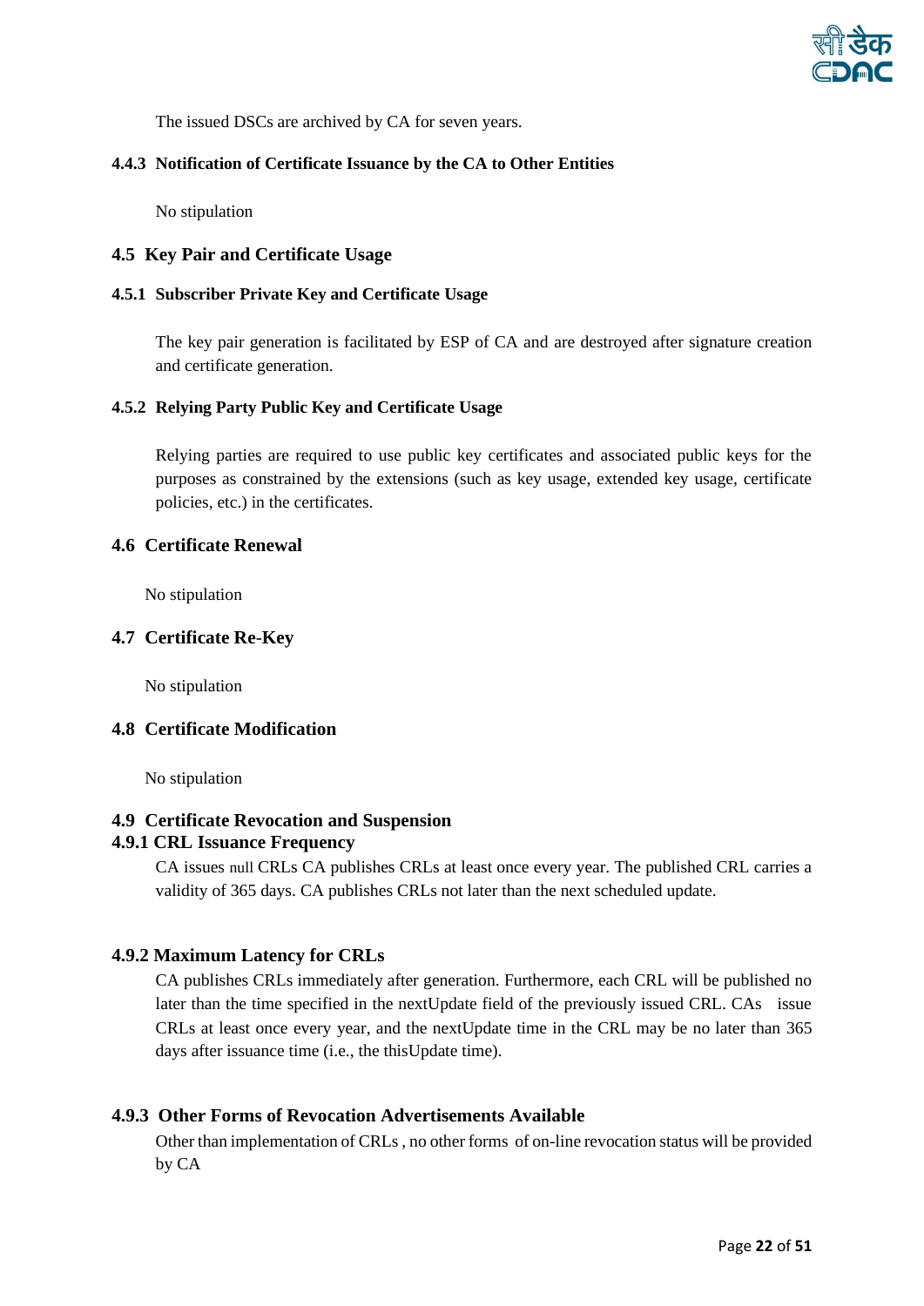The issued DSCs are archived by CA for seven years.

#### 4.4.3 Notification of Certificate Issuance by the CA to Other Entities

No stipulation

### 4.5 Key Pair and Certificate Usage

#### 4.5.1 Subscriber Private Key and Certificate Usage

The key pair generation is facilitated by ESP of CA and are destroyed after signature creation and certificate generation.

#### 4.5.2 Relying Party Public Key and Certificate Usage

Relying parties are required to use public key certificates and associated public keys for the purposes as constrained by the extensions (such as key usage, extended key usage, certificate policies, etc.) in the certificates.

### 4.6 Certificate Renewal

No stipulation

### 4.7 Certificate Re-Key

No stipulation

### 4.8 Certificate Modification

No stipulation

### 4.9 Certificate Revocation and Suspension

#### 4.9.1 CRL Issuance Frequency

CA issues null CRLs CA publishes CRLs at least once every year. The published CRL carries a validity of 365 days. CA publishes CRLs not later than the next scheduled update.

#### 4.9.2 Maximum Latency for CRLs

CA publishes CRLs immediately after generation. Furthermore, each CRL will be published no later than the time specified in the nextUpdate field of the previously issued CRL. CAs issue CRLs at least once every year, and the nextUpdate time in the CRL may be no later than 365 days after issuance time (i.e., the thisUpdate time).

#### 4.9.3 Other Forms of Revocation Advertisements Available

Other than implementation of CRLs , no other forms of on-line revocation status will be provided by CA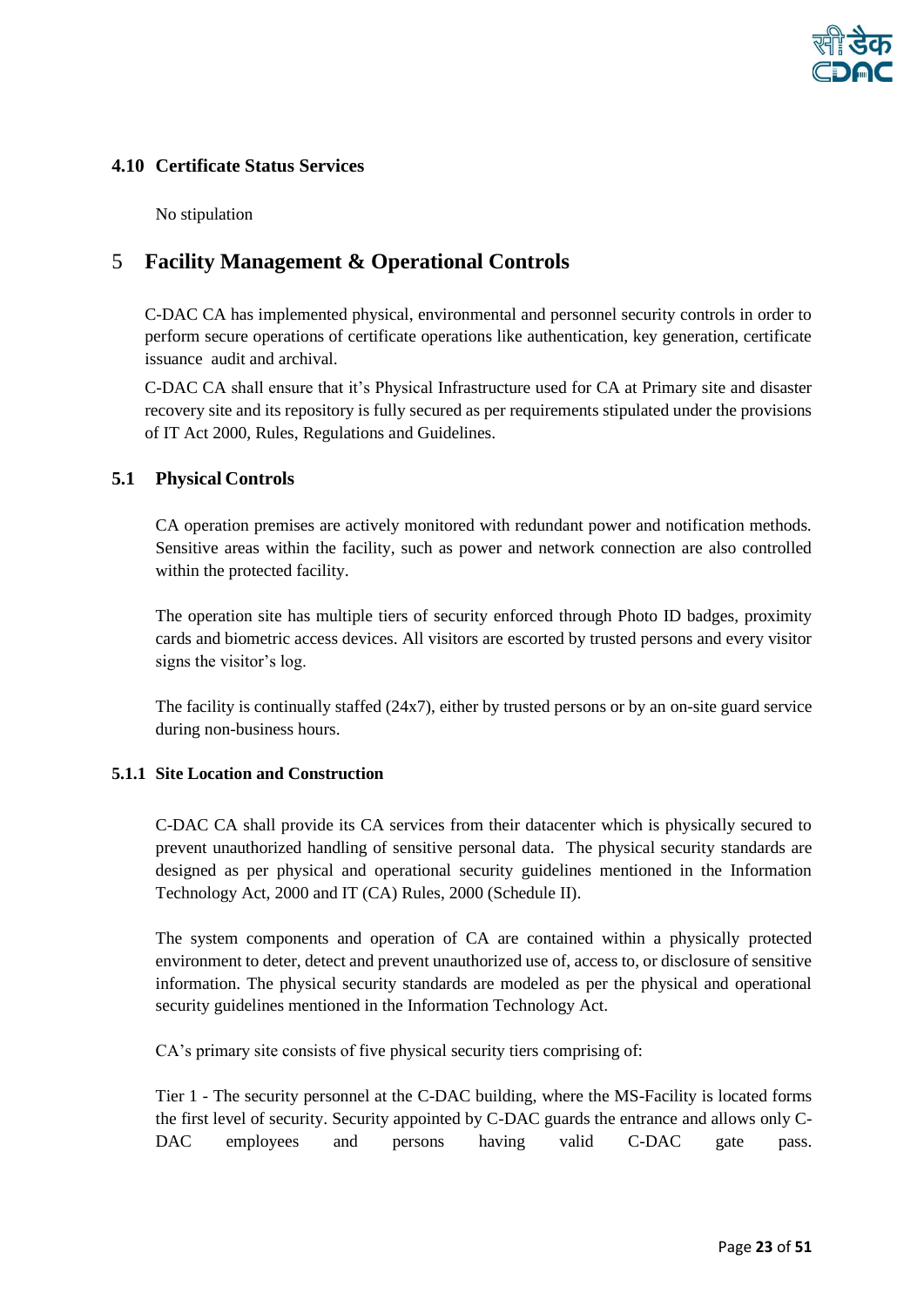### 4.10 Certificate Status Services

No stipulation

## 5 Facility Management & Operational Controls

C-DAC CA has implemented physical, environmental and personnel security controls in order to perform secure operations of certificate operations like authentication, key generation, certificate issuance audit and archival.

C-DAC CA shall ensure that it's Physical Infrastructure used for CA at Primary site and disaster recovery site and its repository is fully secured as per requirements stipulated under the provisions of IT Act 2000, Rules, Regulations and Guidelines.

### 5.1 Physical Controls

CA operation premises are actively monitored with redundant power and notification methods. Sensitive areas within the facility, such as power and network connection are also controlled within the protected facility.

The operation site has multiple tiers of security enforced through Photo ID badges, proximity cards and biometric access devices. All visitors are escorted by trusted persons and every visitor signs the visitor's log.

The facility is continually staffed (24x7), either by trusted persons or by an on-site guard service during non-business hours.

#### 5.1.1 Site Location and Construction

C-DAC CA shall provide its CA services from their datacenter which is physically secured to prevent unauthorized handling of sensitive personal data. The physical security standards are designed as per physical and operational security guidelines mentioned in the Information Technology Act, 2000 and IT (CA) Rules, 2000 (Schedule II).

The system components and operation of CA are contained within a physically protected environment to deter, detect and prevent unauthorized use of, access to, or disclosure of sensitive information. The physical security standards are modeled as per the physical and operational security guidelines mentioned in the Information Technology Act.

CA's primary site consists of five physical security tiers comprising of:

Tier 1 - The security personnel at the C-DAC building, where the MS-Facility is located forms the first level of security. Security appointed by C-DAC guards the entrance and allows only C-DAC employees and persons having valid C-DAC gate pass.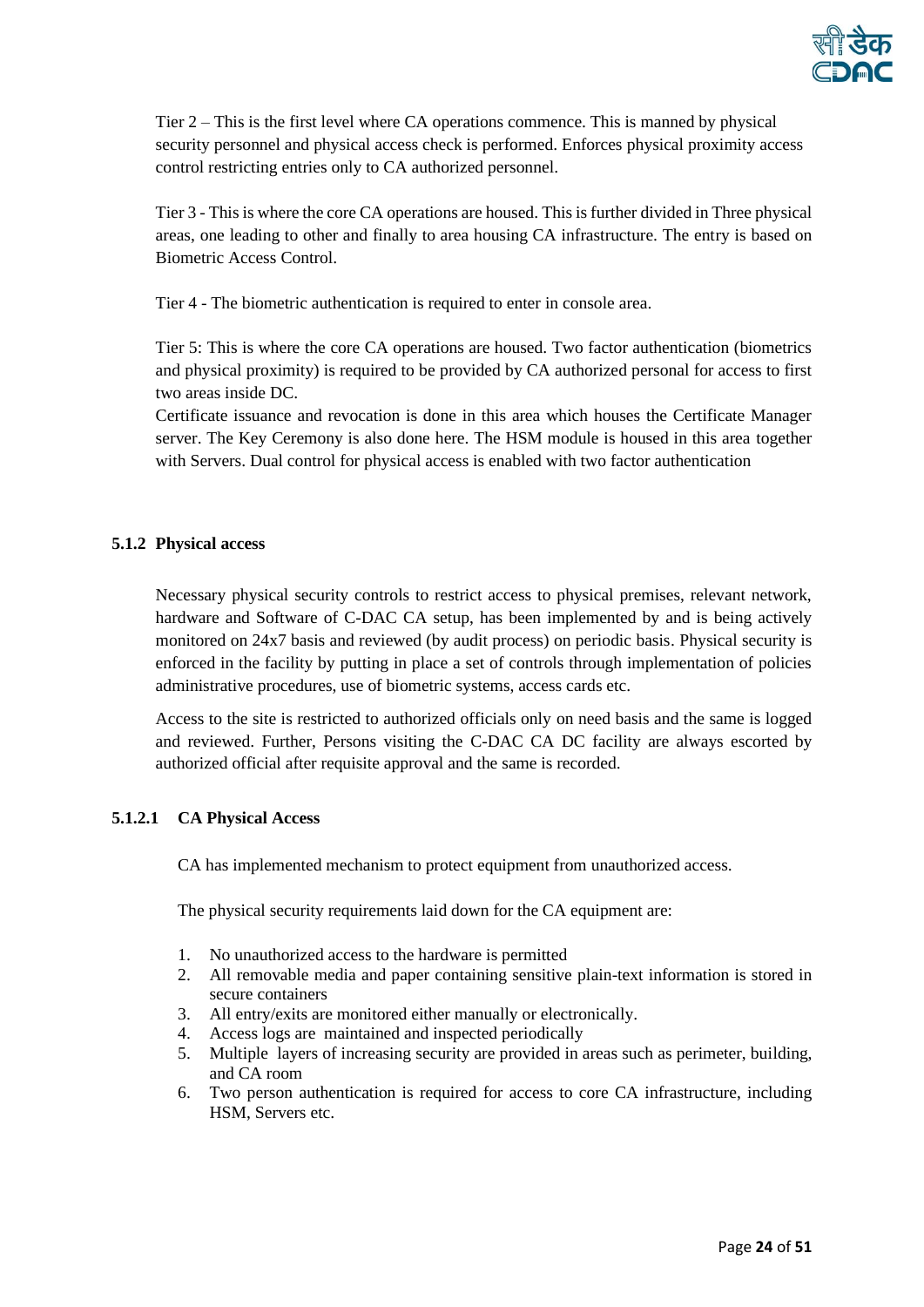Tier 2 – This is the first level where CA operations commence. This is manned by physical security personnel and physical access check is performed. Enforces physical proximity access control restricting entries only to CA authorized personnel.

Tier 3 - This is where the core CA operations are housed. This is further divided in Three physical areas, one leading to other and finally to area housing CA infrastructure. The entry is based on Biometric Access Control.

Tier 4 - The biometric authentication is required to enter in console area.

Tier 5: This is where the core CA operations are housed. Two factor authentication (biometrics and physical proximity) is required to be provided by CA authorized personal for access to first two areas inside DC.
Certificate issuance and revocation is done in this area which houses the Certificate Manager server. The Key Ceremony is also done here. The HSM module is housed in this area together with Servers. Dual control for physical access is enabled with two factor authentication

### 5.1.2 Physical access

Necessary physical security controls to restrict access to physical premises, relevant network, hardware and Software of C-DAC CA setup, has been implemented by and is being actively monitored on 24x7 basis and reviewed (by audit process) on periodic basis. Physical security is enforced in the facility by putting in place a set of controls through implementation of policies administrative procedures, use of biometric systems, access cards etc.

Access to the site is restricted to authorized officials only on need basis and the same is logged and reviewed. Further, Persons visiting the C-DAC CA DC facility are always escorted by authorized official after requisite approval and the same is recorded.

#### 5.1.2.1 CA Physical Access

CA has implemented mechanism to protect equipment from unauthorized access.

The physical security requirements laid down for the CA equipment are:

1. No unauthorized access to the hardware is permitted
2. All removable media and paper containing sensitive plain-text information is stored in secure containers
3. All entry/exits are monitored either manually or electronically.
4. Access logs are maintained and inspected periodically
5. Multiple layers of increasing security are provided in areas such as perimeter, building, and CA room
6. Two person authentication is required for access to core CA infrastructure, including HSM, Servers etc.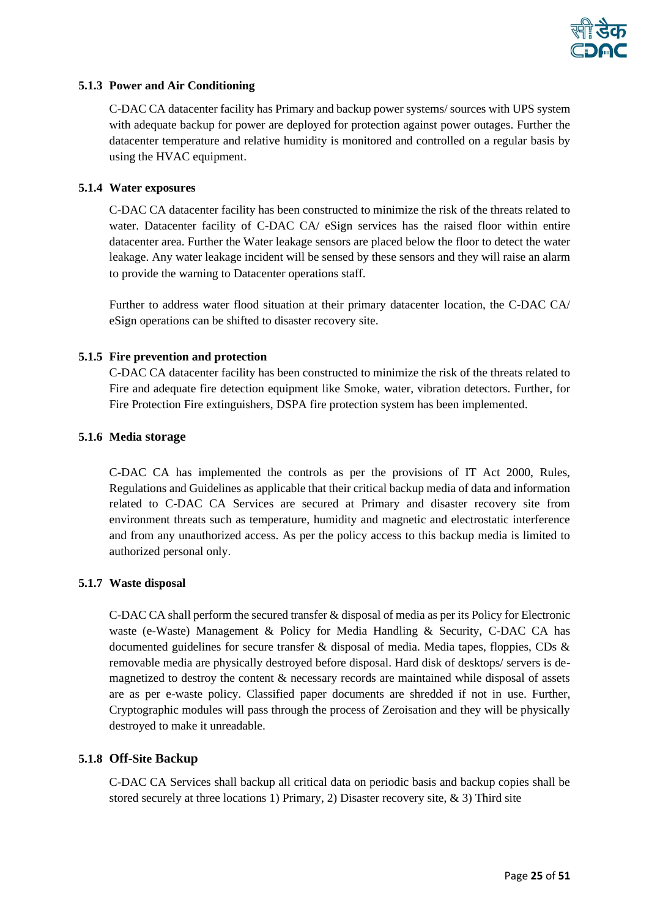### 5.1.3 Power and Air Conditioning

C-DAC CA datacenter facility has Primary and backup power systems/ sources with UPS system with adequate backup for power are deployed for protection against power outages. Further the datacenter temperature and relative humidity is monitored and controlled on a regular basis by using the HVAC equipment.

### 5.1.4 Water exposures

C-DAC CA datacenter facility has been constructed to minimize the risk of the threats related to water. Datacenter facility of C-DAC CA/ eSign services has the raised floor within entire datacenter area. Further the Water leakage sensors are placed below the floor to detect the water leakage. Any water leakage incident will be sensed by these sensors and they will raise an alarm to provide the warning to Datacenter operations staff.

Further to address water flood situation at their primary datacenter location, the C-DAC CA/ eSign operations can be shifted to disaster recovery site.

### 5.1.5 Fire prevention and protection

C-DAC CA datacenter facility has been constructed to minimize the risk of the threats related to Fire and adequate fire detection equipment like Smoke, water, vibration detectors. Further, for Fire Protection Fire extinguishers, DSPA fire protection system has been implemented.

### 5.1.6 Media storage

C-DAC CA has implemented the controls as per the provisions of IT Act 2000, Rules, Regulations and Guidelines as applicable that their critical backup media of data and information related to C-DAC CA Services are secured at Primary and disaster recovery site from environment threats such as temperature, humidity and magnetic and electrostatic interference and from any unauthorized access. As per the policy access to this backup media is limited to authorized personal only.

### 5.1.7 Waste disposal

C-DAC CA shall perform the secured transfer & disposal of media as per its Policy for Electronic waste (e-Waste) Management & Policy for Media Handling & Security, C-DAC CA has documented guidelines for secure transfer & disposal of media. Media tapes, floppies, CDs & removable media are physically destroyed before disposal. Hard disk of desktops/ servers is de-magnetized to destroy the content & necessary records are maintained while disposal of assets are as per e-waste policy. Classified paper documents are shredded if not in use. Further, Cryptographic modules will pass through the process of Zeroisation and they will be physically destroyed to make it unreadable.

### 5.1.8 Off-Site Backup

C-DAC CA Services shall backup all critical data on periodic basis and backup copies shall be stored securely at three locations 1) Primary, 2) Disaster recovery site, & 3) Third site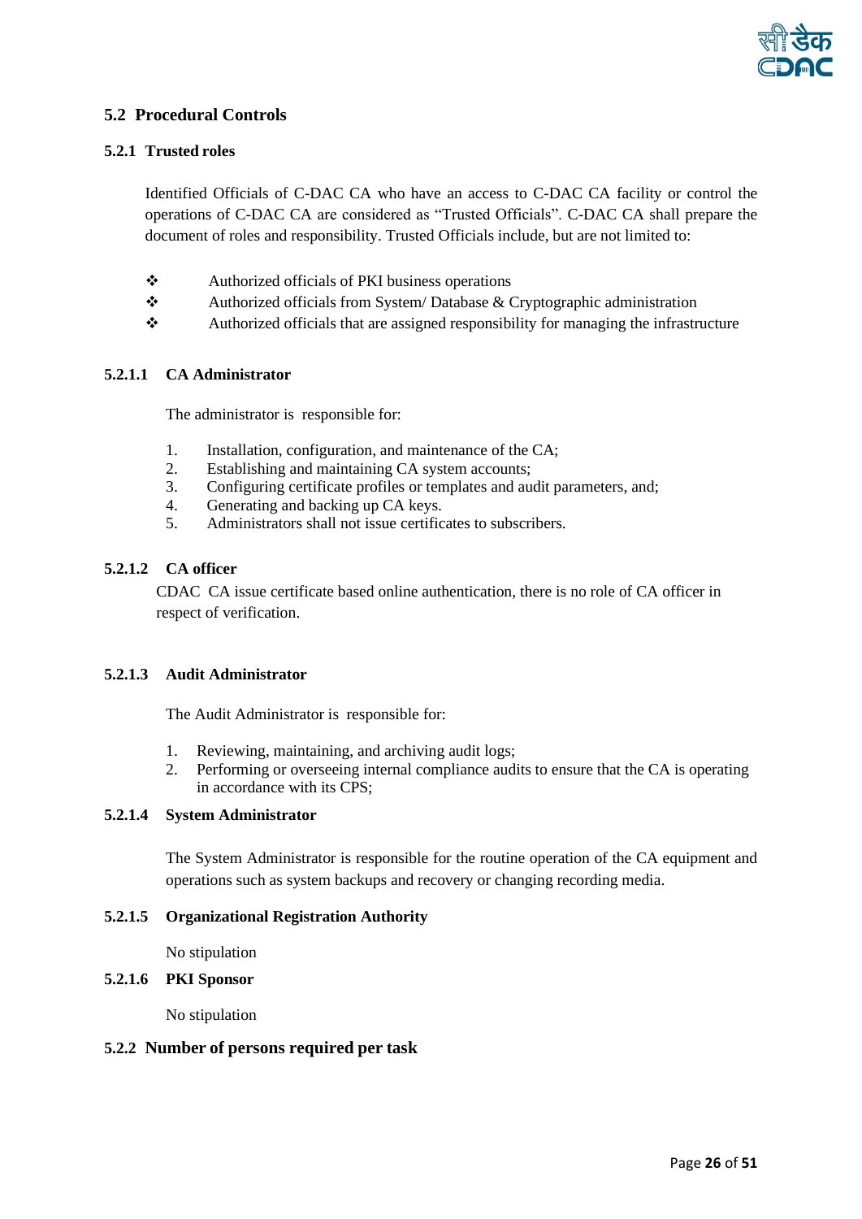## 5.2 Procedural Controls

### 5.2.1 Trusted roles

Identified Officials of C-DAC CA who have an access to C-DAC CA facility or control the operations of C-DAC CA are considered as "Trusted Officials". C-DAC CA shall prepare the document of roles and responsibility. Trusted Officials include, but are not limited to:

- Authorized officials of PKI business operations
- Authorized officials from System/ Database & Cryptographic administration
- Authorized officials that are assigned responsibility for managing the infrastructure

#### 5.2.1.1 CA Administrator

The administrator is responsible for:

1. Installation, configuration, and maintenance of the CA;
2. Establishing and maintaining CA system accounts;
3. Configuring certificate profiles or templates and audit parameters, and;
4. Generating and backing up CA keys.
5. Administrators shall not issue certificates to subscribers.

#### 5.2.1.2 CA officer

CDAC CA issue certificate based online authentication, there is no role of CA officer in respect of verification.

#### 5.2.1.3 Audit Administrator

The Audit Administrator is responsible for:

1. Reviewing, maintaining, and archiving audit logs;
2. Performing or overseeing internal compliance audits to ensure that the CA is operating in accordance with its CPS;

#### 5.2.1.4 System Administrator

The System Administrator is responsible for the routine operation of the CA equipment and operations such as system backups and recovery or changing recording media.

#### 5.2.1.5 Organizational Registration Authority

No stipulation

#### 5.2.1.6 PKI Sponsor

No stipulation

### 5.2.2 Number of persons required per task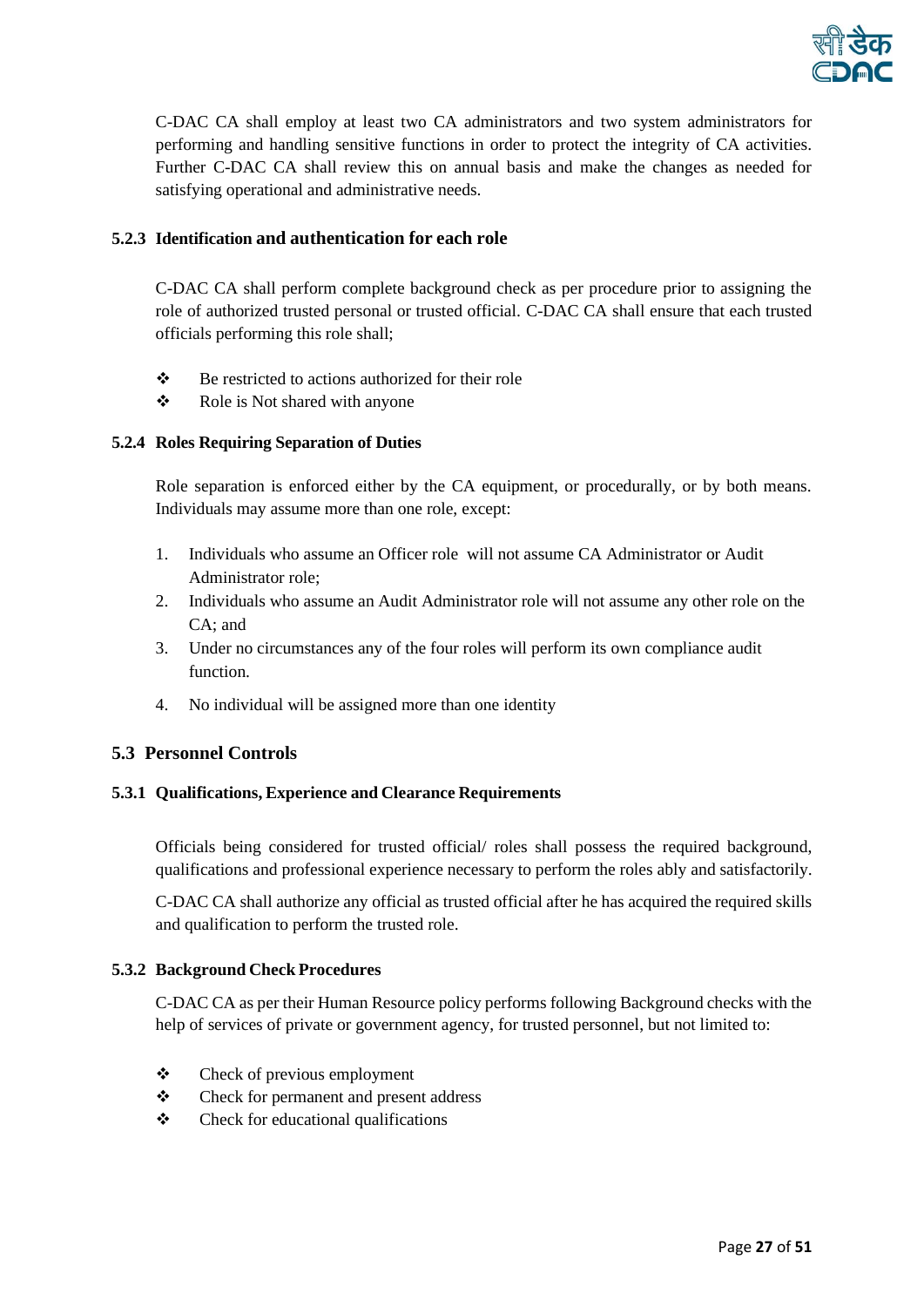C-DAC CA shall employ at least two CA administrators and two system administrators for performing and handling sensitive functions in order to protect the integrity of CA activities. Further C-DAC CA shall review this on annual basis and make the changes as needed for satisfying operational and administrative needs.

### 5.2.3 Identification and authentication for each role

C-DAC CA shall perform complete background check as per procedure prior to assigning the role of authorized trusted personal or trusted official. C-DAC CA shall ensure that each trusted officials performing this role shall;

- Be restricted to actions authorized for their role
- Role is Not shared with anyone

### 5.2.4 Roles Requiring Separation of Duties

Role separation is enforced either by the CA equipment, or procedurally, or by both means. Individuals may assume more than one role, except:

1. Individuals who assume an Officer role will not assume CA Administrator or Audit Administrator role;
2. Individuals who assume an Audit Administrator role will not assume any other role on the CA; and
3. Under no circumstances any of the four roles will perform its own compliance audit function.
4. No individual will be assigned more than one identity

## 5.3 Personnel Controls

### 5.3.1 Qualifications, Experience and Clearance Requirements

Officials being considered for trusted official/ roles shall possess the required background, qualifications and professional experience necessary to perform the roles ably and satisfactorily.

C-DAC CA shall authorize any official as trusted official after he has acquired the required skills and qualification to perform the trusted role.

### 5.3.2 Background Check Procedures

C-DAC CA as per their Human Resource policy performs following Background checks with the help of services of private or government agency, for trusted personnel, but not limited to:

- Check of previous employment
- Check for permanent and present address
- Check for educational qualifications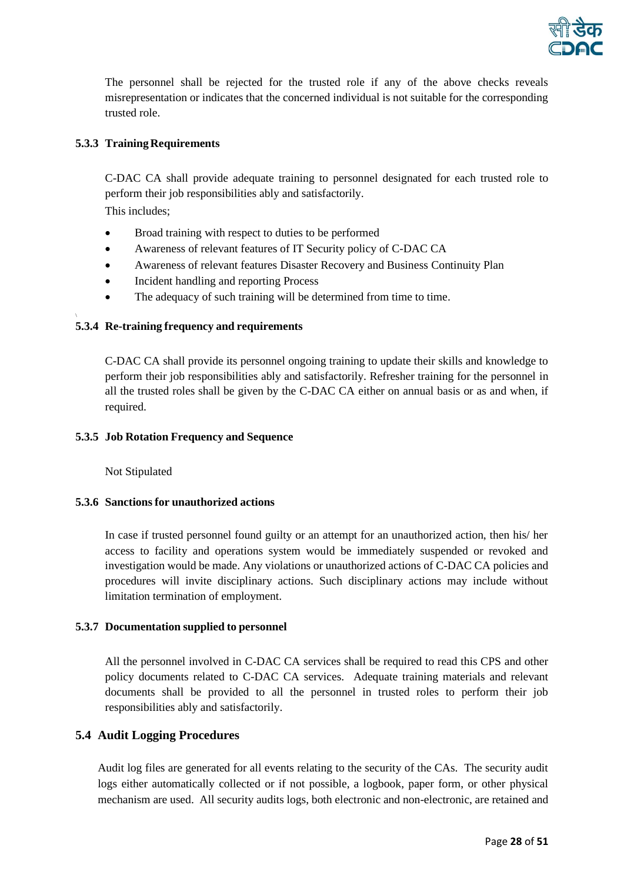The personnel shall be rejected for the trusted role if any of the above checks reveals misrepresentation or indicates that the concerned individual is not suitable for the corresponding trusted role.

#### 5.3.3 Training Requirements

C-DAC CA shall provide adequate training to personnel designated for each trusted role to perform their job responsibilities ably and satisfactorily.

This includes;

- Broad training with respect to duties to be performed
- Awareness of relevant features of IT Security policy of C-DAC CA
- Awareness of relevant features Disaster Recovery and Business Continuity Plan
- Incident handling and reporting Process
- The adequacy of such training will be determined from time to time.

#### 5.3.4 Re-training frequency and requirements

C-DAC CA shall provide its personnel ongoing training to update their skills and knowledge to perform their job responsibilities ably and satisfactorily. Refresher training for the personnel in all the trusted roles shall be given by the C-DAC CA either on annual basis or as and when, if required.

#### 5.3.5 Job Rotation Frequency and Sequence

Not Stipulated

#### 5.3.6 Sanctions for unauthorized actions

In case if trusted personnel found guilty or an attempt for an unauthorized action, then his/ her access to facility and operations system would be immediately suspended or revoked and investigation would be made. Any violations or unauthorized actions of C-DAC CA policies and procedures will invite disciplinary actions. Such disciplinary actions may include without limitation termination of employment.

#### 5.3.7 Documentation supplied to personnel

All the personnel involved in C-DAC CA services shall be required to read this CPS and other policy documents related to C-DAC CA services. Adequate training materials and relevant documents shall be provided to all the personnel in trusted roles to perform their job responsibilities ably and satisfactorily.

### 5.4 Audit Logging Procedures

Audit log files are generated for all events relating to the security of the CAs. The security audit logs either automatically collected or if not possible, a logbook, paper form, or other physical mechanism are used. All security audits logs, both electronic and non-electronic, are retained and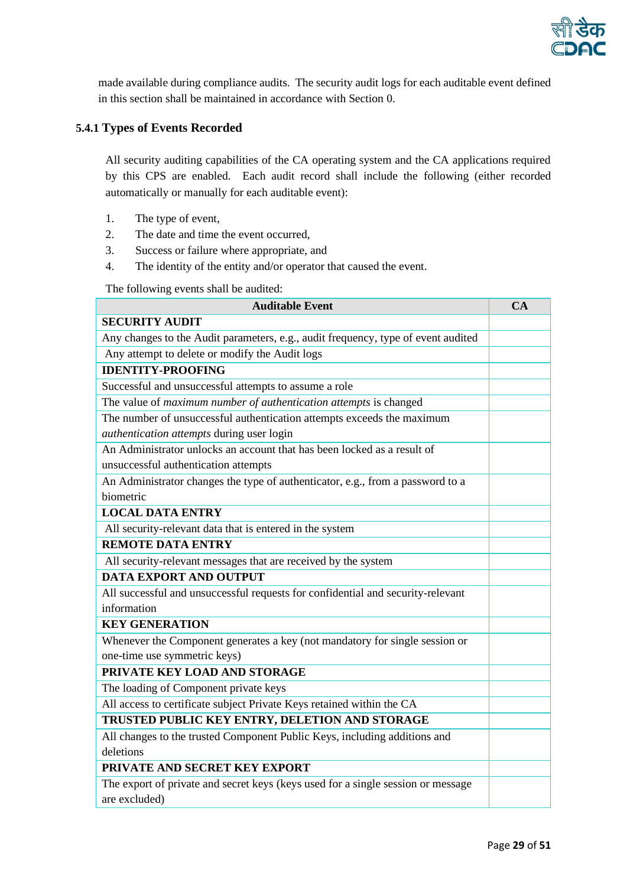made available during compliance audits. The security audit logs for each auditable event defined in this section shall be maintained in accordance with Section 0.

### 5.4.1 Types of Events Recorded

All security auditing capabilities of the CA operating system and the CA applications required by this CPS are enabled. Each audit record shall include the following (either recorded automatically or manually for each auditable event):

1. The type of event,
2. The date and time the event occurred,
3. Success or failure where appropriate, and
4. The identity of the entity and/or operator that caused the event.

The following events shall be audited:

| Auditable Event | CA |
|---|---|
| **SECURITY AUDIT** | |
| Any changes to the Audit parameters, e.g., audit frequency, type of event audited | |
| Any attempt to delete or modify the Audit logs | |
| **IDENTITY-PROOFING** | |
| Successful and unsuccessful attempts to assume a role | |
| The value of *maximum number of authentication attempts* is changed | |
| The number of unsuccessful authentication attempts exceeds the maximum *authentication attempts* during user login | |
| An Administrator unlocks an account that has been locked as a result of unsuccessful authentication attempts | |
| An Administrator changes the type of authenticator, e.g., from a password to a biometric | |
| **LOCAL DATA ENTRY** | |
| All security-relevant data that is entered in the system | |
| **REMOTE DATA ENTRY** | |
| All security-relevant messages that are received by the system | |
| **DATA EXPORT AND OUTPUT** | |
| All successful and unsuccessful requests for confidential and security-relevant information | |
| **KEY GENERATION** | |
| Whenever the Component generates a key (not mandatory for single session or one-time use symmetric keys) | |
| **PRIVATE KEY LOAD AND STORAGE** | |
| The loading of Component private keys | |
| All access to certificate subject Private Keys retained within the CA | |
| **TRUSTED PUBLIC KEY ENTRY, DELETION AND STORAGE** | |
| All changes to the trusted Component Public Keys, including additions and deletions | |
| **PRIVATE AND SECRET KEY EXPORT** | |
| The export of private and secret keys (keys used for a single session or message are excluded) | |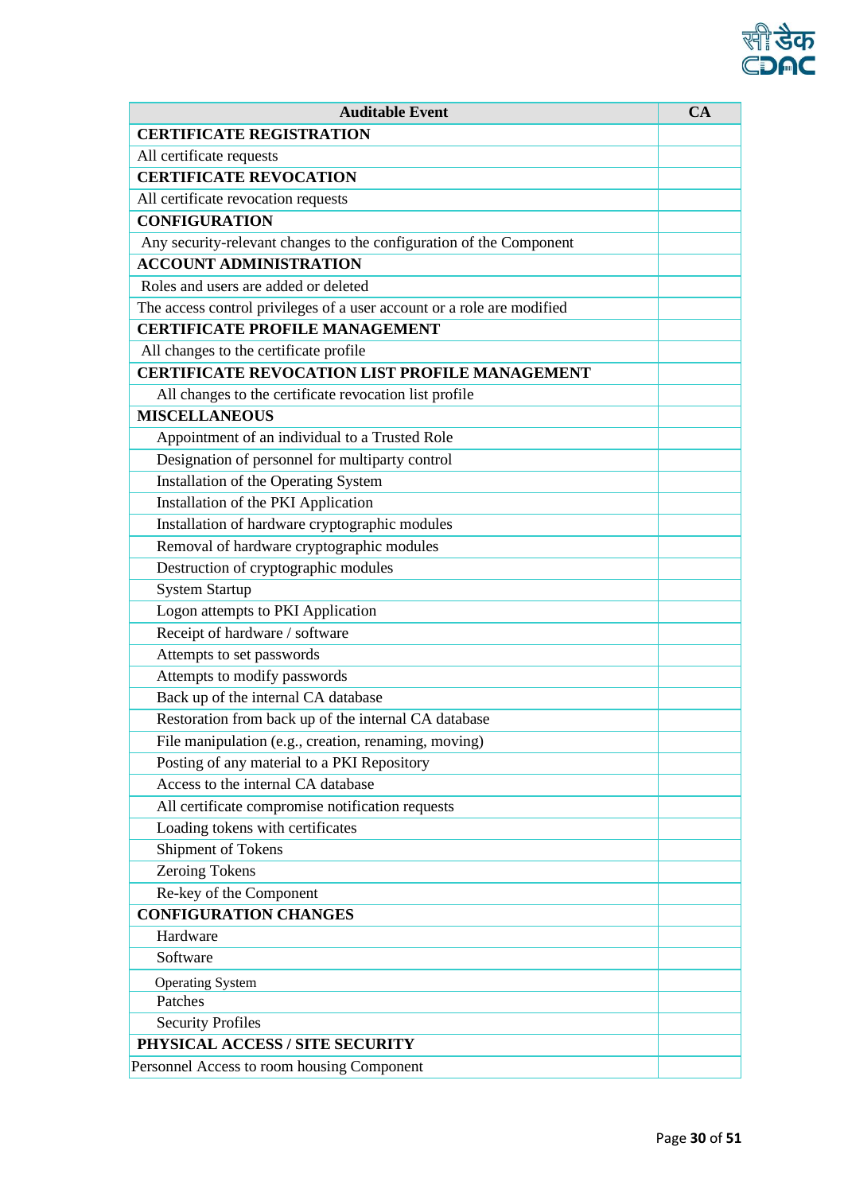| Auditable Event | CA |
|---|---|
| **CERTIFICATE REGISTRATION** | |
| All certificate requests | |
| **CERTIFICATE REVOCATION** | |
| All certificate revocation requests | |
| **CONFIGURATION** | |
| Any security-relevant changes to the configuration of the Component | |
| **ACCOUNT ADMINISTRATION** | |
| Roles and users are added or deleted | |
| The access control privileges of a user account or a role are modified | |
| **CERTIFICATE PROFILE MANAGEMENT** | |
| All changes to the certificate profile | |
| **CERTIFICATE REVOCATION LIST PROFILE MANAGEMENT** | |
| All changes to the certificate revocation list profile | |
| **MISCELLANEOUS** | |
| Appointment of an individual to a Trusted Role | |
| Designation of personnel for multiparty control | |
| Installation of the Operating System | |
| Installation of the PKI Application | |
| Installation of hardware cryptographic modules | |
| Removal of hardware cryptographic modules | |
| Destruction of cryptographic modules | |
| System Startup | |
| Logon attempts to PKI Application | |
| Receipt of hardware / software | |
| Attempts to set passwords | |
| Attempts to modify passwords | |
| Back up of the internal CA database | |
| Restoration from back up of the internal CA database | |
| File manipulation (e.g., creation, renaming, moving) | |
| Posting of any material to a PKI Repository | |
| Access to the internal CA database | |
| All certificate compromise notification requests | |
| Loading tokens with certificates | |
| Shipment of Tokens | |
| Zeroing Tokens | |
| Re-key of the Component | |
| **CONFIGURATION CHANGES** | |
| Hardware | |
| Software | |
| Operating System | |
| Patches | |
| Security Profiles | |
| **PHYSICAL ACCESS / SITE SECURITY** | |
| Personnel Access to room housing Component | |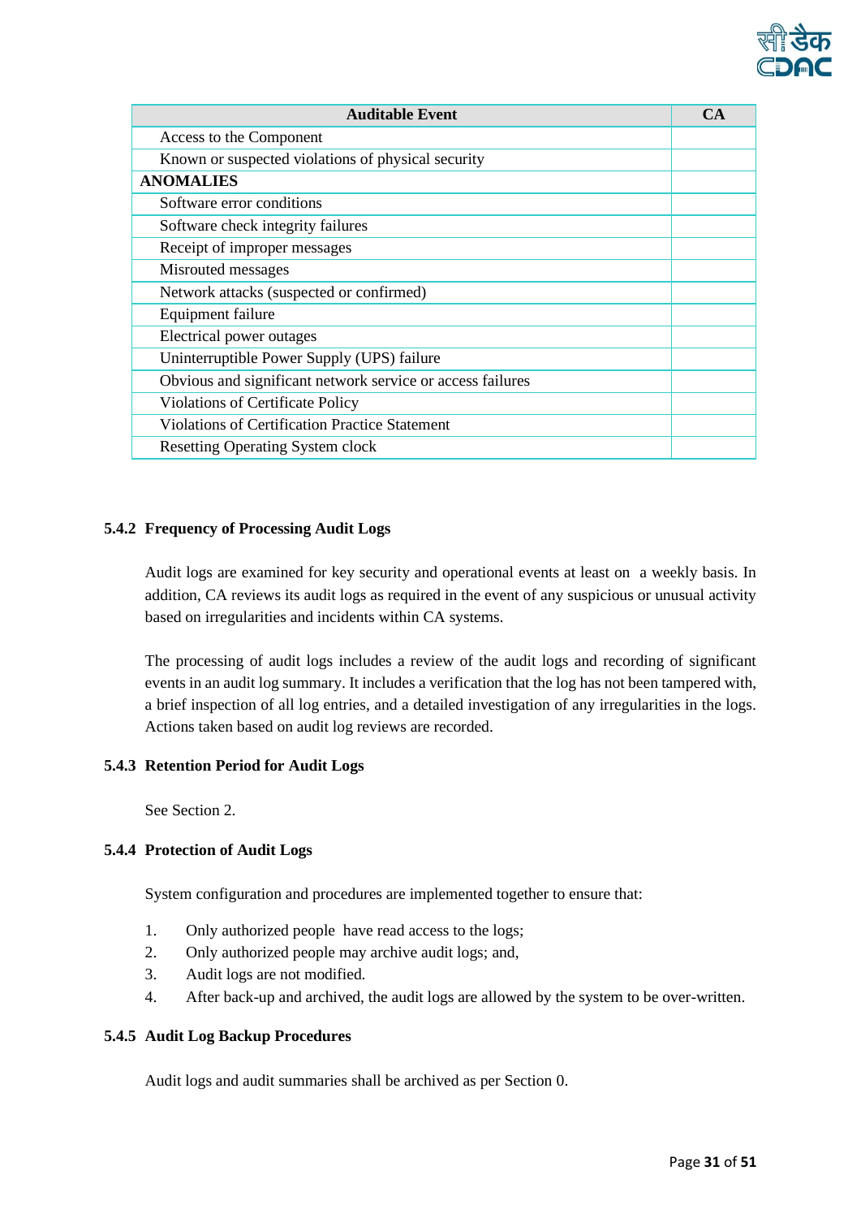| Auditable Event | CA |
| --- | --- |
| Access to the Component | |
| Known or suspected violations of physical security | |
| **ANOMALIES** | |
| Software error conditions | |
| Software check integrity failures | |
| Receipt of improper messages | |
| Misrouted messages | |
| Network attacks (suspected or confirmed) | |
| Equipment failure | |
| Electrical power outages | |
| Uninterruptible Power Supply (UPS) failure | |
| Obvious and significant network service or access failures | |
| Violations of Certificate Policy | |
| Violations of Certification Practice Statement | |
| Resetting Operating System clock | |

### 5.4.2 Frequency of Processing Audit Logs

Audit logs are examined for key security and operational events at least on a weekly basis. In addition, CA reviews its audit logs as required in the event of any suspicious or unusual activity based on irregularities and incidents within CA systems.

The processing of audit logs includes a review of the audit logs and recording of significant events in an audit log summary. It includes a verification that the log has not been tampered with, a brief inspection of all log entries, and a detailed investigation of any irregularities in the logs. Actions taken based on audit log reviews are recorded.

### 5.4.3 Retention Period for Audit Logs

See Section 2.

### 5.4.4 Protection of Audit Logs

System configuration and procedures are implemented together to ensure that:

1. Only authorized people have read access to the logs;
2. Only authorized people may archive audit logs; and,
3. Audit logs are not modified.
4. After back-up and archived, the audit logs are allowed by the system to be over-written.

### 5.4.5 Audit Log Backup Procedures

Audit logs and audit summaries shall be archived as per Section 0.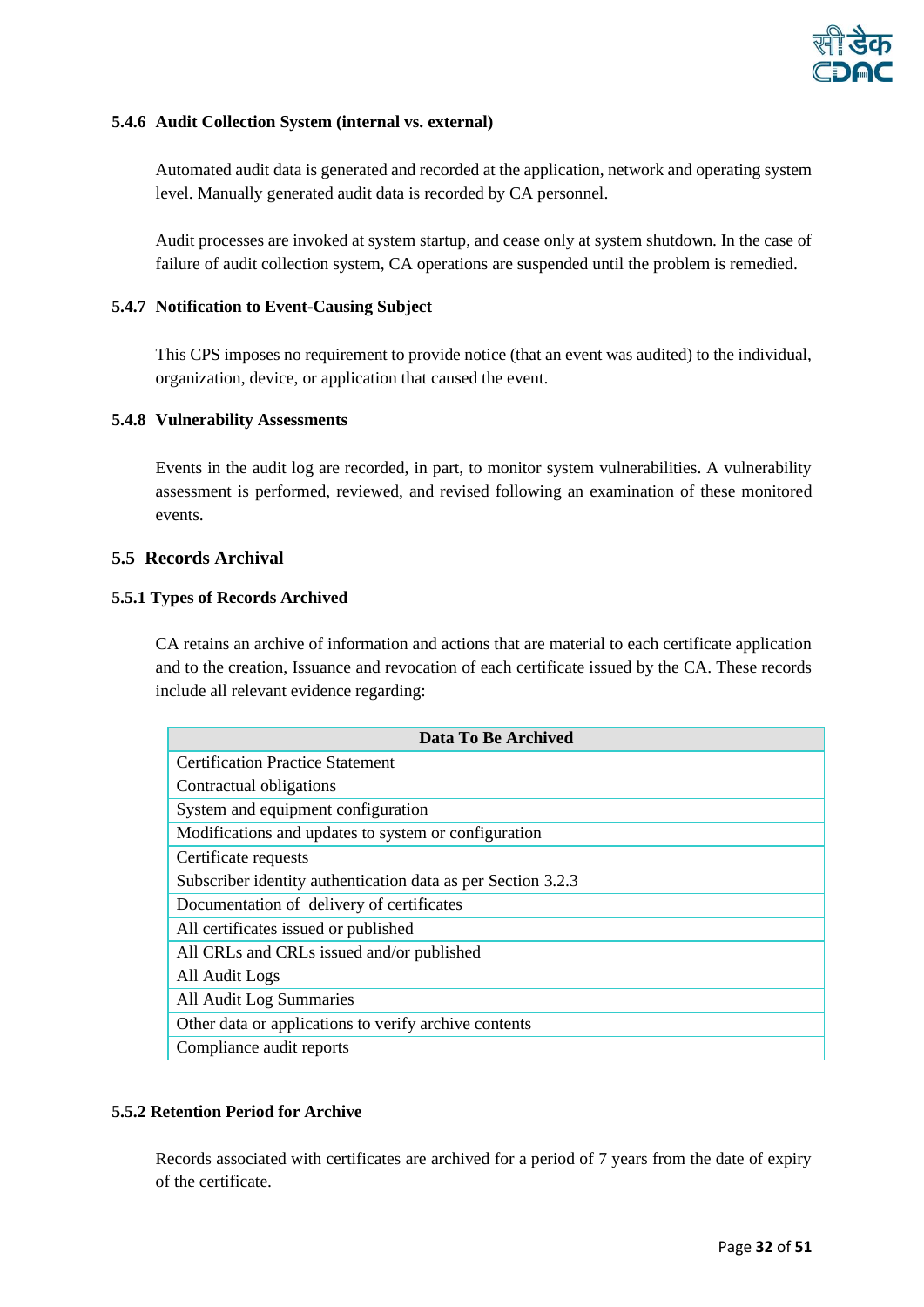#### 5.4.6 Audit Collection System (internal vs. external)

Automated audit data is generated and recorded at the application, network and operating system level. Manually generated audit data is recorded by CA personnel.

Audit processes are invoked at system startup, and cease only at system shutdown. In the case of failure of audit collection system, CA operations are suspended until the problem is remedied.

#### 5.4.7 Notification to Event-Causing Subject

This CPS imposes no requirement to provide notice (that an event was audited) to the individual, organization, device, or application that caused the event.

#### 5.4.8 Vulnerability Assessments

Events in the audit log are recorded, in part, to monitor system vulnerabilities. A vulnerability assessment is performed, reviewed, and revised following an examination of these monitored events.

### 5.5 Records Archival

#### 5.5.1 Types of Records Archived

CA retains an archive of information and actions that are material to each certificate application and to the creation, Issuance and revocation of each certificate issued by the CA. These records include all relevant evidence regarding:

| Data To Be Archived |
| --- |
| Certification Practice Statement |
| Contractual obligations |
| System and equipment configuration |
| Modifications and updates to system or configuration |
| Certificate requests |
| Subscriber identity authentication data as per Section 3.2.3 |
| Documentation of delivery of certificates |
| All certificates issued or published |
| All CRLs and CRLs issued and/or published |
| All Audit Logs |
| All Audit Log Summaries |
| Other data or applications to verify archive contents |
| Compliance audit reports |

#### 5.5.2 Retention Period for Archive

Records associated with certificates are archived for a period of 7 years from the date of expiry of the certificate.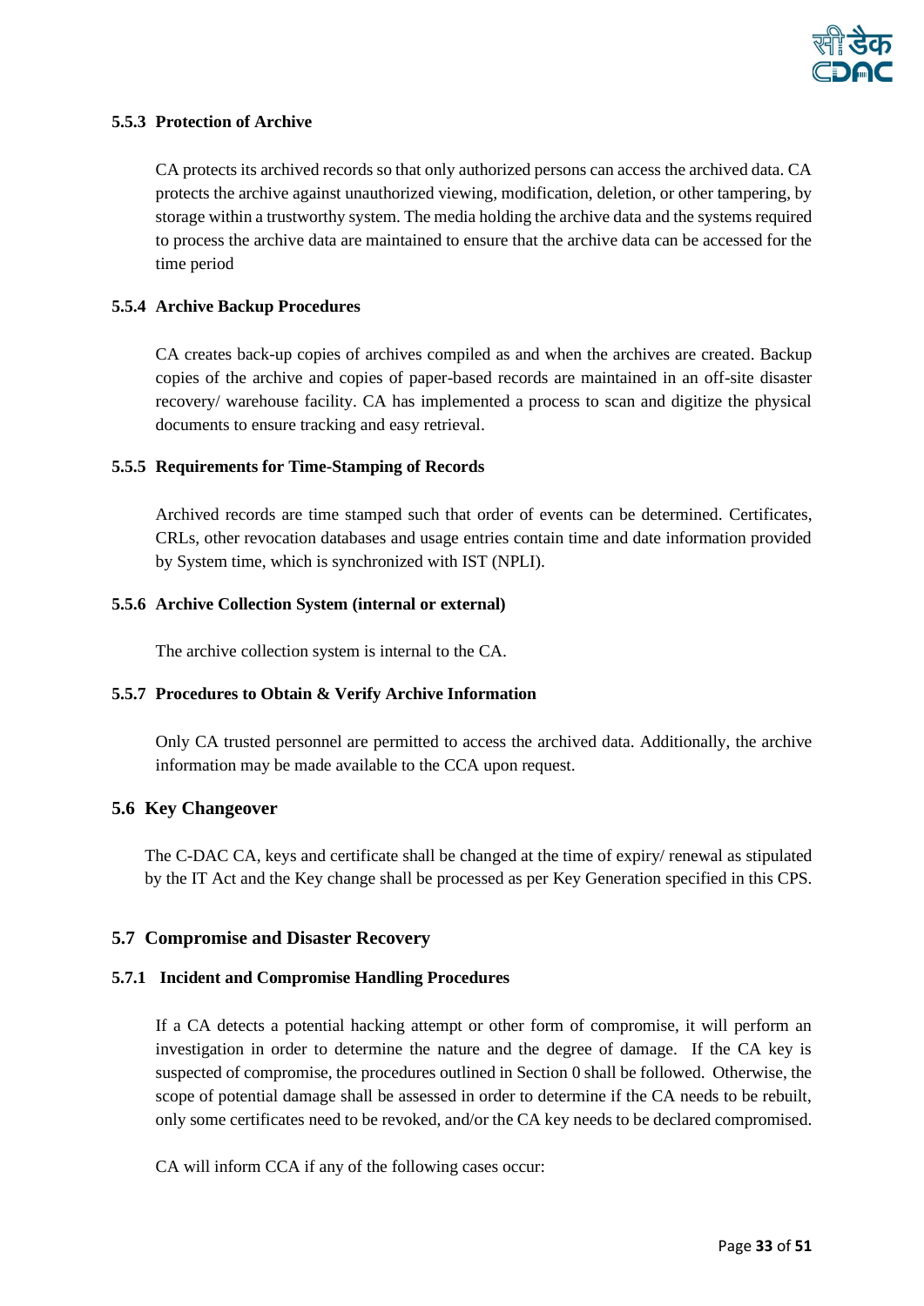### 5.5.3 Protection of Archive

CA protects its archived records so that only authorized persons can access the archived data. CA protects the archive against unauthorized viewing, modification, deletion, or other tampering, by storage within a trustworthy system. The media holding the archive data and the systems required to process the archive data are maintained to ensure that the archive data can be accessed for the time period

### 5.5.4 Archive Backup Procedures

CA creates back-up copies of archives compiled as and when the archives are created. Backup copies of the archive and copies of paper-based records are maintained in an off-site disaster recovery/ warehouse facility. CA has implemented a process to scan and digitize the physical documents to ensure tracking and easy retrieval.

### 5.5.5 Requirements for Time-Stamping of Records

Archived records are time stamped such that order of events can be determined. Certificates, CRLs, other revocation databases and usage entries contain time and date information provided by System time, which is synchronized with IST (NPLI).

### 5.5.6 Archive Collection System (internal or external)

The archive collection system is internal to the CA.

### 5.5.7 Procedures to Obtain & Verify Archive Information

Only CA trusted personnel are permitted to access the archived data. Additionally, the archive information may be made available to the CCA upon request.

## 5.6 Key Changeover

The C-DAC CA, keys and certificate shall be changed at the time of expiry/ renewal as stipulated by the IT Act and the Key change shall be processed as per Key Generation specified in this CPS.

## 5.7 Compromise and Disaster Recovery

### 5.7.1 Incident and Compromise Handling Procedures

If a CA detects a potential hacking attempt or other form of compromise, it will perform an investigation in order to determine the nature and the degree of damage. If the CA key is suspected of compromise, the procedures outlined in Section 0 shall be followed. Otherwise, the scope of potential damage shall be assessed in order to determine if the CA needs to be rebuilt, only some certificates need to be revoked, and/or the CA key needs to be declared compromised.

CA will inform CCA if any of the following cases occur: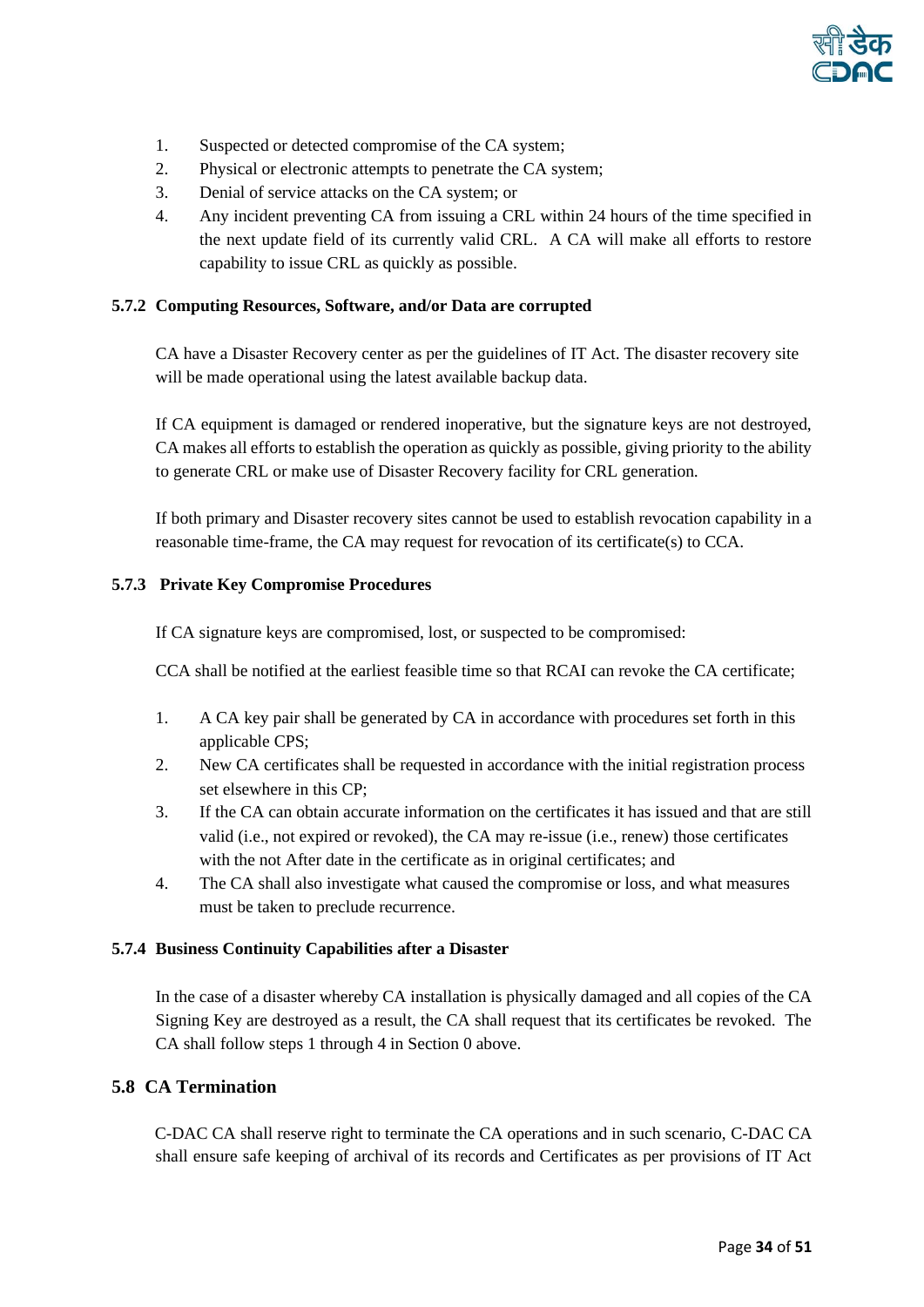1. Suspected or detected compromise of the CA system;
2. Physical or electronic attempts to penetrate the CA system;
3. Denial of service attacks on the CA system; or
4. Any incident preventing CA from issuing a CRL within 24 hours of the time specified in the next update field of its currently valid CRL. A CA will make all efforts to restore capability to issue CRL as quickly as possible.

### 5.7.2 Computing Resources, Software, and/or Data are corrupted

CA have a Disaster Recovery center as per the guidelines of IT Act. The disaster recovery site will be made operational using the latest available backup data.

If CA equipment is damaged or rendered inoperative, but the signature keys are not destroyed, CA makes all efforts to establish the operation as quickly as possible, giving priority to the ability to generate CRL or make use of Disaster Recovery facility for CRL generation.

If both primary and Disaster recovery sites cannot be used to establish revocation capability in a reasonable time-frame, the CA may request for revocation of its certificate(s) to CCA.

### 5.7.3 Private Key Compromise Procedures

If CA signature keys are compromised, lost, or suspected to be compromised:

CCA shall be notified at the earliest feasible time so that RCAI can revoke the CA certificate;

1. A CA key pair shall be generated by CA in accordance with procedures set forth in this applicable CPS;
2. New CA certificates shall be requested in accordance with the initial registration process set elsewhere in this CP;
3. If the CA can obtain accurate information on the certificates it has issued and that are still valid (i.e., not expired or revoked), the CA may re-issue (i.e., renew) those certificates with the not After date in the certificate as in original certificates; and
4. The CA shall also investigate what caused the compromise or loss, and what measures must be taken to preclude recurrence.

### 5.7.4 Business Continuity Capabilities after a Disaster

In the case of a disaster whereby CA installation is physically damaged and all copies of the CA Signing Key are destroyed as a result, the CA shall request that its certificates be revoked. The CA shall follow steps 1 through 4 in Section 0 above.

## 5.8 CA Termination

C-DAC CA shall reserve right to terminate the CA operations and in such scenario, C-DAC CA shall ensure safe keeping of archival of its records and Certificates as per provisions of IT Act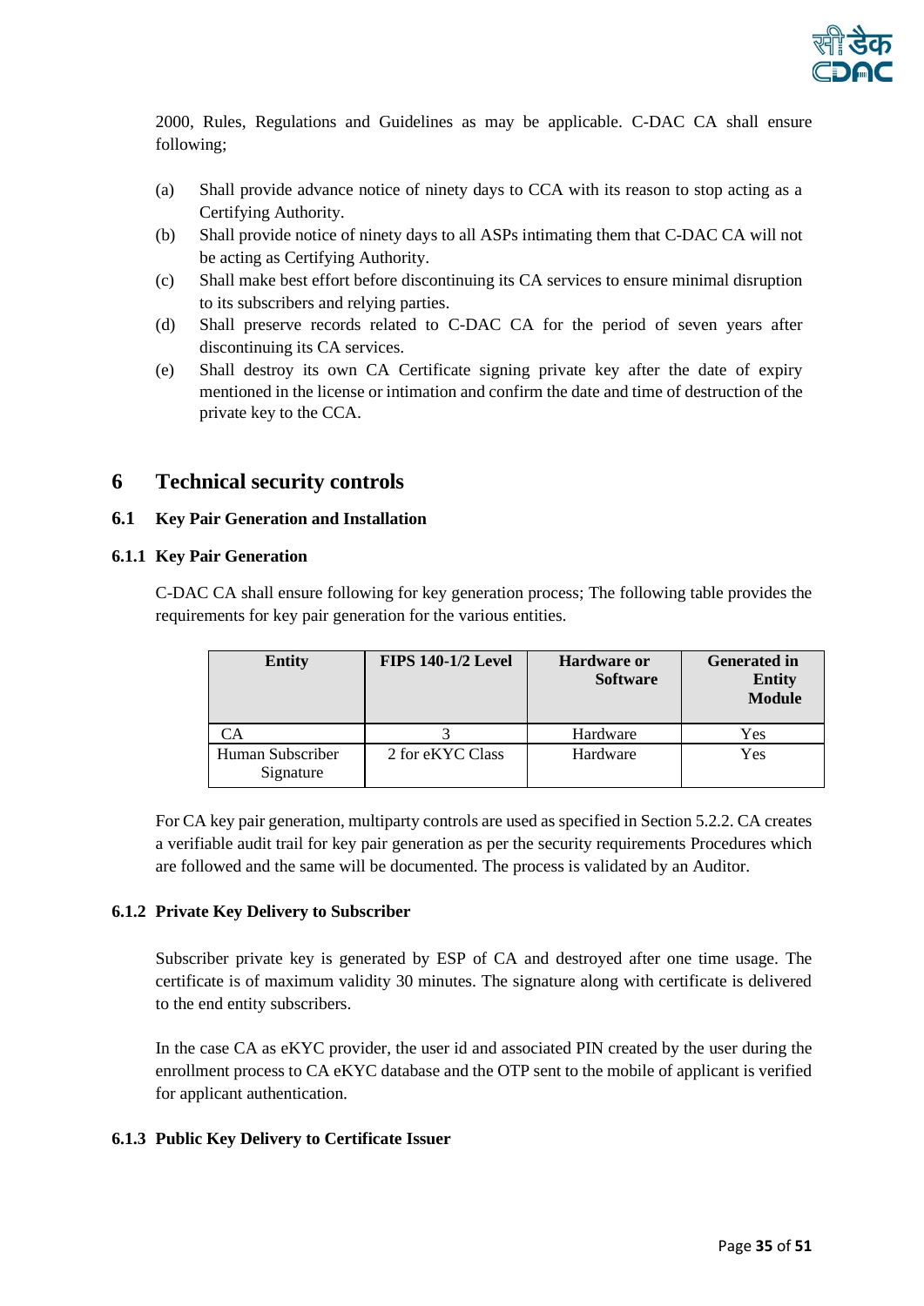2000, Rules, Regulations and Guidelines as may be applicable. C-DAC CA shall ensure following;

(a) Shall provide advance notice of ninety days to CCA with its reason to stop acting as a Certifying Authority.

(b) Shall provide notice of ninety days to all ASPs intimating them that C-DAC CA will not be acting as Certifying Authority.

(c) Shall make best effort before discontinuing its CA services to ensure minimal disruption to its subscribers and relying parties.

(d) Shall preserve records related to C-DAC CA for the period of seven years after discontinuing its CA services.

(e) Shall destroy its own CA Certificate signing private key after the date of expiry mentioned in the license or intimation and confirm the date and time of destruction of the private key to the CCA.

# 6 Technical security controls

## 6.1 Key Pair Generation and Installation

### 6.1.1 Key Pair Generation

C-DAC CA shall ensure following for key generation process; The following table provides the requirements for key pair generation for the various entities.

| Entity | FIPS 140-1/2 Level | Hardware or Software | Generated in Entity Module |
|---|---|---|---|
| CA | 3 | Hardware | Yes |
| Human Subscriber Signature | 2 for eKYC Class | Hardware | Yes |

For CA key pair generation, multiparty controls are used as specified in Section 5.2.2. CA creates a verifiable audit trail for key pair generation as per the security requirements Procedures which are followed and the same will be documented. The process is validated by an Auditor.

### 6.1.2 Private Key Delivery to Subscriber

Subscriber private key is generated by ESP of CA and destroyed after one time usage. The certificate is of maximum validity 30 minutes. The signature along with certificate is delivered to the end entity subscribers.

In the case CA as eKYC provider, the user id and associated PIN created by the user during the enrollment process to CA eKYC database and the OTP sent to the mobile of applicant is verified for applicant authentication.

### 6.1.3 Public Key Delivery to Certificate Issuer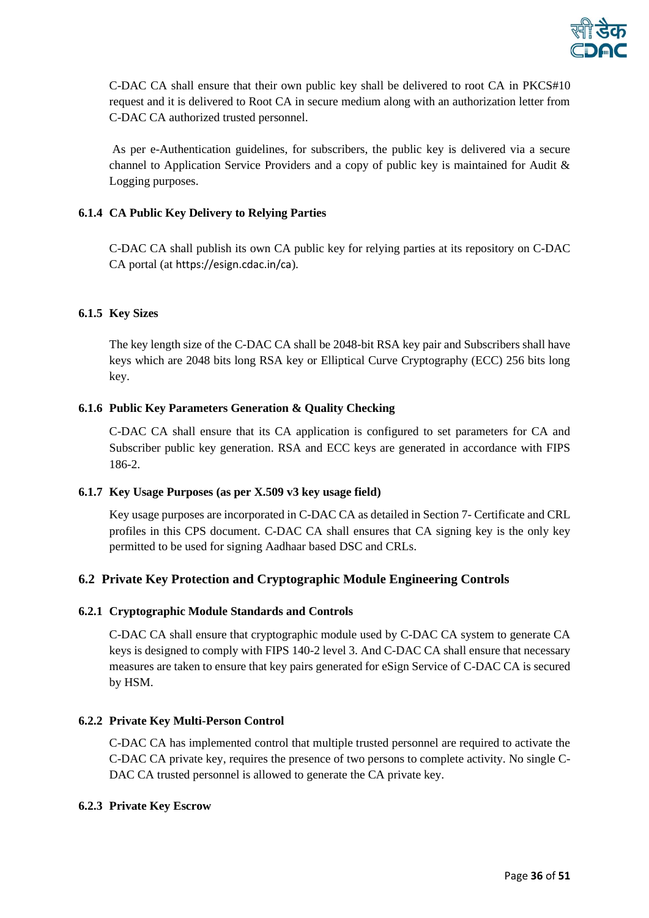C-DAC CA shall ensure that their own public key shall be delivered to root CA in PKCS#10 request and it is delivered to Root CA in secure medium along with an authorization letter from C-DAC CA authorized trusted personnel.

As per e-Authentication guidelines, for subscribers, the public key is delivered via a secure channel to Application Service Providers and a copy of public key is maintained for Audit & Logging purposes.

### 6.1.4 CA Public Key Delivery to Relying Parties

C-DAC CA shall publish its own CA public key for relying parties at its repository on C-DAC CA portal (at https://esign.cdac.in/ca).

### 6.1.5 Key Sizes

The key length size of the C-DAC CA shall be 2048-bit RSA key pair and Subscribers shall have keys which are 2048 bits long RSA key or Elliptical Curve Cryptography (ECC) 256 bits long key.

### 6.1.6 Public Key Parameters Generation & Quality Checking

C-DAC CA shall ensure that its CA application is configured to set parameters for CA and Subscriber public key generation. RSA and ECC keys are generated in accordance with FIPS 186-2.

### 6.1.7 Key Usage Purposes (as per X.509 v3 key usage field)

Key usage purposes are incorporated in C-DAC CA as detailed in Section 7- Certificate and CRL profiles in this CPS document. C-DAC CA shall ensures that CA signing key is the only key permitted to be used for signing Aadhaar based DSC and CRLs.

## 6.2 Private Key Protection and Cryptographic Module Engineering Controls

### 6.2.1 Cryptographic Module Standards and Controls

C-DAC CA shall ensure that cryptographic module used by C-DAC CA system to generate CA keys is designed to comply with FIPS 140-2 level 3. And C-DAC CA shall ensure that necessary measures are taken to ensure that key pairs generated for eSign Service of C-DAC CA is secured by HSM.

### 6.2.2 Private Key Multi-Person Control

C-DAC CA has implemented control that multiple trusted personnel are required to activate the C-DAC CA private key, requires the presence of two persons to complete activity. No single C-DAC CA trusted personnel is allowed to generate the CA private key.

### 6.2.3 Private Key Escrow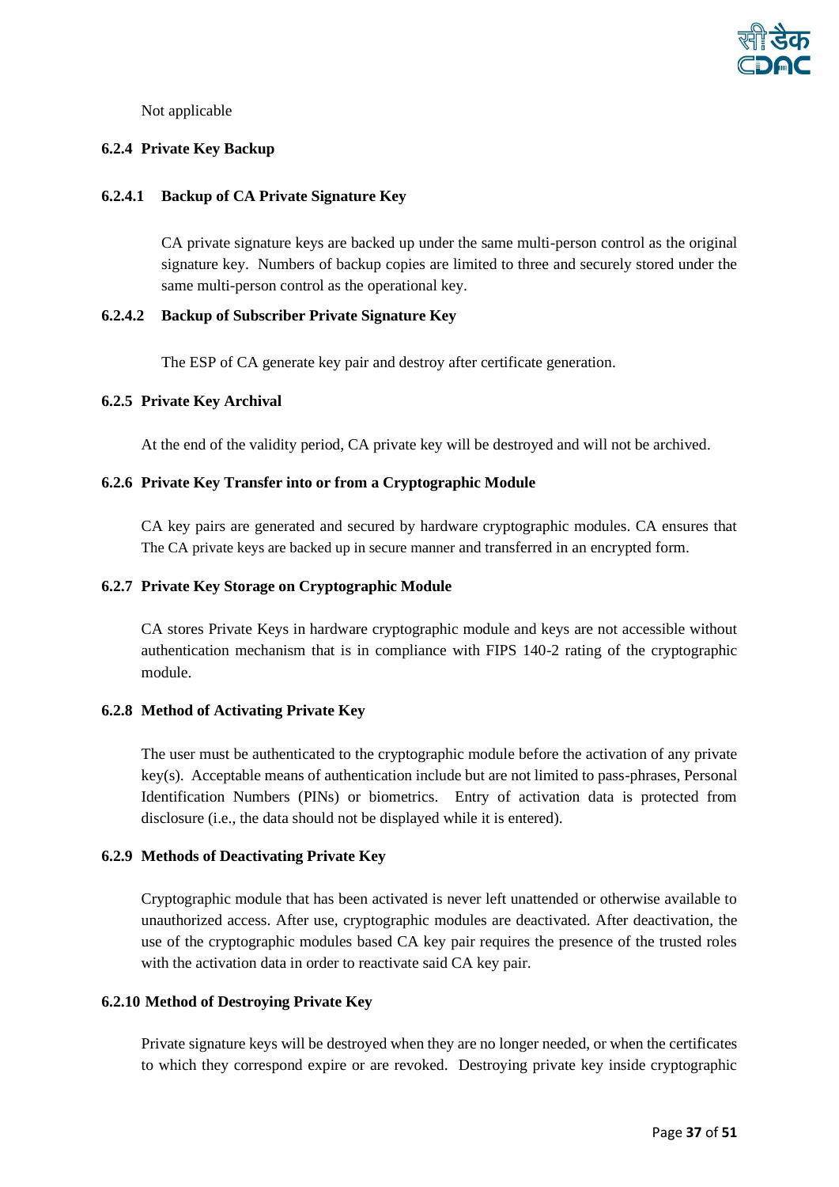Not applicable

### 6.2.4 Private Key Backup

#### 6.2.4.1 Backup of CA Private Signature Key

CA private signature keys are backed up under the same multi-person control as the original signature key. Numbers of backup copies are limited to three and securely stored under the same multi-person control as the operational key.

#### 6.2.4.2 Backup of Subscriber Private Signature Key

The ESP of CA generate key pair and destroy after certificate generation.

### 6.2.5 Private Key Archival

At the end of the validity period, CA private key will be destroyed and will not be archived.

### 6.2.6 Private Key Transfer into or from a Cryptographic Module

CA key pairs are generated and secured by hardware cryptographic modules. CA ensures that The CA private keys are backed up in secure manner and transferred in an encrypted form.

### 6.2.7 Private Key Storage on Cryptographic Module

CA stores Private Keys in hardware cryptographic module and keys are not accessible without authentication mechanism that is in compliance with FIPS 140-2 rating of the cryptographic module.

### 6.2.8 Method of Activating Private Key

The user must be authenticated to the cryptographic module before the activation of any private key(s). Acceptable means of authentication include but are not limited to pass-phrases, Personal Identification Numbers (PINs) or biometrics. Entry of activation data is protected from disclosure (i.e., the data should not be displayed while it is entered).

### 6.2.9 Methods of Deactivating Private Key

Cryptographic module that has been activated is never left unattended or otherwise available to unauthorized access. After use, cryptographic modules are deactivated. After deactivation, the use of the cryptographic modules based CA key pair requires the presence of the trusted roles with the activation data in order to reactivate said CA key pair.

### 6.2.10 Method of Destroying Private Key

Private signature keys will be destroyed when they are no longer needed, or when the certificates to which they correspond expire or are revoked. Destroying private key inside cryptographic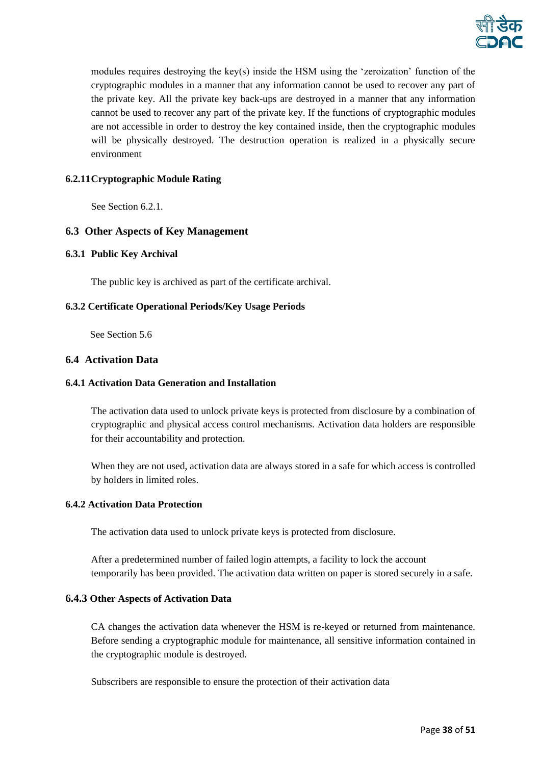modules requires destroying the key(s) inside the HSM using the 'zeroization' function of the cryptographic modules in a manner that any information cannot be used to recover any part of the private key. All the private key back-ups are destroyed in a manner that any information cannot be used to recover any part of the private key. If the functions of cryptographic modules are not accessible in order to destroy the key contained inside, then the cryptographic modules will be physically destroyed. The destruction operation is realized in a physically secure environment

#### 6.2.11 Cryptographic Module Rating

See Section 6.2.1.

### 6.3 Other Aspects of Key Management

#### 6.3.1 Public Key Archival

The public key is archived as part of the certificate archival.

#### 6.3.2 Certificate Operational Periods/Key Usage Periods

See Section 5.6

### 6.4 Activation Data

#### 6.4.1 Activation Data Generation and Installation

The activation data used to unlock private keys is protected from disclosure by a combination of cryptographic and physical access control mechanisms. Activation data holders are responsible for their accountability and protection.

When they are not used, activation data are always stored in a safe for which access is controlled by holders in limited roles.

#### 6.4.2 Activation Data Protection

The activation data used to unlock private keys is protected from disclosure.

After a predetermined number of failed login attempts, a facility to lock the account temporarily has been provided. The activation data written on paper is stored securely in a safe.

#### 6.4.3 Other Aspects of Activation Data

CA changes the activation data whenever the HSM is re-keyed or returned from maintenance. Before sending a cryptographic module for maintenance, all sensitive information contained in the cryptographic module is destroyed.

Subscribers are responsible to ensure the protection of their activation data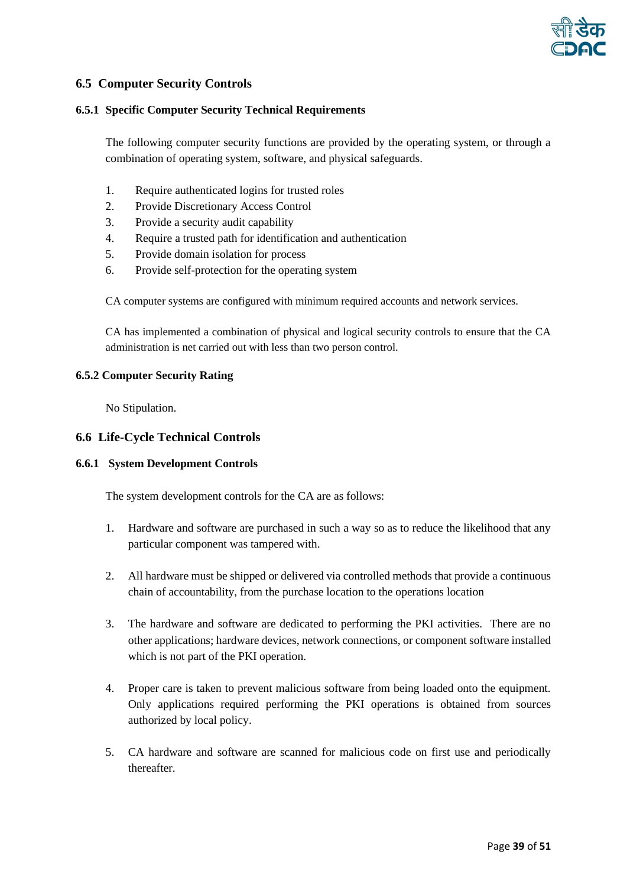## 6.5 Computer Security Controls

### 6.5.1 Specific Computer Security Technical Requirements

The following computer security functions are provided by the operating system, or through a combination of operating system, software, and physical safeguards.

1. Require authenticated logins for trusted roles
2. Provide Discretionary Access Control
3. Provide a security audit capability
4. Require a trusted path for identification and authentication
5. Provide domain isolation for process
6. Provide self-protection for the operating system

CA computer systems are configured with minimum required accounts and network services.

CA has implemented a combination of physical and logical security controls to ensure that the CA administration is net carried out with less than two person control.

### 6.5.2 Computer Security Rating

No Stipulation.

## 6.6 Life-Cycle Technical Controls

### 6.6.1 System Development Controls

The system development controls for the CA are as follows:

1. Hardware and software are purchased in such a way so as to reduce the likelihood that any particular component was tampered with.

2. All hardware must be shipped or delivered via controlled methods that provide a continuous chain of accountability, from the purchase location to the operations location

3. The hardware and software are dedicated to performing the PKI activities. There are no other applications; hardware devices, network connections, or component software installed which is not part of the PKI operation.

4. Proper care is taken to prevent malicious software from being loaded onto the equipment. Only applications required performing the PKI operations is obtained from sources authorized by local policy.

5. CA hardware and software are scanned for malicious code on first use and periodically thereafter.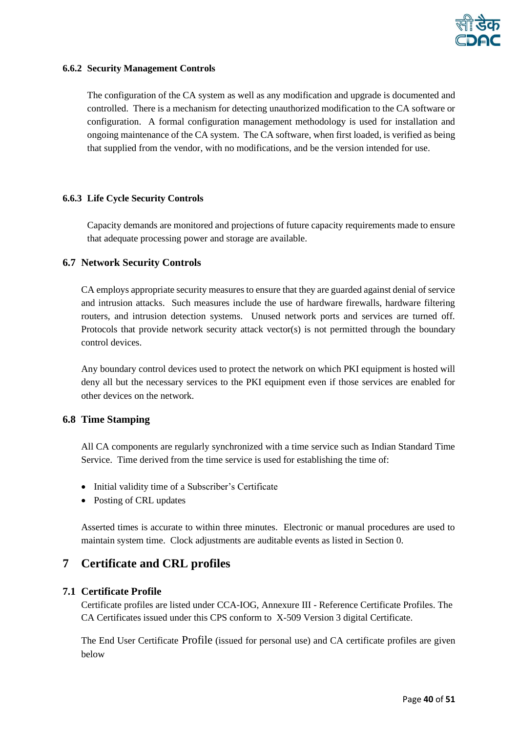#### 6.6.2 Security Management Controls

The configuration of the CA system as well as any modification and upgrade is documented and controlled. There is a mechanism for detecting unauthorized modification to the CA software or configuration. A formal configuration management methodology is used for installation and ongoing maintenance of the CA system. The CA software, when first loaded, is verified as being that supplied from the vendor, with no modifications, and be the version intended for use.

#### 6.6.3 Life Cycle Security Controls

Capacity demands are monitored and projections of future capacity requirements made to ensure that adequate processing power and storage are available.

### 6.7 Network Security Controls

CA employs appropriate security measures to ensure that they are guarded against denial of service and intrusion attacks. Such measures include the use of hardware firewalls, hardware filtering routers, and intrusion detection systems. Unused network ports and services are turned off. Protocols that provide network security attack vector(s) is not permitted through the boundary control devices.

Any boundary control devices used to protect the network on which PKI equipment is hosted will deny all but the necessary services to the PKI equipment even if those services are enabled for other devices on the network.

### 6.8 Time Stamping

All CA components are regularly synchronized with a time service such as Indian Standard Time Service. Time derived from the time service is used for establishing the time of:

- Initial validity time of a Subscriber's Certificate
- Posting of CRL updates

Asserted times is accurate to within three minutes. Electronic or manual procedures are used to maintain system time. Clock adjustments are auditable events as listed in Section 0.

## 7 Certificate and CRL profiles

### 7.1 Certificate Profile

Certificate profiles are listed under CCA-IOG, Annexure III - Reference Certificate Profiles. The CA Certificates issued under this CPS conform to X-509 Version 3 digital Certificate.

The End User Certificate Profile (issued for personal use) and CA certificate profiles are given below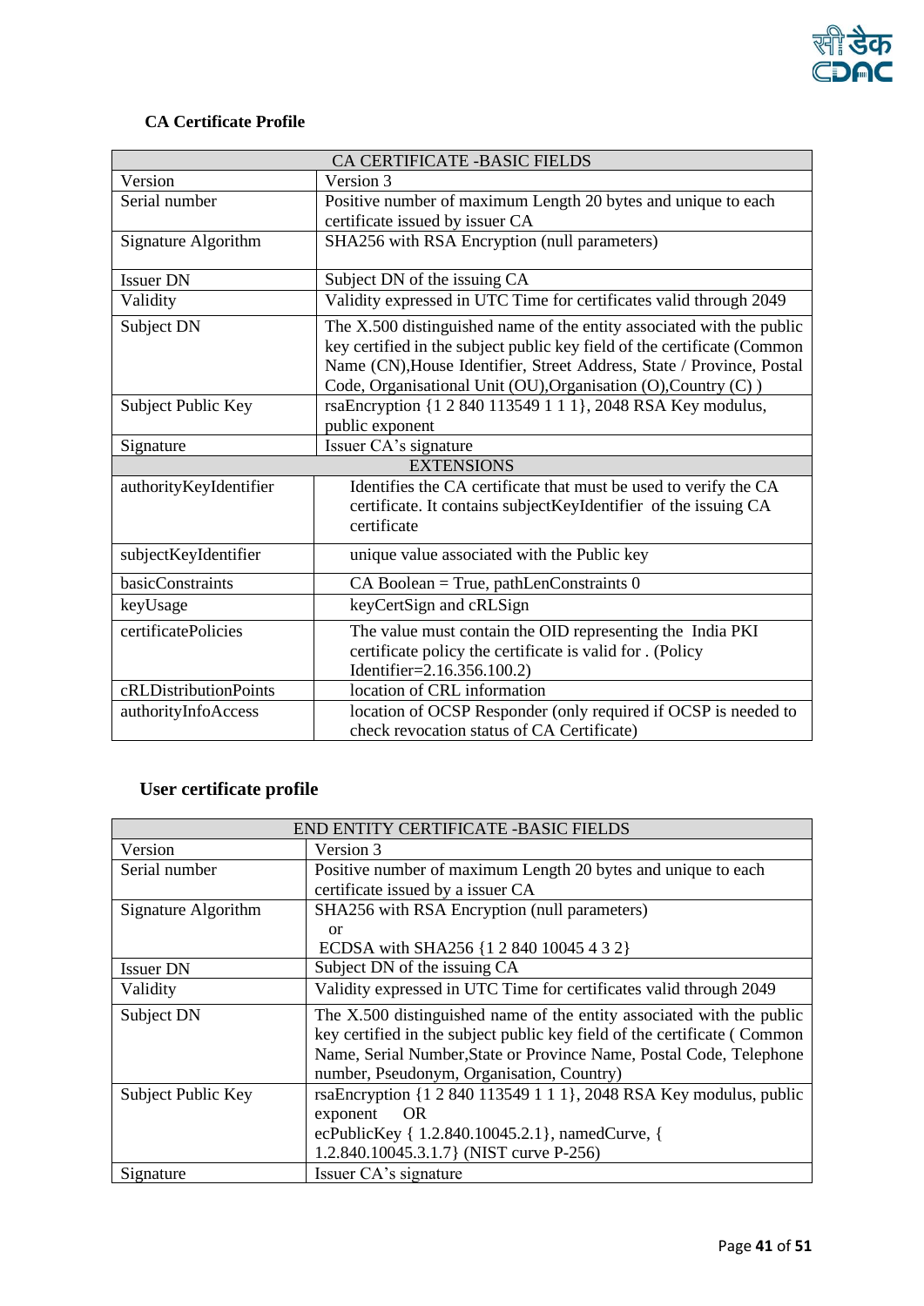### CA Certificate Profile

| CA CERTIFICATE -BASIC FIELDS | |
|---|---|
| Version | Version 3 |
| Serial number | Positive number of maximum Length 20 bytes and unique to each certificate issued by issuer CA |
| Signature Algorithm | SHA256 with RSA Encryption (null parameters) |
| Issuer DN | Subject DN of the issuing CA |
| Validity | Validity expressed in UTC Time for certificates valid through 2049 |
| Subject DN | The X.500 distinguished name of the entity associated with the public key certified in the subject public key field of the certificate (Common Name (CN),House Identifier, Street Address, State / Province, Postal Code, Organisational Unit (OU),Organisation (O),Country (C) ) |
| Subject Public Key | rsaEncryption {1 2 840 113549 1 1 1}, 2048 RSA Key modulus, public exponent |
| Signature | Issuer CA's signature |
| **EXTENSIONS** | |
| authorityKeyIdentifier | Identifies the CA certificate that must be used to verify the CA certificate. It contains subjectKeyIdentifier of the issuing CA certificate |
| subjectKeyIdentifier | unique value associated with the Public key |
| basicConstraints | CA Boolean = True, pathLenConstraints 0 |
| keyUsage | keyCertSign and cRLSign |
| certificatePolicies | The value must contain the OID representing the India PKI certificate policy the certificate is valid for . (Policy Identifier=2.16.356.100.2) |
| cRLDistributionPoints | location of CRL information |
| authorityInfoAccess | location of OCSP Responder (only required if OCSP is needed to check revocation status of CA Certificate) |

### User certificate profile

| END ENTITY CERTIFICATE -BASIC FIELDS | |
|---|---|
| Version | Version 3 |
| Serial number | Positive number of maximum Length 20 bytes and unique to each certificate issued by a issuer CA |
| Signature Algorithm | SHA256 with RSA Encryption (null parameters) or ECDSA with SHA256 {1 2 840 10045 4 3 2} |
| Issuer DN | Subject DN of the issuing CA |
| Validity | Validity expressed in UTC Time for certificates valid through 2049 |
| Subject DN | The X.500 distinguished name of the entity associated with the public key certified in the subject public key field of the certificate ( Common Name, Serial Number,State or Province Name, Postal Code, Telephone number, Pseudonym, Organisation, Country) |
| Subject Public Key | rsaEncryption {1 2 840 113549 1 1 1}, 2048 RSA Key modulus, public exponent OR ecPublicKey { 1.2.840.10045.2.1}, namedCurve, { 1.2.840.10045.3.1.7} (NIST curve P-256) |
| Signature | Issuer CA's signature |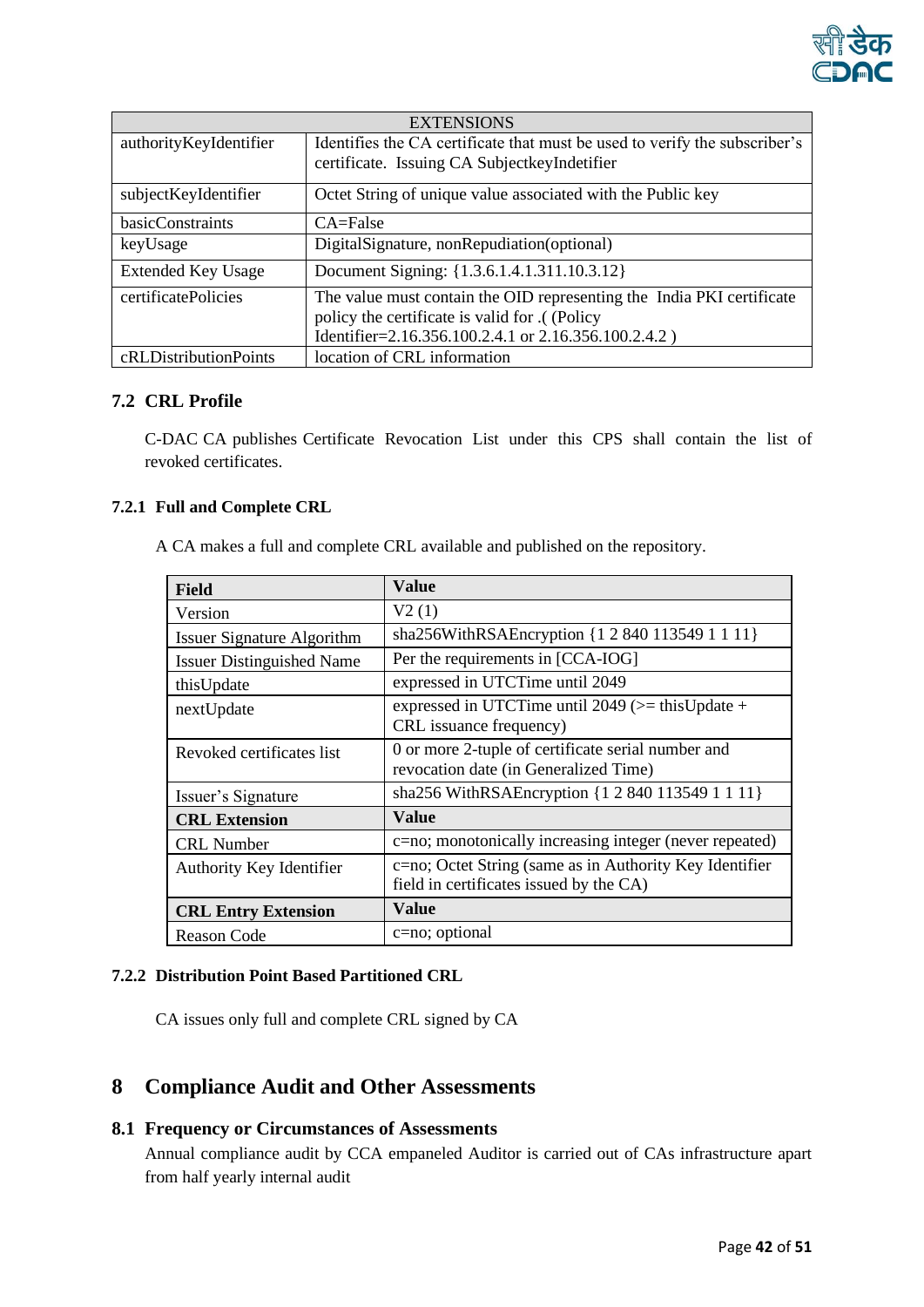| EXTENSIONS | |
|---|---|
| authorityKeyIdentifier | Identifies the CA certificate that must be used to verify the subscriber's certificate. Issuing CA SubjectkeyIndetifier |
| subjectKeyIdentifier | Octet String of unique value associated with the Public key |
| basicConstraints | CA=False |
| keyUsage | DigitalSignature, nonRepudiation(optional) |
| Extended Key Usage | Document Signing: {1.3.6.1.4.1.311.10.3.12} |
| certificatePolicies | The value must contain the OID representing the India PKI certificate policy the certificate is valid for .( (Policy Identifier=2.16.356.100.2.4.1 or 2.16.356.100.2.4.2 ) |
| cRLDistributionPoints | location of CRL information |

## 7.2 CRL Profile

C-DAC CA publishes Certificate Revocation List under this CPS shall contain the list of revoked certificates.

### 7.2.1 Full and Complete CRL

A CA makes a full and complete CRL available and published on the repository.

| Field | Value |
|---|---|
| Version | V2 (1) |
| Issuer Signature Algorithm | sha256WithRSAEncryption {1 2 840 113549 1 1 11} |
| Issuer Distinguished Name | Per the requirements in [CCA-IOG] |
| thisUpdate | expressed in UTCTime until 2049 |
| nextUpdate | expressed in UTCTime until 2049 (>= thisUpdate + CRL issuance frequency) |
| Revoked certificates list | 0 or more 2-tuple of certificate serial number and revocation date (in Generalized Time) |
| Issuer's Signature | sha256 WithRSAEncryption {1 2 840 113549 1 1 11} |
| **CRL Extension** | **Value** |
| CRL Number | c=no; monotonically increasing integer (never repeated) |
| Authority Key Identifier | c=no; Octet String (same as in Authority Key Identifier field in certificates issued by the CA) |
| **CRL Entry Extension** | **Value** |
| Reason Code | c=no; optional |

### 7.2.2 Distribution Point Based Partitioned CRL

CA issues only full and complete CRL signed by CA

# 8 Compliance Audit and Other Assessments

## 8.1 Frequency or Circumstances of Assessments

Annual compliance audit by CCA empaneled Auditor is carried out of CAs infrastructure apart from half yearly internal audit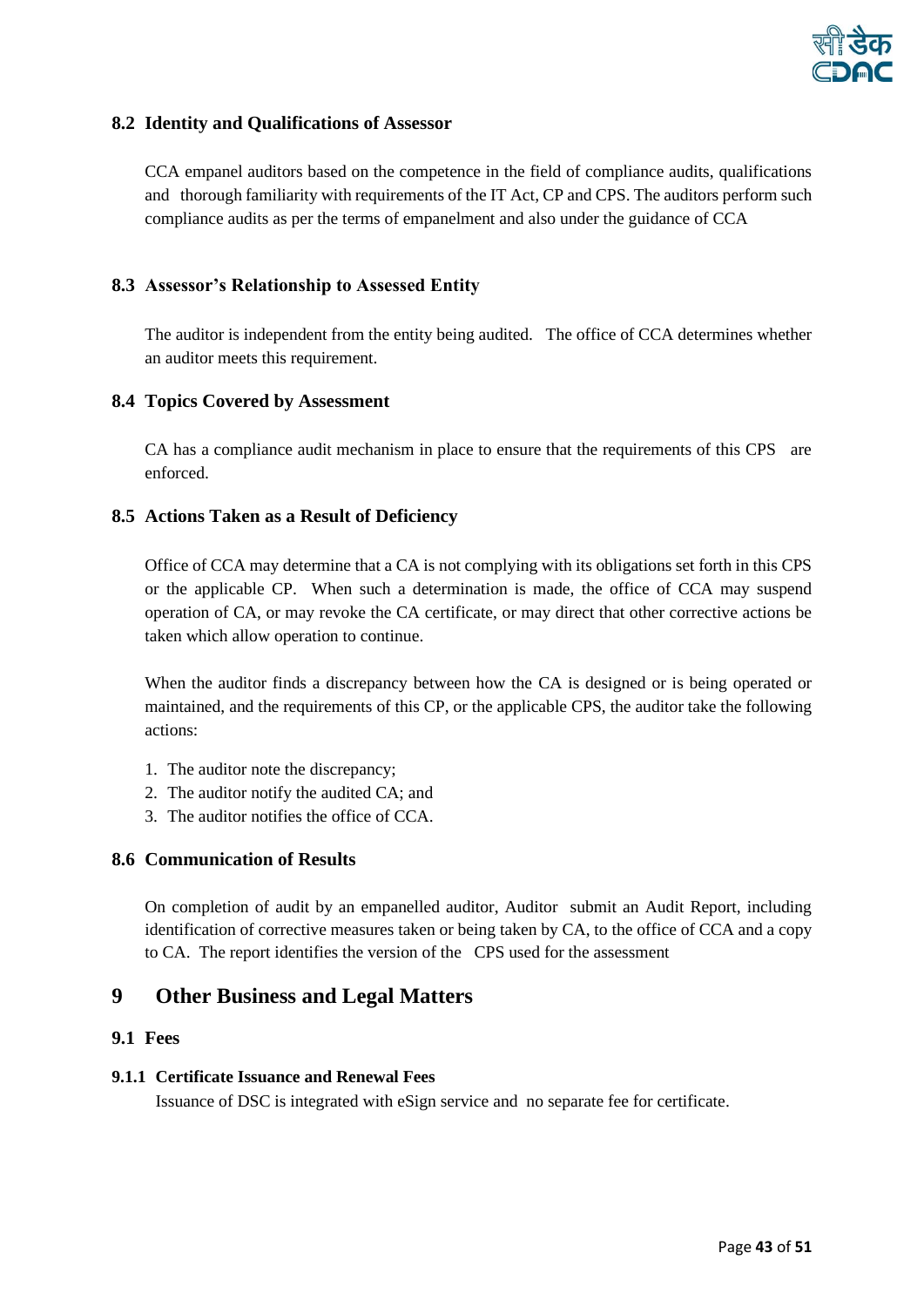### 8.2 Identity and Qualifications of Assessor

CCA empanel auditors based on the competence in the field of compliance audits, qualifications and thorough familiarity with requirements of the IT Act, CP and CPS. The auditors perform such compliance audits as per the terms of empanelment and also under the guidance of CCA

### 8.3 Assessor's Relationship to Assessed Entity

The auditor is independent from the entity being audited. The office of CCA determines whether an auditor meets this requirement.

### 8.4 Topics Covered by Assessment

CA has a compliance audit mechanism in place to ensure that the requirements of this CPS are enforced.

### 8.5 Actions Taken as a Result of Deficiency

Office of CCA may determine that a CA is not complying with its obligations set forth in this CPS or the applicable CP. When such a determination is made, the office of CCA may suspend operation of CA, or may revoke the CA certificate, or may direct that other corrective actions be taken which allow operation to continue.

When the auditor finds a discrepancy between how the CA is designed or is being operated or maintained, and the requirements of this CP, or the applicable CPS, the auditor take the following actions:

1. The auditor note the discrepancy;
2. The auditor notify the audited CA; and
3. The auditor notifies the office of CCA.

### 8.6 Communication of Results

On completion of audit by an empanelled auditor, Auditor submit an Audit Report, including identification of corrective measures taken or being taken by CA, to the office of CCA and a copy to CA. The report identifies the version of the CPS used for the assessment

## 9 Other Business and Legal Matters

### 9.1 Fees

#### 9.1.1 Certificate Issuance and Renewal Fees

Issuance of DSC is integrated with eSign service and no separate fee for certificate.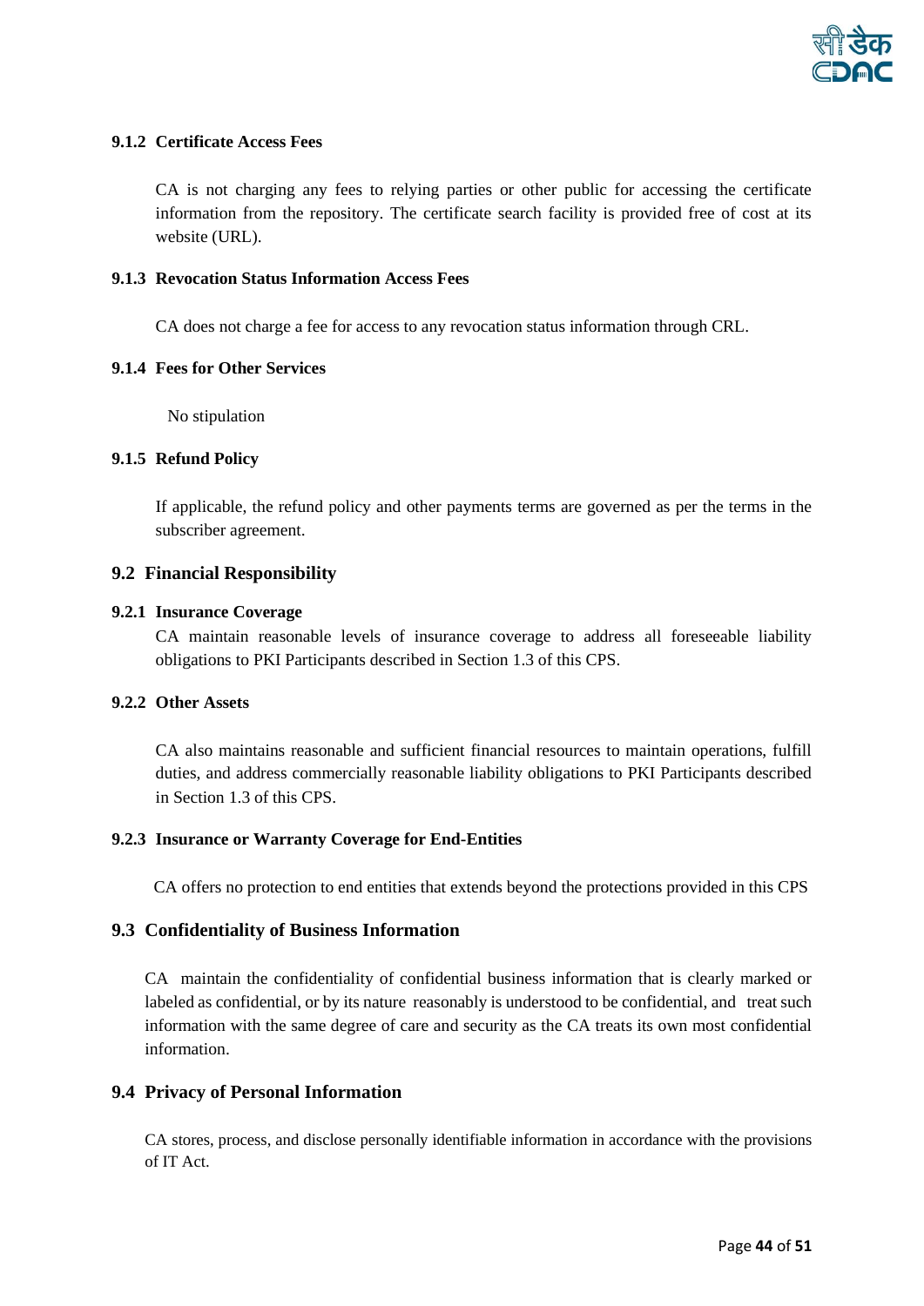#### 9.1.2 Certificate Access Fees

CA is not charging any fees to relying parties or other public for accessing the certificate information from the repository. The certificate search facility is provided free of cost at its website (URL).

#### 9.1.3 Revocation Status Information Access Fees

CA does not charge a fee for access to any revocation status information through CRL.

#### 9.1.4 Fees for Other Services

No stipulation

#### 9.1.5 Refund Policy

If applicable, the refund policy and other payments terms are governed as per the terms in the subscriber agreement.

### 9.2 Financial Responsibility

#### 9.2.1 Insurance Coverage

CA maintain reasonable levels of insurance coverage to address all foreseeable liability obligations to PKI Participants described in Section 1.3 of this CPS.

#### 9.2.2 Other Assets

CA also maintains reasonable and sufficient financial resources to maintain operations, fulfill duties, and address commercially reasonable liability obligations to PKI Participants described in Section 1.3 of this CPS.

#### 9.2.3 Insurance or Warranty Coverage for End-Entities

CA offers no protection to end entities that extends beyond the protections provided in this CPS

### 9.3 Confidentiality of Business Information

CA maintain the confidentiality of confidential business information that is clearly marked or labeled as confidential, or by its nature reasonably is understood to be confidential, and treat such information with the same degree of care and security as the CA treats its own most confidential information.

### 9.4 Privacy of Personal Information

CA stores, process, and disclose personally identifiable information in accordance with the provisions of IT Act.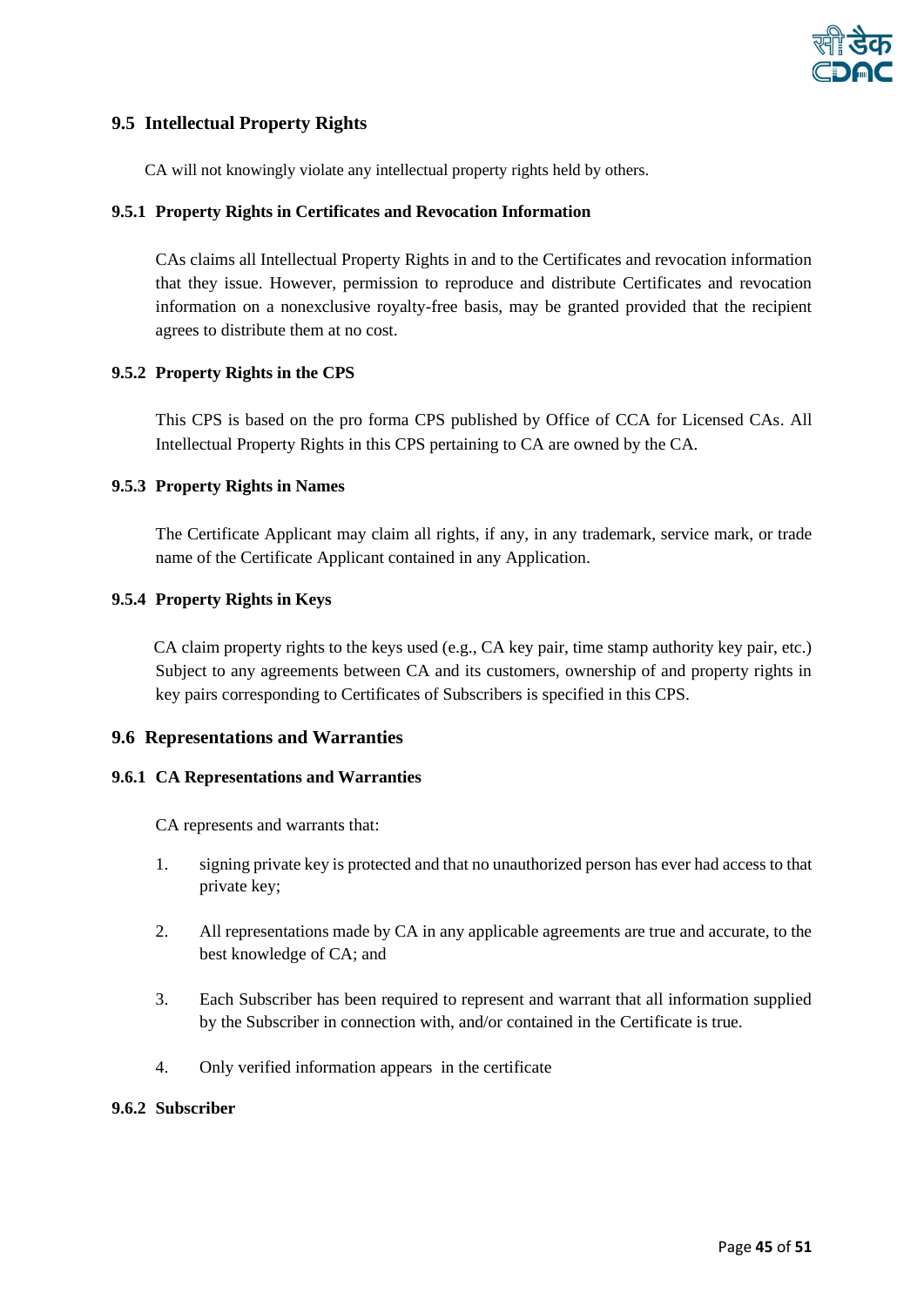## 9.5 Intellectual Property Rights

CA will not knowingly violate any intellectual property rights held by others.

### 9.5.1 Property Rights in Certificates and Revocation Information

CAs claims all Intellectual Property Rights in and to the Certificates and revocation information that they issue. However, permission to reproduce and distribute Certificates and revocation information on a nonexclusive royalty-free basis, may be granted provided that the recipient agrees to distribute them at no cost.

### 9.5.2 Property Rights in the CPS

This CPS is based on the pro forma CPS published by Office of CCA for Licensed CAs. All Intellectual Property Rights in this CPS pertaining to CA are owned by the CA.

### 9.5.3 Property Rights in Names

The Certificate Applicant may claim all rights, if any, in any trademark, service mark, or trade name of the Certificate Applicant contained in any Application.

### 9.5.4 Property Rights in Keys

CA claim property rights to the keys used (e.g., CA key pair, time stamp authority key pair, etc.) Subject to any agreements between CA and its customers, ownership of and property rights in key pairs corresponding to Certificates of Subscribers is specified in this CPS.

## 9.6 Representations and Warranties

### 9.6.1 CA Representations and Warranties

CA represents and warrants that:

1. signing private key is protected and that no unauthorized person has ever had access to that private key;

2. All representations made by CA in any applicable agreements are true and accurate, to the best knowledge of CA; and

3. Each Subscriber has been required to represent and warrant that all information supplied by the Subscriber in connection with, and/or contained in the Certificate is true.

4. Only verified information appears in the certificate

### 9.6.2 Subscriber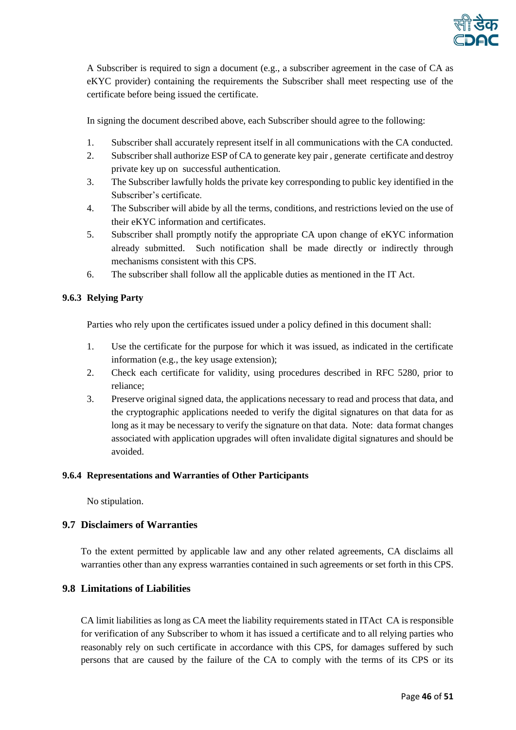A Subscriber is required to sign a document (e.g., a subscriber agreement in the case of CA as eKYC provider) containing the requirements the Subscriber shall meet respecting use of the certificate before being issued the certificate.

In signing the document described above, each Subscriber should agree to the following:

1. Subscriber shall accurately represent itself in all communications with the CA conducted.
2. Subscriber shall authorize ESP of CA to generate key pair , generate certificate and destroy private key up on successful authentication.
3. The Subscriber lawfully holds the private key corresponding to public key identified in the Subscriber's certificate.
4. The Subscriber will abide by all the terms, conditions, and restrictions levied on the use of their eKYC information and certificates.
5. Subscriber shall promptly notify the appropriate CA upon change of eKYC information already submitted. Such notification shall be made directly or indirectly through mechanisms consistent with this CPS.
6. The subscriber shall follow all the applicable duties as mentioned in the IT Act.

### 9.6.3 Relying Party

Parties who rely upon the certificates issued under a policy defined in this document shall:

1. Use the certificate for the purpose for which it was issued, as indicated in the certificate information (e.g., the key usage extension);
2. Check each certificate for validity, using procedures described in RFC 5280, prior to reliance;
3. Preserve original signed data, the applications necessary to read and process that data, and the cryptographic applications needed to verify the digital signatures on that data for as long as it may be necessary to verify the signature on that data. Note: data format changes associated with application upgrades will often invalidate digital signatures and should be avoided.

### 9.6.4 Representations and Warranties of Other Participants

No stipulation.

## 9.7 Disclaimers of Warranties

To the extent permitted by applicable law and any other related agreements, CA disclaims all warranties other than any express warranties contained in such agreements or set forth in this CPS.

## 9.8 Limitations of Liabilities

CA limit liabilities as long as CA meet the liability requirements stated in ITAct CA is responsible for verification of any Subscriber to whom it has issued a certificate and to all relying parties who reasonably rely on such certificate in accordance with this CPS, for damages suffered by such persons that are caused by the failure of the CA to comply with the terms of its CPS or its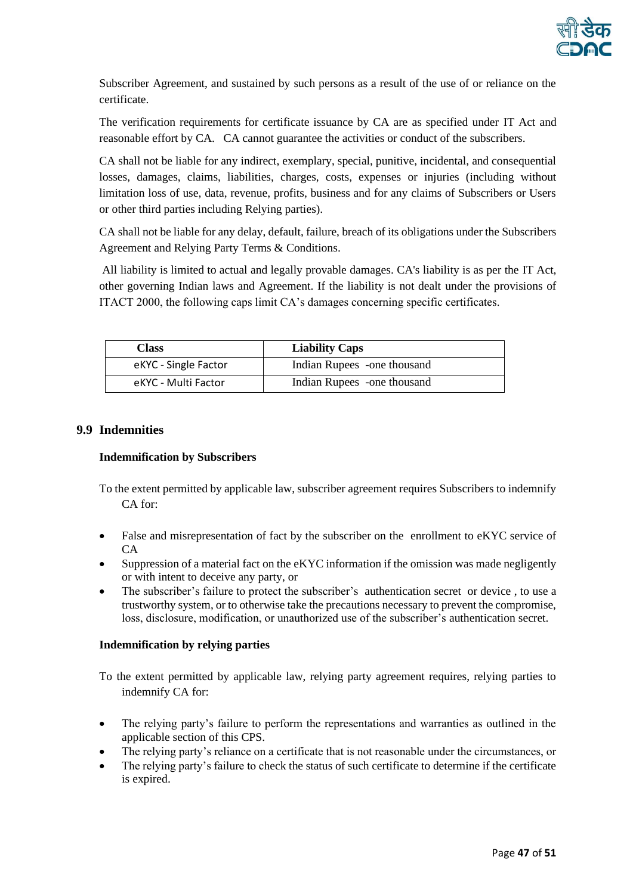Subscriber Agreement, and sustained by such persons as a result of the use of or reliance on the certificate.

The verification requirements for certificate issuance by CA are as specified under IT Act and reasonable effort by CA. CA cannot guarantee the activities or conduct of the subscribers.

CA shall not be liable for any indirect, exemplary, special, punitive, incidental, and consequential losses, damages, claims, liabilities, charges, costs, expenses or injuries (including without limitation loss of use, data, revenue, profits, business and for any claims of Subscribers or Users or other third parties including Relying parties).

CA shall not be liable for any delay, default, failure, breach of its obligations under the Subscribers Agreement and Relying Party Terms & Conditions.

All liability is limited to actual and legally provable damages. CA's liability is as per the IT Act, other governing Indian laws and Agreement. If the liability is not dealt under the provisions of ITACT 2000, the following caps limit CA's damages concerning specific certificates.

| Class | Liability Caps |
|---|---|
| eKYC - Single Factor | Indian Rupees -one thousand |
| eKYC - Multi Factor | Indian Rupees -one thousand |

## 9.9 Indemnities

**Indemnification by Subscribers**

To the extent permitted by applicable law, subscriber agreement requires Subscribers to indemnify CA for:

- False and misrepresentation of fact by the subscriber on the enrollment to eKYC service of CA
- Suppression of a material fact on the eKYC information if the omission was made negligently or with intent to deceive any party, or
- The subscriber's failure to protect the subscriber's authentication secret or device , to use a trustworthy system, or to otherwise take the precautions necessary to prevent the compromise, loss, disclosure, modification, or unauthorized use of the subscriber's authentication secret.

**Indemnification by relying parties**

To the extent permitted by applicable law, relying party agreement requires, relying parties to indemnify CA for:

- The relying party's failure to perform the representations and warranties as outlined in the applicable section of this CPS.
- The relying party's reliance on a certificate that is not reasonable under the circumstances, or
- The relying party's failure to check the status of such certificate to determine if the certificate is expired.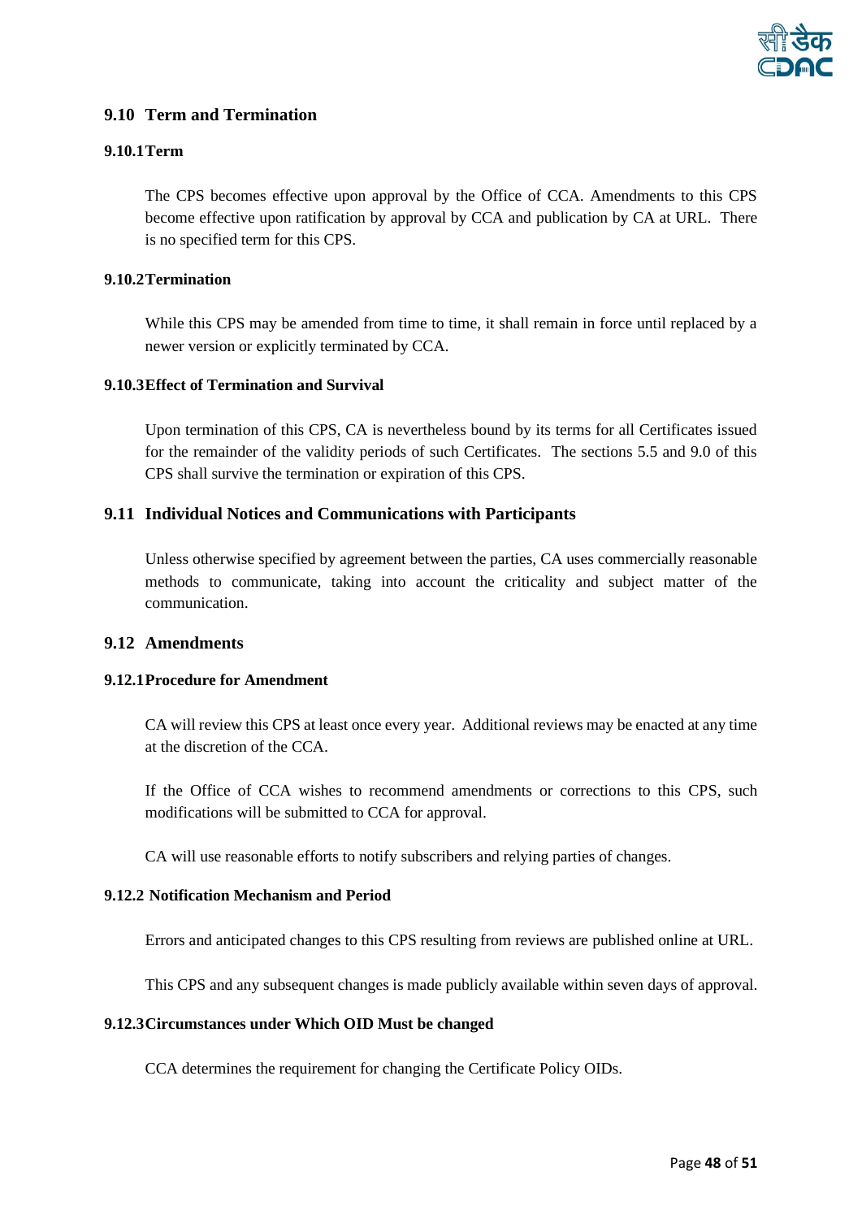## 9.10 Term and Termination

### 9.10.1 Term

The CPS becomes effective upon approval by the Office of CCA. Amendments to this CPS become effective upon ratification by approval by CCA and publication by CA at URL. There is no specified term for this CPS.

### 9.10.2 Termination

While this CPS may be amended from time to time, it shall remain in force until replaced by a newer version or explicitly terminated by CCA.

### 9.10.3 Effect of Termination and Survival

Upon termination of this CPS, CA is nevertheless bound by its terms for all Certificates issued for the remainder of the validity periods of such Certificates. The sections 5.5 and 9.0 of this CPS shall survive the termination or expiration of this CPS.

## 9.11 Individual Notices and Communications with Participants

Unless otherwise specified by agreement between the parties, CA uses commercially reasonable methods to communicate, taking into account the criticality and subject matter of the communication.

## 9.12 Amendments

### 9.12.1 Procedure for Amendment

CA will review this CPS at least once every year. Additional reviews may be enacted at any time at the discretion of the CCA.

If the Office of CCA wishes to recommend amendments or corrections to this CPS, such modifications will be submitted to CCA for approval.

CA will use reasonable efforts to notify subscribers and relying parties of changes.

### 9.12.2 Notification Mechanism and Period

Errors and anticipated changes to this CPS resulting from reviews are published online at URL.

This CPS and any subsequent changes is made publicly available within seven days of approval.

### 9.12.3 Circumstances under Which OID Must be changed

CCA determines the requirement for changing the Certificate Policy OIDs.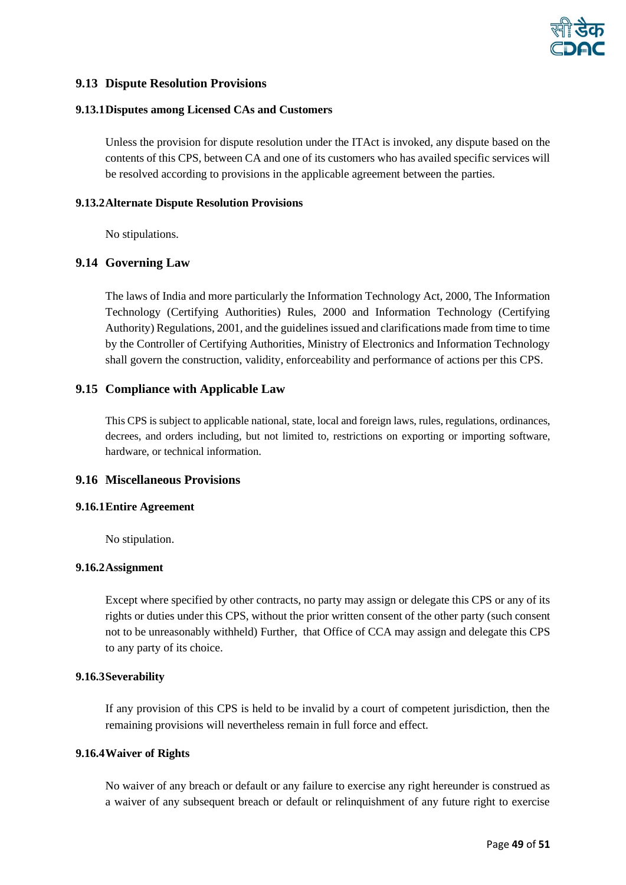## 9.13 Dispute Resolution Provisions

### 9.13.1 Disputes among Licensed CAs and Customers

Unless the provision for dispute resolution under the ITAct is invoked, any dispute based on the contents of this CPS, between CA and one of its customers who has availed specific services will be resolved according to provisions in the applicable agreement between the parties.

### 9.13.2 Alternate Dispute Resolution Provisions

No stipulations.

## 9.14 Governing Law

The laws of India and more particularly the Information Technology Act, 2000, The Information Technology (Certifying Authorities) Rules, 2000 and Information Technology (Certifying Authority) Regulations, 2001, and the guidelines issued and clarifications made from time to time by the Controller of Certifying Authorities, Ministry of Electronics and Information Technology shall govern the construction, validity, enforceability and performance of actions per this CPS.

## 9.15 Compliance with Applicable Law

This CPS is subject to applicable national, state, local and foreign laws, rules, regulations, ordinances, decrees, and orders including, but not limited to, restrictions on exporting or importing software, hardware, or technical information.

## 9.16 Miscellaneous Provisions

### 9.16.1 Entire Agreement

No stipulation.

### 9.16.2 Assignment

Except where specified by other contracts, no party may assign or delegate this CPS or any of its rights or duties under this CPS, without the prior written consent of the other party (such consent not to be unreasonably withheld) Further, that Office of CCA may assign and delegate this CPS to any party of its choice.

### 9.16.3 Severability

If any provision of this CPS is held to be invalid by a court of competent jurisdiction, then the remaining provisions will nevertheless remain in full force and effect.

### 9.16.4 Waiver of Rights

No waiver of any breach or default or any failure to exercise any right hereunder is construed as a waiver of any subsequent breach or default or relinquishment of any future right to exercise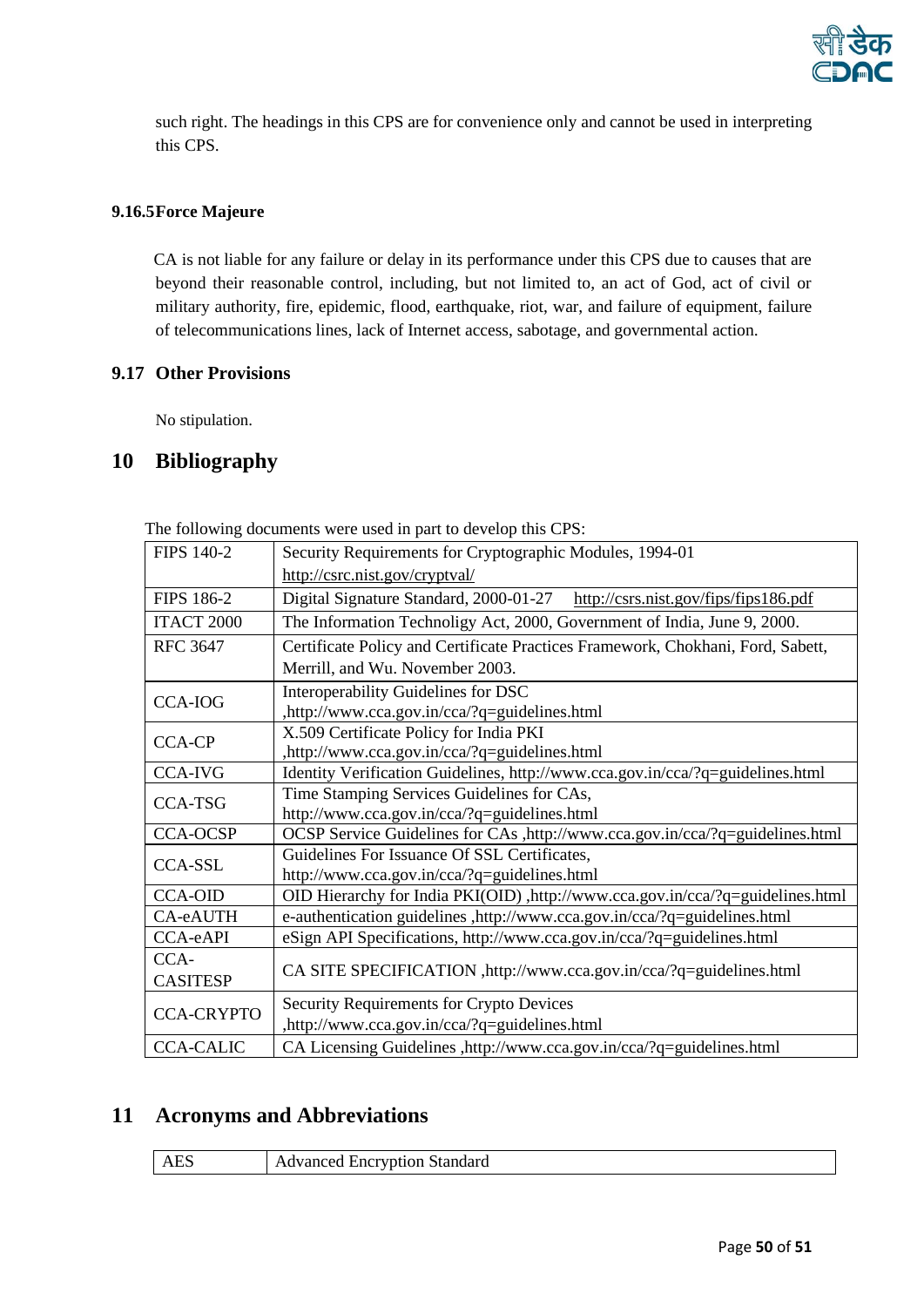such right. The headings in this CPS are for convenience only and cannot be used in interpreting this CPS.

### 9.16.5 Force Majeure

CA is not liable for any failure or delay in its performance under this CPS due to causes that are beyond their reasonable control, including, but not limited to, an act of God, act of civil or military authority, fire, epidemic, flood, earthquake, riot, war, and failure of equipment, failure of telecommunications lines, lack of Internet access, sabotage, and governmental action.

## 9.17 Other Provisions

No stipulation.

# 10 Bibliography

The following documents were used in part to develop this CPS:

| | |
|---|---|
| FIPS 140-2 | Security Requirements for Cryptographic Modules, 1994-01 http://csrc.nist.gov/cryptval/ |
| FIPS 186-2 | Digital Signature Standard, 2000-01-27 http://csrs.nist.gov/fips/fips186.pdf |
| ITACT 2000 | The Information Technoligy Act, 2000, Government of India, June 9, 2000. |
| RFC 3647 | Certificate Policy and Certificate Practices Framework, Chokhani, Ford, Sabett, Merrill, and Wu. November 2003. |
| CCA-IOG | Interoperability Guidelines for DSC ,http://www.cca.gov.in/cca/?q=guidelines.html |
| CCA-CP | X.509 Certificate Policy for India PKI ,http://www.cca.gov.in/cca/?q=guidelines.html |
| CCA-IVG | Identity Verification Guidelines, http://www.cca.gov.in/cca/?q=guidelines.html |
| CCA-TSG | Time Stamping Services Guidelines for CAs, http://www.cca.gov.in/cca/?q=guidelines.html |
| CCA-OCSP | OCSP Service Guidelines for CAs ,http://www.cca.gov.in/cca/?q=guidelines.html |
| CCA-SSL | Guidelines For Issuance Of SSL Certificates, http://www.cca.gov.in/cca/?q=guidelines.html |
| CCA-OID | OID Hierarchy for India PKI(OID) ,http://www.cca.gov.in/cca/?q=guidelines.html |
| CA-eAUTH | e-authentication guidelines ,http://www.cca.gov.in/cca/?q=guidelines.html |
| CCA-eAPI | eSign API Specifications, http://www.cca.gov.in/cca/?q=guidelines.html |
| CCA-CASITESP | CA SITE SPECIFICATION ,http://www.cca.gov.in/cca/?q=guidelines.html |
| CCA-CRYPTO | Security Requirements for Crypto Devices ,http://www.cca.gov.in/cca/?q=guidelines.html |
| CCA-CALIC | CA Licensing Guidelines ,http://www.cca.gov.in/cca/?q=guidelines.html |

# 11 Acronyms and Abbreviations

| | |
|---|---|
| AES | Advanced Encryption Standard |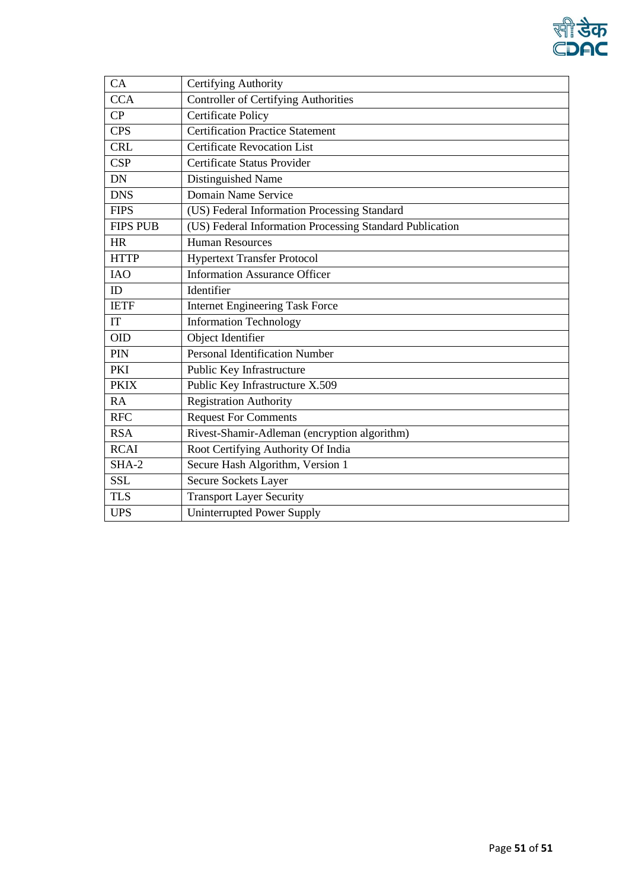| | |
|---|---|
| CA | Certifying Authority |
| CCA | Controller of Certifying Authorities |
| CP | Certificate Policy |
| CPS | Certification Practice Statement |
| CRL | Certificate Revocation List |
| CSP | Certificate Status Provider |
| DN | Distinguished Name |
| DNS | Domain Name Service |
| FIPS | (US) Federal Information Processing Standard |
| FIPS PUB | (US) Federal Information Processing Standard Publication |
| HR | Human Resources |
| HTTP | Hypertext Transfer Protocol |
| IAO | Information Assurance Officer |
| ID | Identifier |
| IETF | Internet Engineering Task Force |
| IT | Information Technology |
| OID | Object Identifier |
| PIN | Personal Identification Number |
| PKI | Public Key Infrastructure |
| PKIX | Public Key Infrastructure X.509 |
| RA | Registration Authority |
| RFC | Request For Comments |
| RSA | Rivest-Shamir-Adleman (encryption algorithm) |
| RCAI | Root Certifying Authority Of India |
| SHA-2 | Secure Hash Algorithm, Version 1 |
| SSL | Secure Sockets Layer |
| TLS | Transport Layer Security |
| UPS | Uninterrupted Power Supply |